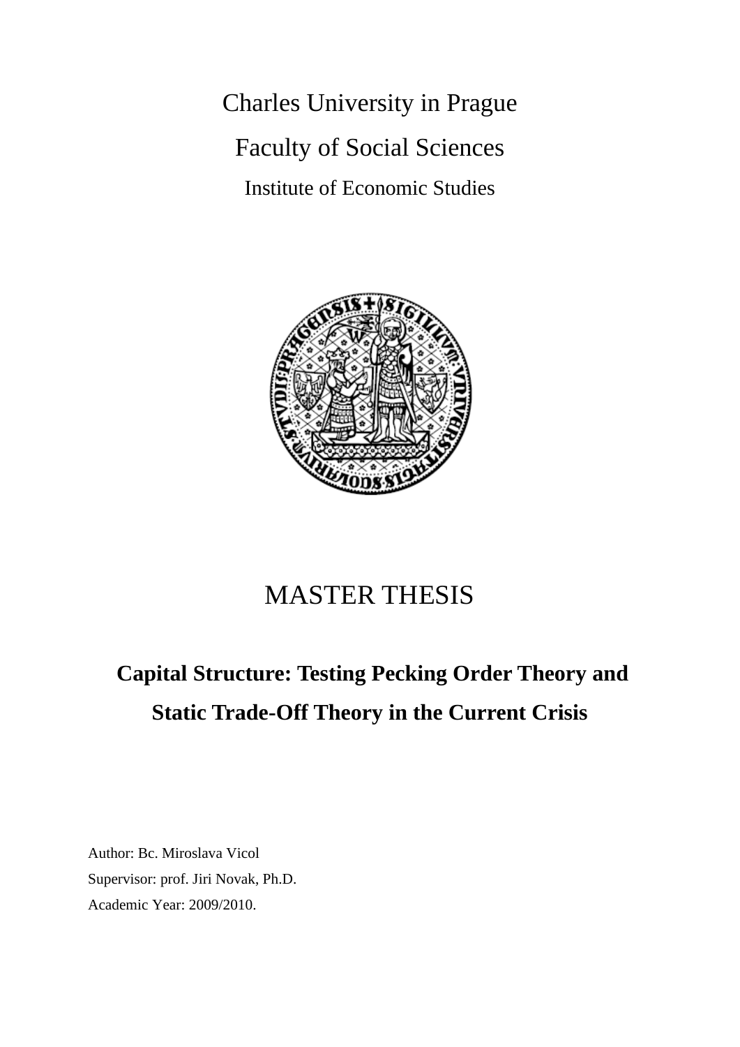Charles University in Prague

Faculty of Social Sciences

Institute of Economic Studies

# MASTER THESIS

## Capital Structure: Testing Pecking Order Theory and Static Trade-Off Theory in the Current Crisis

Author: Bc. Miroslava Vicol

Supervisor: prof. Jiri Novak, Ph.D.

Academic Year: 2009/2010.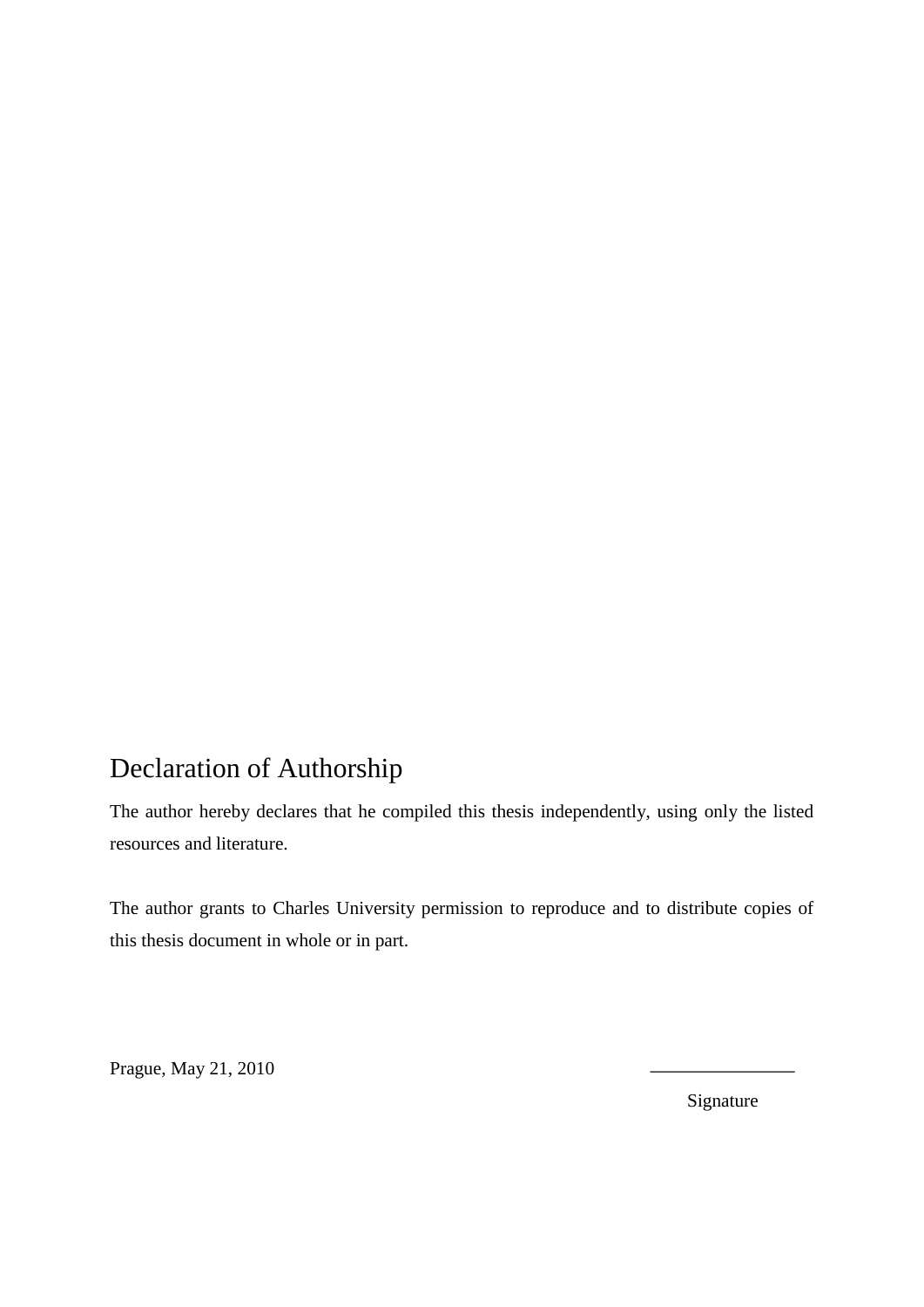# Declaration of Authorship

The author hereby declares that he compiled this thesis independently, using only the listed resources and literature.

The author grants to Charles University permission to reproduce and to distribute copies of this thesis document in whole or in part.

Prague, May 21, 2010

_______________

Signature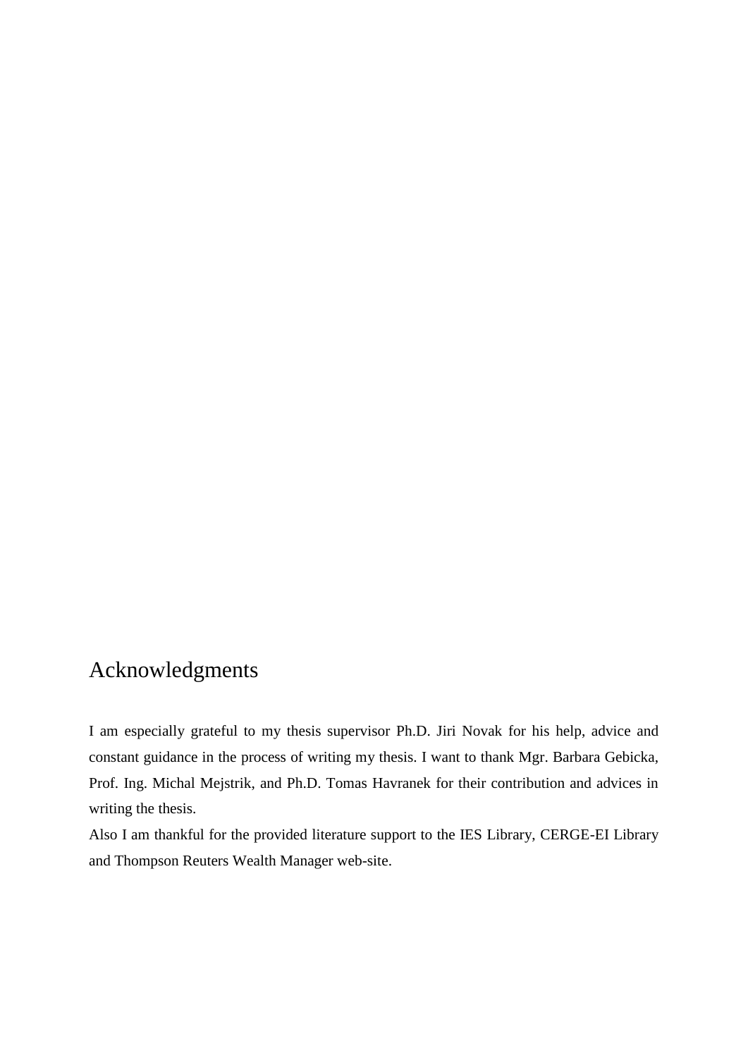# Acknowledgments

I am especially grateful to my thesis supervisor Ph.D. Jiri Novak for his help, advice and constant guidance in the process of writing my thesis. I want to thank Mgr. Barbara Gebicka, Prof. Ing. Michal Mejstrik, and Ph.D. Tomas Havranek for their contribution and advices in writing the thesis.

Also I am thankful for the provided literature support to the IES Library, CERGE-EI Library and Thompson Reuters Wealth Manager web-site.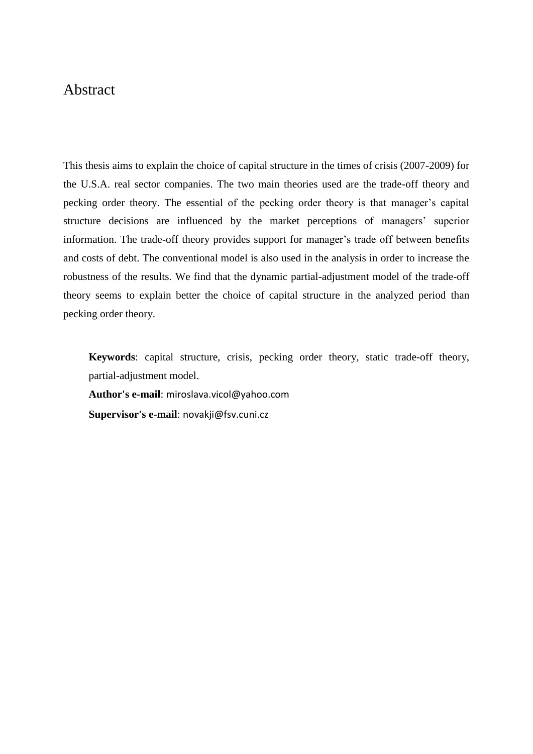# Abstract

This thesis aims to explain the choice of capital structure in the times of crisis (2007-2009) for the U.S.A. real sector companies. The two main theories used are the trade-off theory and pecking order theory. The essential of the pecking order theory is that manager's capital structure decisions are influenced by the market perceptions of managers' superior information. The trade-off theory provides support for manager's trade off between benefits and costs of debt. The conventional model is also used in the analysis in order to increase the robustness of the results. We find that the dynamic partial-adjustment model of the trade-off theory seems to explain better the choice of capital structure in the analyzed period than pecking order theory.

**Keywords**: capital structure, crisis, pecking order theory, static trade-off theory, partial-adjustment model.

**Author's e-mail**: miroslava.vicol@yahoo.com

**Supervisor's e-mail**: novakji@fsv.cuni.cz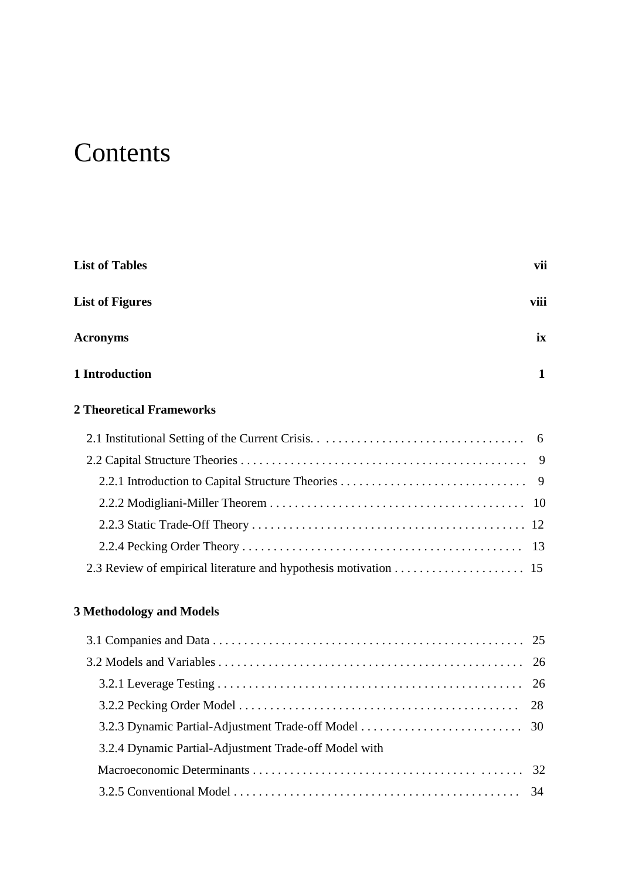# Contents

**List of Tables** **vii**

**List of Figures** **viii**

**Acronyms** **ix**

**1 Introduction** **1**

**2 Theoretical Frameworks**

- 2.1 Institutional Setting of the Current Crisis. . . . . . . . . . . . . . . . . . . . . . . . . . . . . . . . . . 6
- 2.2 Capital Structure Theories . . . . . . . . . . . . . . . . . . . . . . . . . . . . . . . . . . . . . . . . . . . . . 9
  - 2.2.1 Introduction to Capital Structure Theories . . . . . . . . . . . . . . . . . . . . . . . . . . . . . 9
  - 2.2.2 Modigliani-Miller Theorem . . . . . . . . . . . . . . . . . . . . . . . . . . . . . . . . . . . . . . . . 10
  - 2.2.3 Static Trade-Off Theory . . . . . . . . . . . . . . . . . . . . . . . . . . . . . . . . . . . . . . . . . . . 12
  - 2.2.4 Pecking Order Theory . . . . . . . . . . . . . . . . . . . . . . . . . . . . . . . . . . . . . . . . . . . . 13
- 2.3 Review of empirical literature and hypothesis motivation . . . . . . . . . . . . . . . . . . . . . 15

**3 Methodology and Models**

- 3.1 Companies and Data . . . . . . . . . . . . . . . . . . . . . . . . . . . . . . . . . . . . . . . . . . . . . . . . . 25
- 3.2 Models and Variables . . . . . . . . . . . . . . . . . . . . . . . . . . . . . . . . . . . . . . . . . . . . . . . . 26
  - 3.2.1 Leverage Testing . . . . . . . . . . . . . . . . . . . . . . . . . . . . . . . . . . . . . . . . . . . . . . . . 26
  - 3.2.2 Pecking Order Model . . . . . . . . . . . . . . . . . . . . . . . . . . . . . . . . . . . . . . . . . . . . 28
  - 3.2.3 Dynamic Partial-Adjustment Trade-off Model . . . . . . . . . . . . . . . . . . . . . . . . . . 30
  - 3.2.4 Dynamic Partial-Adjustment Trade-off Model with Macroeconomic Determinants . . . . . . . . . . . . . . . . . . . . . . . . . . . . . . . . . . . . . . . . . . . . . 32
  - 3.2.5 Conventional Model . . . . . . . . . . . . . . . . . . . . . . . . . . . . . . . . . . . . . . . . . . . . . 34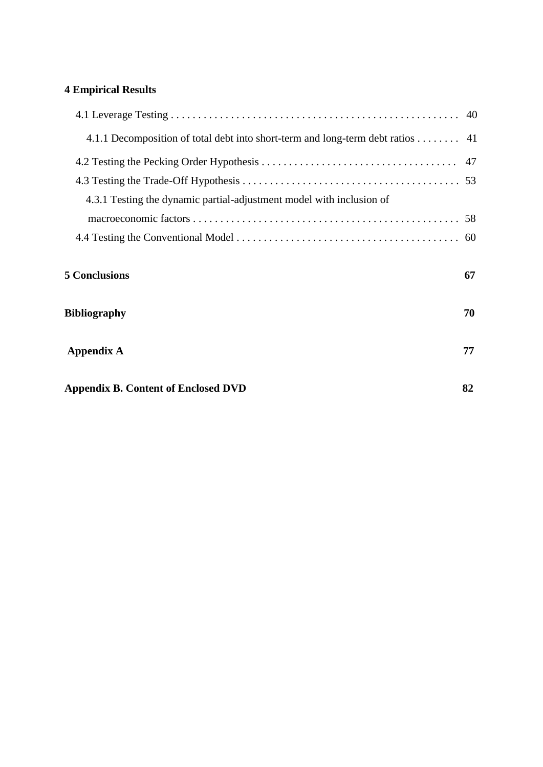**4 Empirical Results**

4.1 Leverage Testing . . . . . . . . . . . . . . . . . . . . . . . . . . . . . . . . . . . . . . . . . . . . . . . . . . . . . 40

4.1.1 Decomposition of total debt into short-term and long-term debt ratios . . . . . . . . 41

4.2 Testing the Pecking Order Hypothesis . . . . . . . . . . . . . . . . . . . . . . . . . . . . . . . . . . . . 47

4.3 Testing the Trade-Off Hypothesis . . . . . . . . . . . . . . . . . . . . . . . . . . . . . . . . . . . . . . . . 53

4.3.1 Testing the dynamic partial-adjustment model with inclusion of macroeconomic factors . . . . . . . . . . . . . . . . . . . . . . . . . . . . . . . . . . . . . . . . . . . . . . . . . 58

4.4 Testing the Conventional Model . . . . . . . . . . . . . . . . . . . . . . . . . . . . . . . . . . . . . . . . . 60

**5 Conclusions** **67**

**Bibliography** **70**

**Appendix A** **77**

**Appendix B. Content of Enclosed DVD** **82**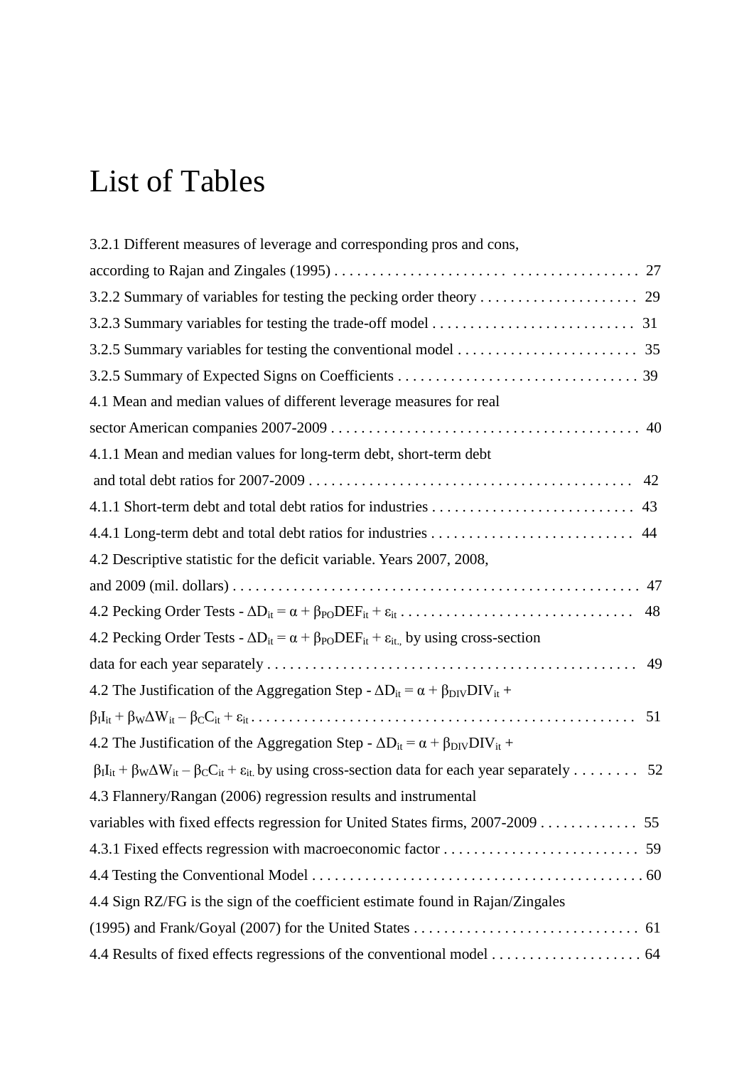# List of Tables

3.2.1 Different measures of leverage and corresponding pros and cons, according to Rajan and Zingales (1995) . . . . . . . . . . . . . . . . . . . . . . . . . . . . . . . . . . . . . . . . 27

3.2.2 Summary of variables for testing the pecking order theory . . . . . . . . . . . . . . . . . . . . . 29

3.2.3 Summary variables for testing the trade-off model . . . . . . . . . . . . . . . . . . . . . . . . . . . 31

3.2.5 Summary variables for testing the conventional model . . . . . . . . . . . . . . . . . . . . . . . . 35

3.2.5 Summary of Expected Signs on Coefficients . . . . . . . . . . . . . . . . . . . . . . . . . . . . . . . . 39

4.1 Mean and median values of different leverage measures for real sector American companies 2007-2009 . . . . . . . . . . . . . . . . . . . . . . . . . . . . . . . . . . . . . . . . . 40

4.1.1 Mean and median values for long-term debt, short-term debt and total debt ratios for 2007-2009 . . . . . . . . . . . . . . . . . . . . . . . . . . . . . . . . . . . . . . . . . . . 42

4.1.1 Short-term debt and total debt ratios for industries . . . . . . . . . . . . . . . . . . . . . . . . . . . 43

4.4.1 Long-term debt and total debt ratios for industries . . . . . . . . . . . . . . . . . . . . . . . . . . . 44

4.2 Descriptive statistic for the deficit variable. Years 2007, 2008, and 2009 (mil. dollars) . . . . . . . . . . . . . . . . . . . . . . . . . . . . . . . . . . . . . . . . . . . . . . . . . . . . . 47

4.2 Pecking Order Tests - $\Delta D_{it} = \alpha + \beta_{PO} DEF_{it} + \varepsilon_{it}$ . . . . . . . . . . . . . . . . . . . . . . . . . . . . . . . 48

4.2 Pecking Order Tests - $\Delta D_{it} = \alpha + \beta_{PO} DEF_{it} + \varepsilon_{it}$, by using cross-section data for each year separately . . . . . . . . . . . . . . . . . . . . . . . . . . . . . . . . . . . . . . . . . . . . . . . . . 49

4.2 The Justification of the Aggregation Step - $\Delta D_{it} = \alpha + \beta_{DIV} DIV_{it} + \beta_I I_{it} + \beta_W \Delta W_{it} - \beta_C C_{it} + \varepsilon_{it}$ . . . . . . . . . . . . . . . . . . . . . . . . . . . . . . . . . . . . . . . . . . . . . . . . . . . 51

4.2 The Justification of the Aggregation Step - $\Delta D_{it} = \alpha + \beta_{DIV} DIV_{it} + \beta_I I_{it} + \beta_W \Delta W_{it} - \beta_C C_{it} + \varepsilon_{it}$ by using cross-section data for each year separately . . . . . . . . 52

4.3 Flannery/Rangan (2006) regression results and instrumental variables with fixed effects regression for United States firms, 2007-2009 . . . . . . . . . . . . . 55

4.3.1 Fixed effects regression with macroeconomic factor . . . . . . . . . . . . . . . . . . . . . . . . . . 59

4.4 Testing the Conventional Model . . . . . . . . . . . . . . . . . . . . . . . . . . . . . . . . . . . . . . . . . . . . 60

4.4 Sign RZ/FG is the sign of the coefficient estimate found in Rajan/Zingales (1995) and Frank/Goyal (2007) for the United States . . . . . . . . . . . . . . . . . . . . . . . . . . . . . . 61

4.4 Results of fixed effects regressions of the conventional model . . . . . . . . . . . . . . . . . . . . 64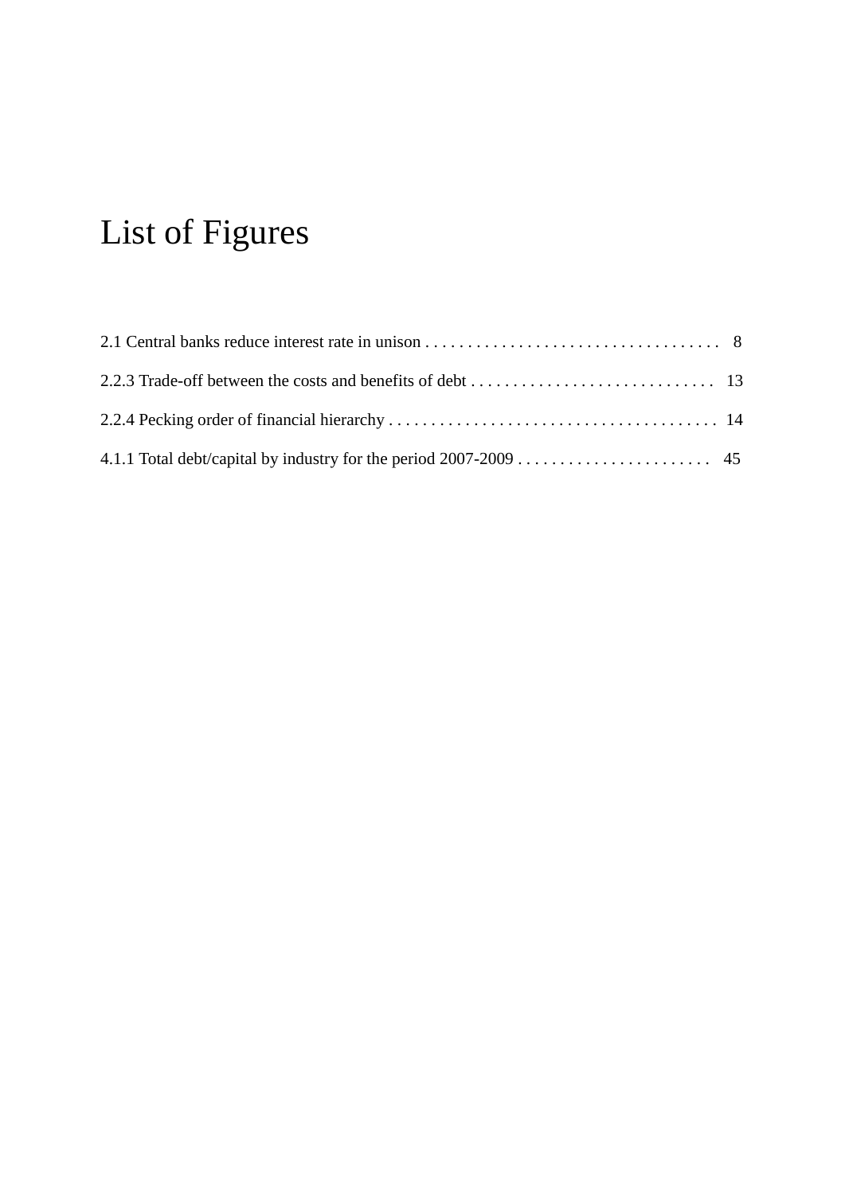# List of Figures

2.1 Central banks reduce interest rate in unison . . . . . . . . . . . . . . . . . . . . . . . . . . . . . . . . . . . 8

2.2.3 Trade-off between the costs and benefits of debt . . . . . . . . . . . . . . . . . . . . . . . . . . . . . 13

2.2.4 Pecking order of financial hierarchy . . . . . . . . . . . . . . . . . . . . . . . . . . . . . . . . . . . . . . . 14

4.1.1 Total debt/capital by industry for the period 2007-2009 . . . . . . . . . . . . . . . . . . . . . . . 45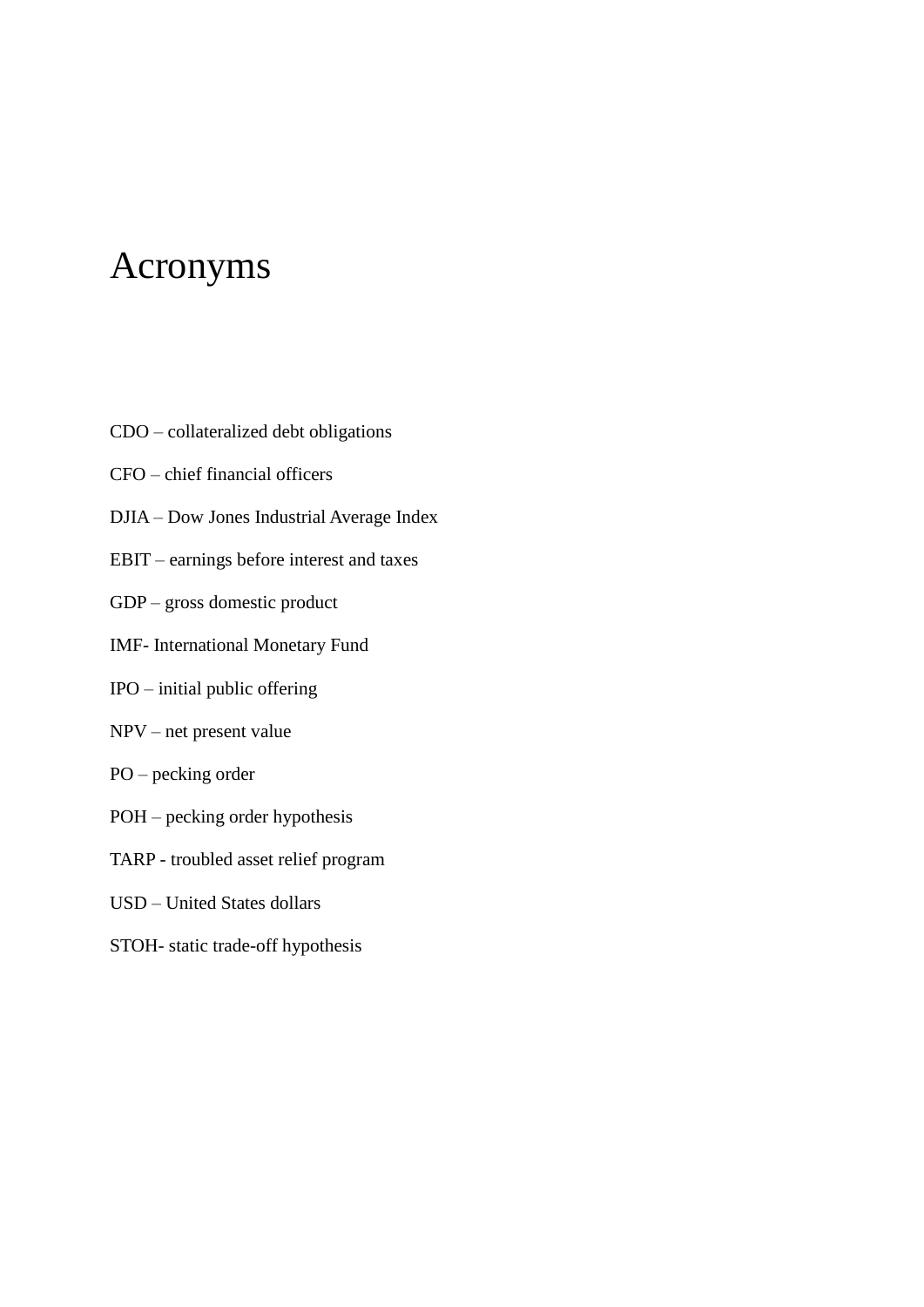# Acronyms

CDO – collateralized debt obligations

CFO – chief financial officers

DJIA – Dow Jones Industrial Average Index

EBIT – earnings before interest and taxes

GDP – gross domestic product

IMF- International Monetary Fund

IPO – initial public offering

NPV – net present value

PO – pecking order

POH – pecking order hypothesis

TARP - troubled asset relief program

USD – United States dollars

STOH- static trade-off hypothesis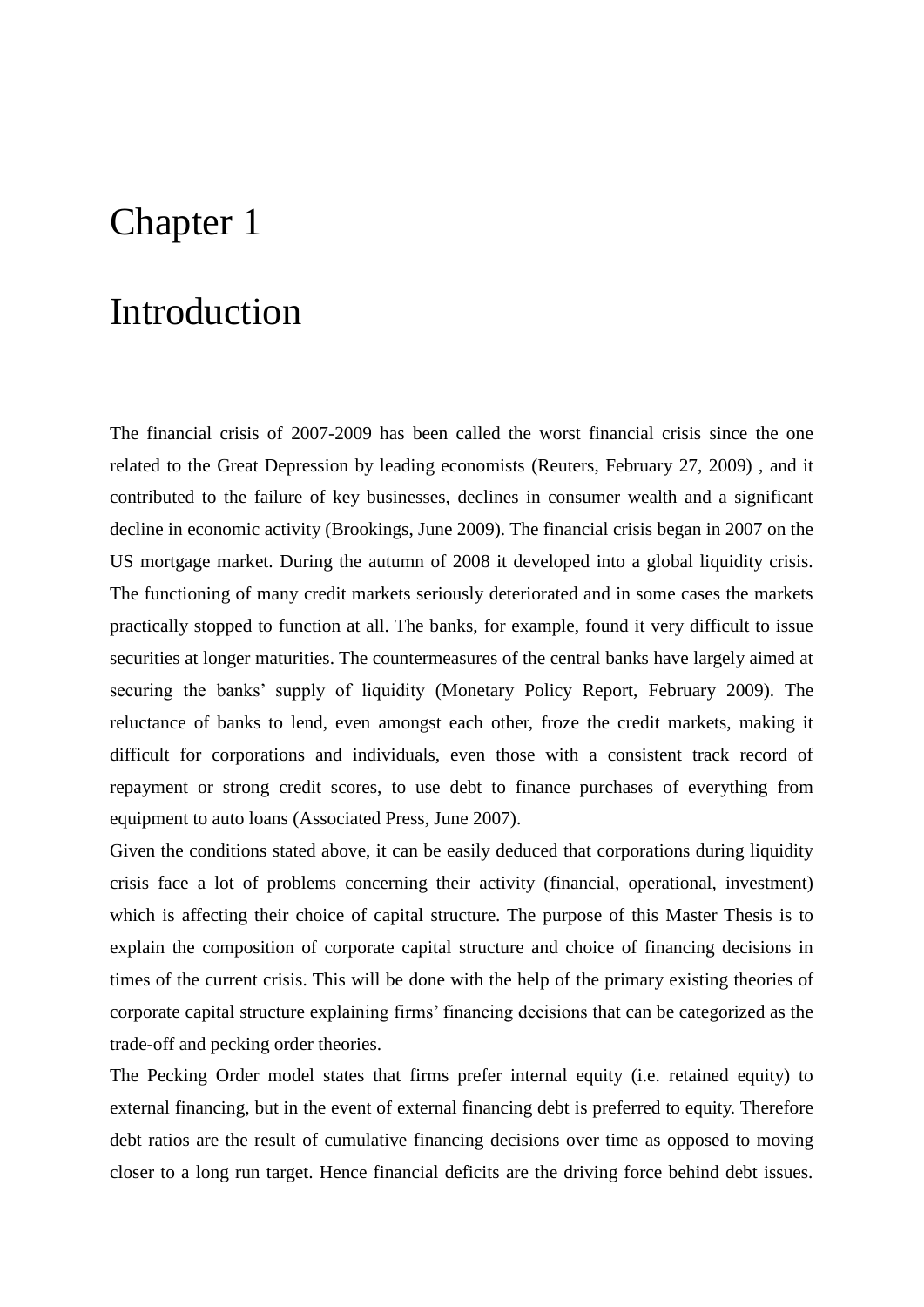# Chapter 1

# Introduction

The financial crisis of 2007-2009 has been called the worst financial crisis since the one related to the Great Depression by leading economists (Reuters, February 27, 2009) , and it contributed to the failure of key businesses, declines in consumer wealth and a significant decline in economic activity (Brookings, June 2009). The financial crisis began in 2007 on the US mortgage market. During the autumn of 2008 it developed into a global liquidity crisis. The functioning of many credit markets seriously deteriorated and in some cases the markets practically stopped to function at all. The banks, for example, found it very difficult to issue securities at longer maturities. The countermeasures of the central banks have largely aimed at securing the banks' supply of liquidity (Monetary Policy Report, February 2009). The reluctance of banks to lend, even amongst each other, froze the credit markets, making it difficult for corporations and individuals, even those with a consistent track record of repayment or strong credit scores, to use debt to finance purchases of everything from equipment to auto loans (Associated Press, June 2007).

Given the conditions stated above, it can be easily deduced that corporations during liquidity crisis face a lot of problems concerning their activity (financial, operational, investment) which is affecting their choice of capital structure. The purpose of this Master Thesis is to explain the composition of corporate capital structure and choice of financing decisions in times of the current crisis. This will be done with the help of the primary existing theories of corporate capital structure explaining firms' financing decisions that can be categorized as the trade-off and pecking order theories.

The Pecking Order model states that firms prefer internal equity (i.e. retained equity) to external financing, but in the event of external financing debt is preferred to equity. Therefore debt ratios are the result of cumulative financing decisions over time as opposed to moving closer to a long run target. Hence financial deficits are the driving force behind debt issues.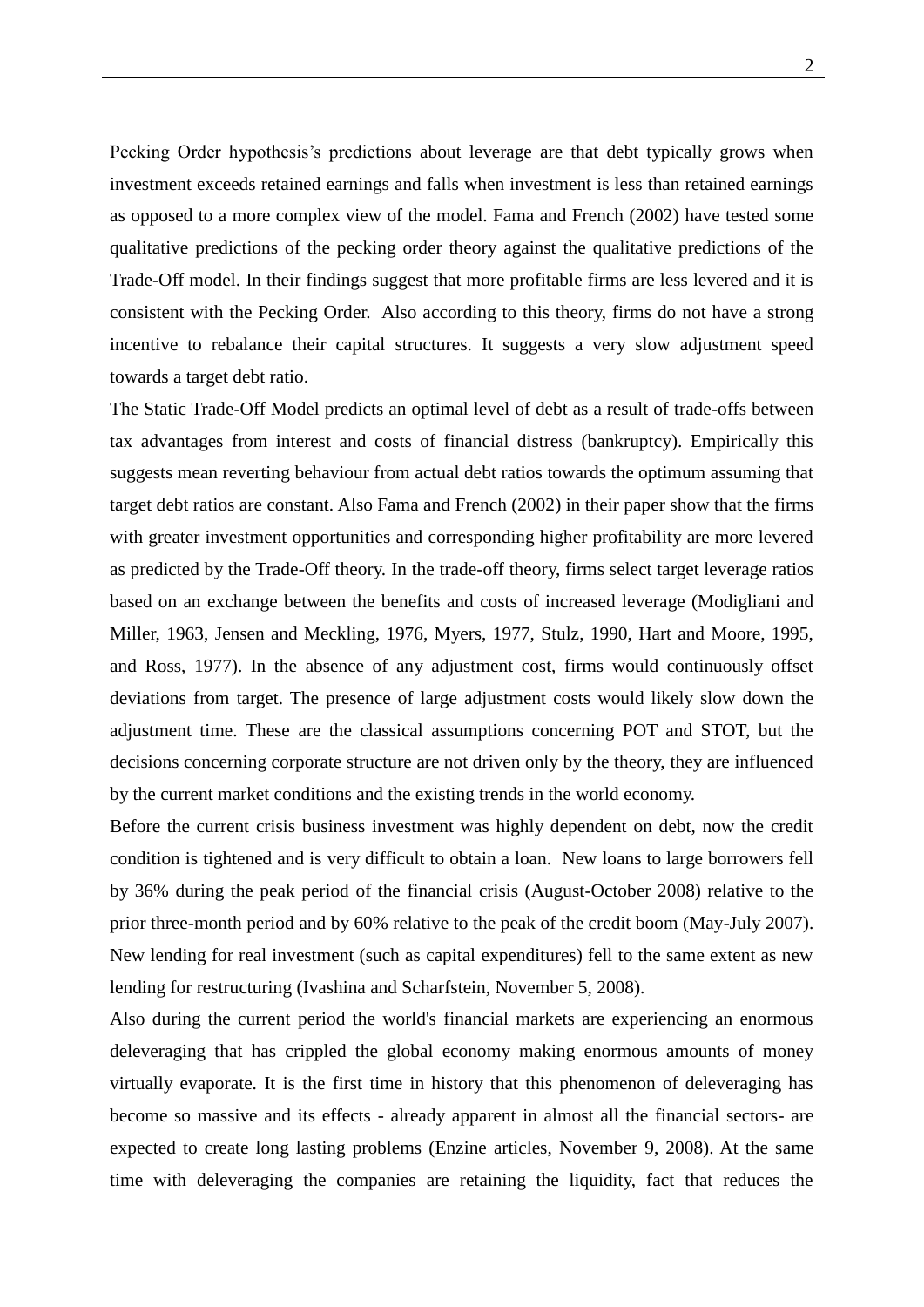Pecking Order hypothesis's predictions about leverage are that debt typically grows when investment exceeds retained earnings and falls when investment is less than retained earnings as opposed to a more complex view of the model. Fama and French (2002) have tested some qualitative predictions of the pecking order theory against the qualitative predictions of the Trade-Off model. In their findings suggest that more profitable firms are less levered and it is consistent with the Pecking Order. Also according to this theory, firms do not have a strong incentive to rebalance their capital structures. It suggests a very slow adjustment speed towards a target debt ratio.

The Static Trade-Off Model predicts an optimal level of debt as a result of trade-offs between tax advantages from interest and costs of financial distress (bankruptcy). Empirically this suggests mean reverting behaviour from actual debt ratios towards the optimum assuming that target debt ratios are constant. Also Fama and French (2002) in their paper show that the firms with greater investment opportunities and corresponding higher profitability are more levered as predicted by the Trade-Off theory. In the trade-off theory, firms select target leverage ratios based on an exchange between the benefits and costs of increased leverage (Modigliani and Miller, 1963, Jensen and Meckling, 1976, Myers, 1977, Stulz, 1990, Hart and Moore, 1995, and Ross, 1977). In the absence of any adjustment cost, firms would continuously offset deviations from target. The presence of large adjustment costs would likely slow down the adjustment time. These are the classical assumptions concerning POT and STOT, but the decisions concerning corporate structure are not driven only by the theory, they are influenced by the current market conditions and the existing trends in the world economy.

Before the current crisis business investment was highly dependent on debt, now the credit condition is tightened and is very difficult to obtain a loan. New loans to large borrowers fell by 36% during the peak period of the financial crisis (August-October 2008) relative to the prior three-month period and by 60% relative to the peak of the credit boom (May-July 2007). New lending for real investment (such as capital expenditures) fell to the same extent as new lending for restructuring (Ivashina and Scharfstein, November 5, 2008).

Also during the current period the world's financial markets are experiencing an enormous deleveraging that has crippled the global economy making enormous amounts of money virtually evaporate. It is the first time in history that this phenomenon of deleveraging has become so massive and its effects - already apparent in almost all the financial sectors- are expected to create long lasting problems (Enzine articles, November 9, 2008). At the same time with deleveraging the companies are retaining the liquidity, fact that reduces the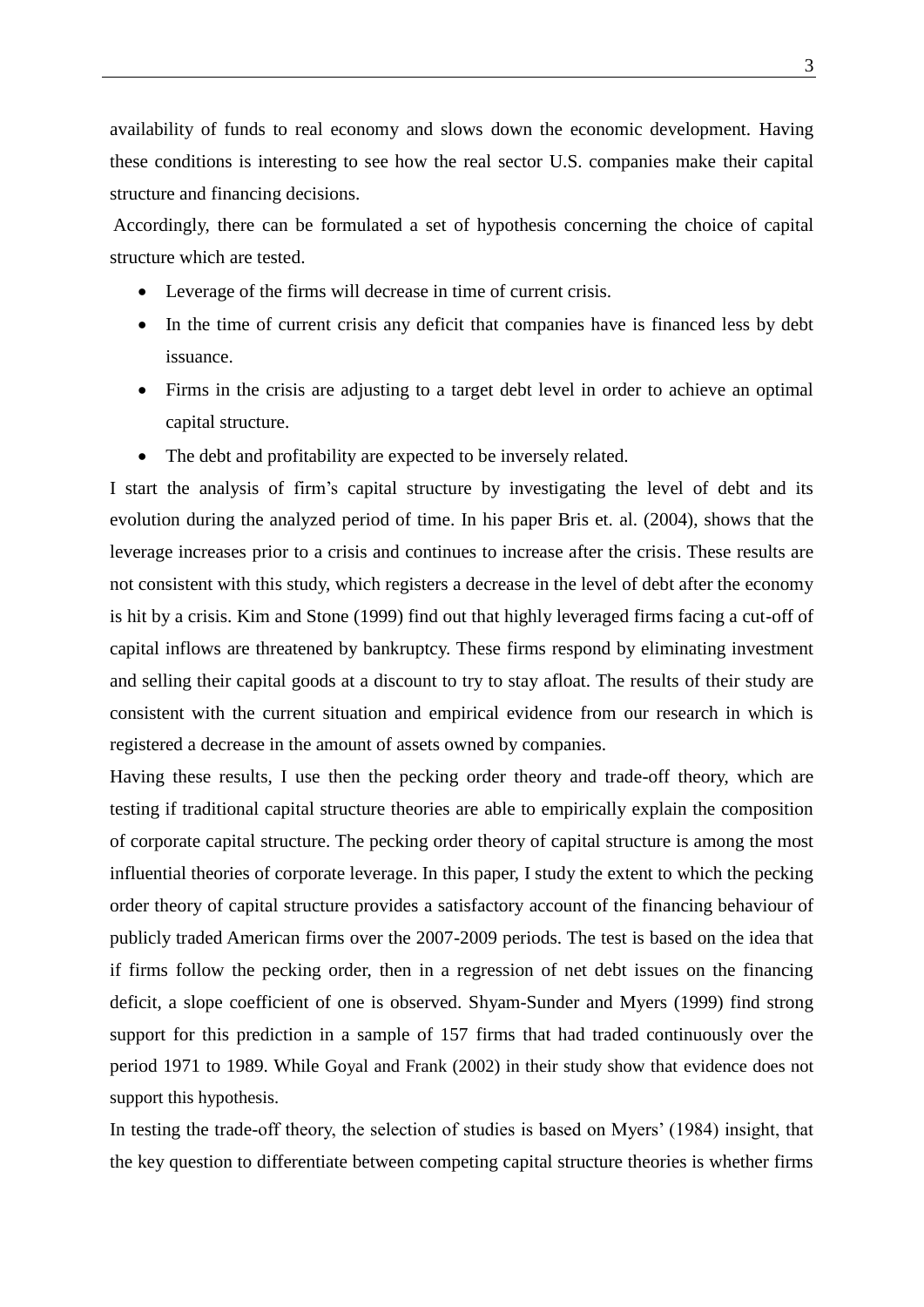availability of funds to real economy and slows down the economic development. Having these conditions is interesting to see how the real sector U.S. companies make their capital structure and financing decisions.

Accordingly, there can be formulated a set of hypothesis concerning the choice of capital structure which are tested.

- Leverage of the firms will decrease in time of current crisis.
- In the time of current crisis any deficit that companies have is financed less by debt issuance.
- Firms in the crisis are adjusting to a target debt level in order to achieve an optimal capital structure.
- The debt and profitability are expected to be inversely related.

I start the analysis of firm's capital structure by investigating the level of debt and its evolution during the analyzed period of time. In his paper Bris et. al. (2004), shows that the leverage increases prior to a crisis and continues to increase after the crisis. These results are not consistent with this study, which registers a decrease in the level of debt after the economy is hit by a crisis. Kim and Stone (1999) find out that highly leveraged firms facing a cut-off of capital inflows are threatened by bankruptcy. These firms respond by eliminating investment and selling their capital goods at a discount to try to stay afloat. The results of their study are consistent with the current situation and empirical evidence from our research in which is registered a decrease in the amount of assets owned by companies.

Having these results, I use then the pecking order theory and trade-off theory, which are testing if traditional capital structure theories are able to empirically explain the composition of corporate capital structure. The pecking order theory of capital structure is among the most influential theories of corporate leverage. In this paper, I study the extent to which the pecking order theory of capital structure provides a satisfactory account of the financing behaviour of publicly traded American firms over the 2007-2009 periods. The test is based on the idea that if firms follow the pecking order, then in a regression of net debt issues on the financing deficit, a slope coefficient of one is observed. Shyam-Sunder and Myers (1999) find strong support for this prediction in a sample of 157 firms that had traded continuously over the period 1971 to 1989. While Goyal and Frank (2002) in their study show that evidence does not support this hypothesis.

In testing the trade-off theory, the selection of studies is based on Myers' (1984) insight, that the key question to differentiate between competing capital structure theories is whether firms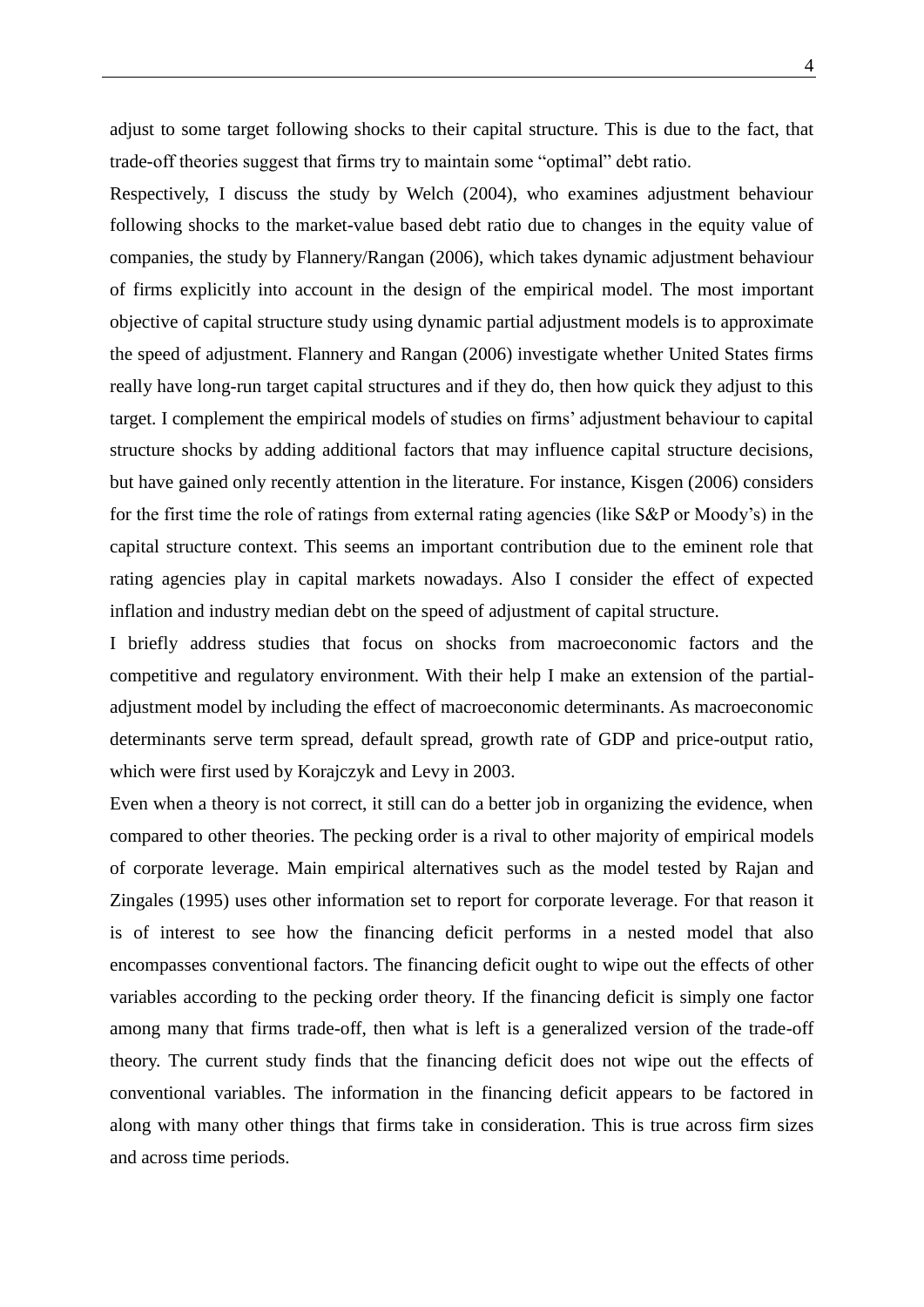adjust to some target following shocks to their capital structure. This is due to the fact, that trade-off theories suggest that firms try to maintain some "optimal" debt ratio.

Respectively, I discuss the study by Welch (2004), who examines adjustment behaviour following shocks to the market-value based debt ratio due to changes in the equity value of companies, the study by Flannery/Rangan (2006), which takes dynamic adjustment behaviour of firms explicitly into account in the design of the empirical model. The most important objective of capital structure study using dynamic partial adjustment models is to approximate the speed of adjustment. Flannery and Rangan (2006) investigate whether United States firms really have long-run target capital structures and if they do, then how quick they adjust to this target. I complement the empirical models of studies on firms' adjustment behaviour to capital structure shocks by adding additional factors that may influence capital structure decisions, but have gained only recently attention in the literature. For instance, Kisgen (2006) considers for the first time the role of ratings from external rating agencies (like S&P or Moody's) in the capital structure context. This seems an important contribution due to the eminent role that rating agencies play in capital markets nowadays. Also I consider the effect of expected inflation and industry median debt on the speed of adjustment of capital structure.

I briefly address studies that focus on shocks from macroeconomic factors and the competitive and regulatory environment. With their help I make an extension of the partial-adjustment model by including the effect of macroeconomic determinants. As macroeconomic determinants serve term spread, default spread, growth rate of GDP and price-output ratio, which were first used by Korajczyk and Levy in 2003.

Even when a theory is not correct, it still can do a better job in organizing the evidence, when compared to other theories. The pecking order is a rival to other majority of empirical models of corporate leverage. Main empirical alternatives such as the model tested by Rajan and Zingales (1995) uses other information set to report for corporate leverage. For that reason it is of interest to see how the financing deficit performs in a nested model that also encompasses conventional factors. The financing deficit ought to wipe out the effects of other variables according to the pecking order theory. If the financing deficit is simply one factor among many that firms trade-off, then what is left is a generalized version of the trade-off theory. The current study finds that the financing deficit does not wipe out the effects of conventional variables. The information in the financing deficit appears to be factored in along with many other things that firms take in consideration. This is true across firm sizes and across time periods.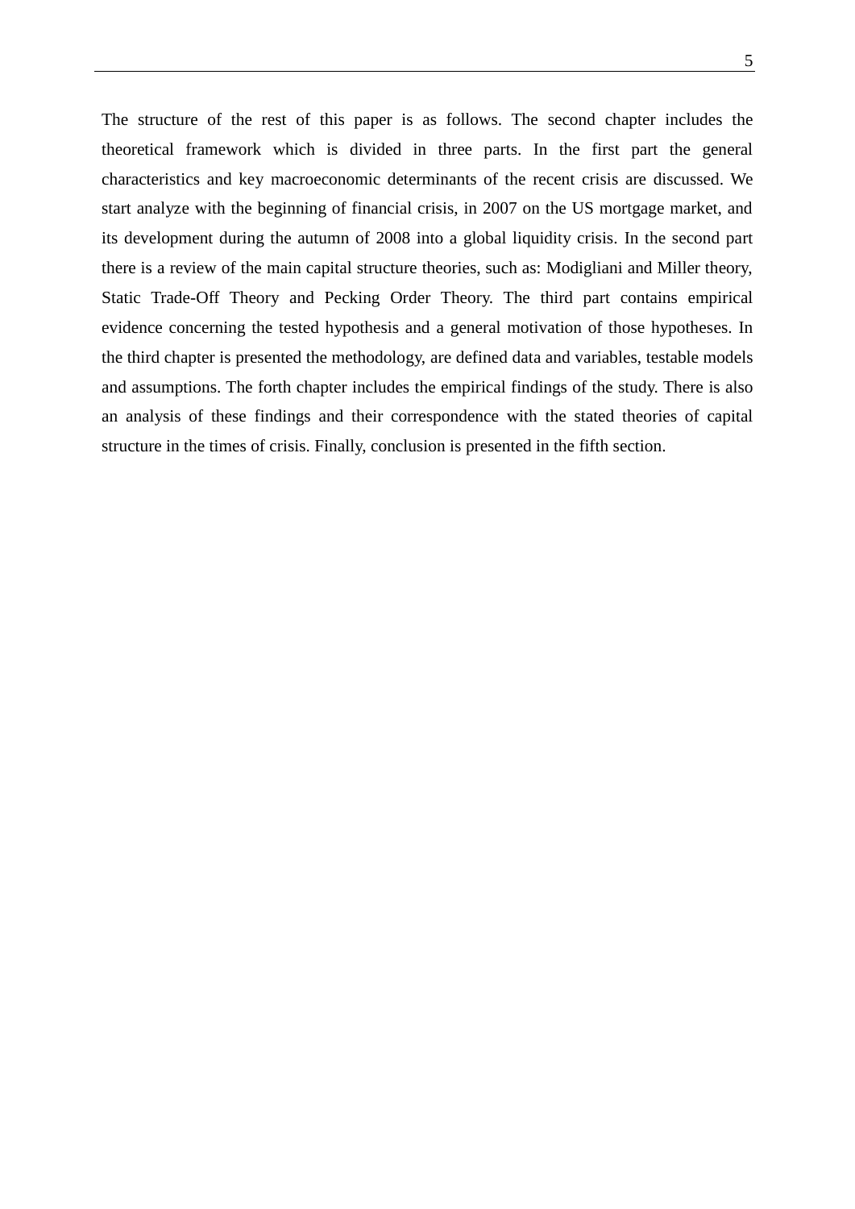The structure of the rest of this paper is as follows. The second chapter includes the theoretical framework which is divided in three parts. In the first part the general characteristics and key macroeconomic determinants of the recent crisis are discussed. We start analyze with the beginning of financial crisis, in 2007 on the US mortgage market, and its development during the autumn of 2008 into a global liquidity crisis. In the second part there is a review of the main capital structure theories, such as: Modigliani and Miller theory, Static Trade-Off Theory and Pecking Order Theory. The third part contains empirical evidence concerning the tested hypothesis and a general motivation of those hypotheses. In the third chapter is presented the methodology, are defined data and variables, testable models and assumptions. The forth chapter includes the empirical findings of the study. There is also an analysis of these findings and their correspondence with the stated theories of capital structure in the times of crisis. Finally, conclusion is presented in the fifth section.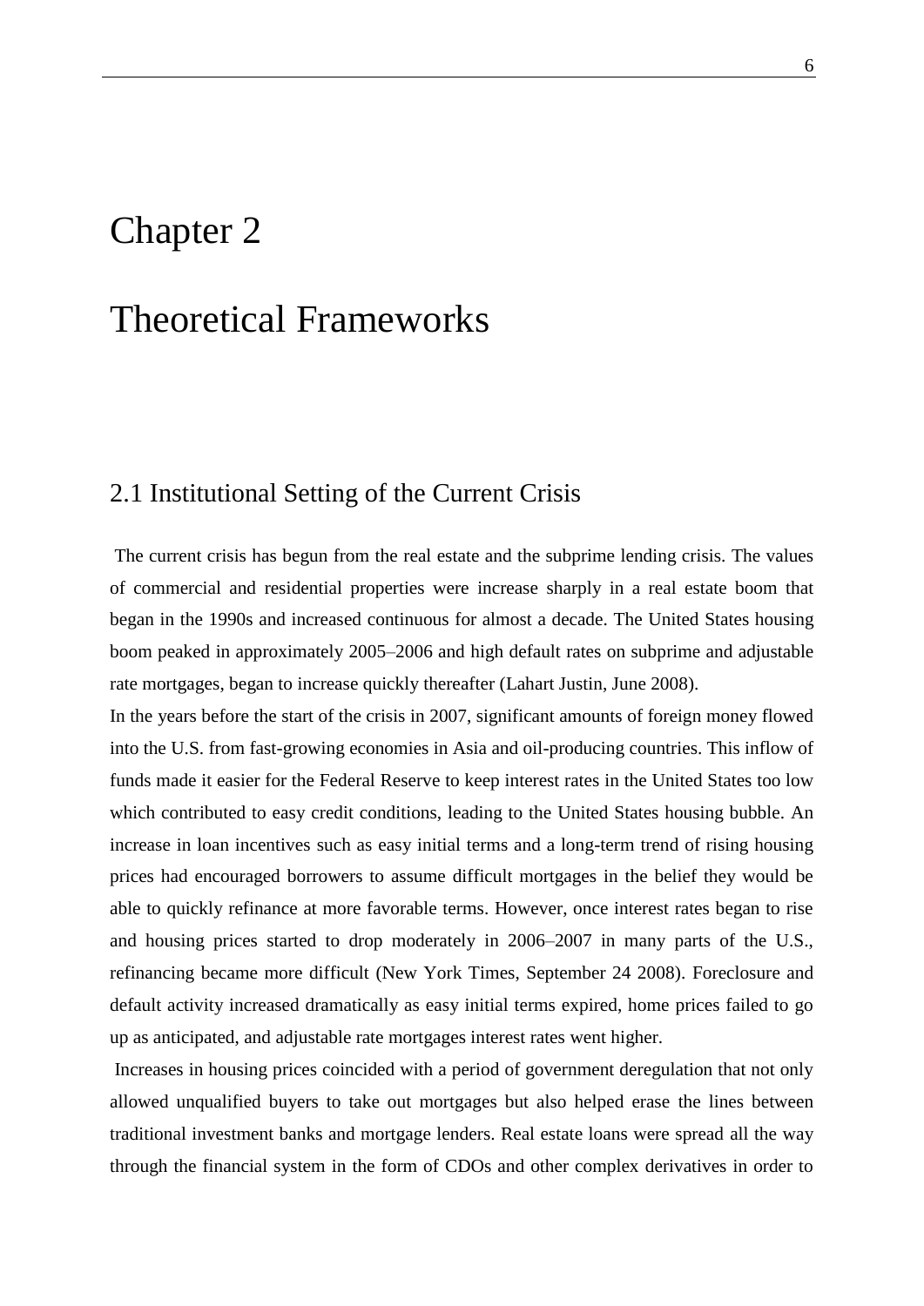# Chapter 2

# Theoretical Frameworks

## 2.1 Institutional Setting of the Current Crisis

The current crisis has begun from the real estate and the subprime lending crisis. The values of commercial and residential properties were increase sharply in a real estate boom that began in the 1990s and increased continuous for almost a decade. The United States housing boom peaked in approximately 2005–2006 and high default rates on subprime and adjustable rate mortgages, began to increase quickly thereafter (Lahart Justin, June 2008).

In the years before the start of the crisis in 2007, significant amounts of foreign money flowed into the U.S. from fast-growing economies in Asia and oil-producing countries. This inflow of funds made it easier for the Federal Reserve to keep interest rates in the United States too low which contributed to easy credit conditions, leading to the United States housing bubble. An increase in loan incentives such as easy initial terms and a long-term trend of rising housing prices had encouraged borrowers to assume difficult mortgages in the belief they would be able to quickly refinance at more favorable terms. However, once interest rates began to rise and housing prices started to drop moderately in 2006–2007 in many parts of the U.S., refinancing became more difficult (New York Times, September 24 2008). Foreclosure and default activity increased dramatically as easy initial terms expired, home prices failed to go up as anticipated, and adjustable rate mortgages interest rates went higher.

Increases in housing prices coincided with a period of government deregulation that not only allowed unqualified buyers to take out mortgages but also helped erase the lines between traditional investment banks and mortgage lenders. Real estate loans were spread all the way through the financial system in the form of CDOs and other complex derivatives in order to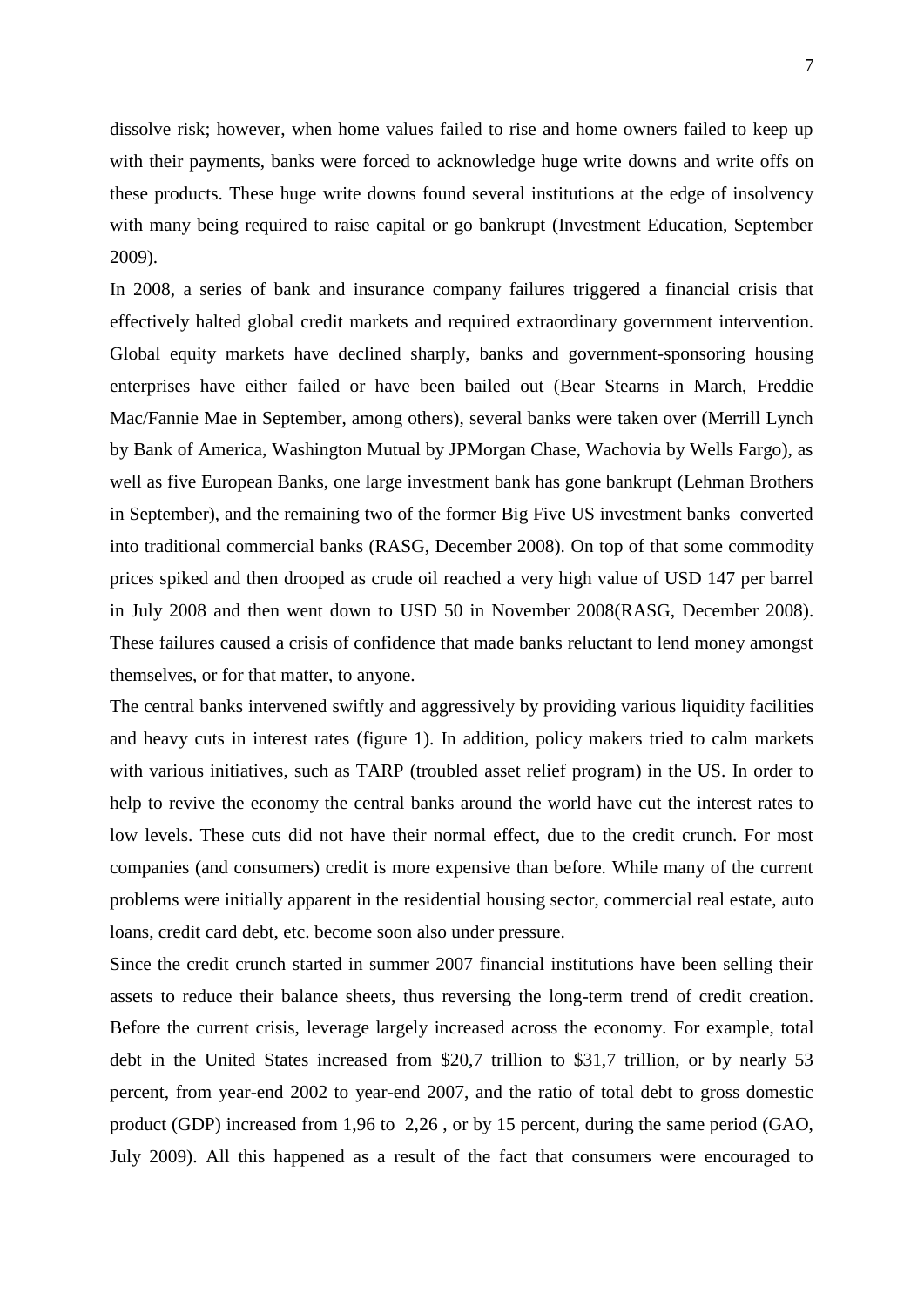dissolve risk; however, when home values failed to rise and home owners failed to keep up with their payments, banks were forced to acknowledge huge write downs and write offs on these products. These huge write downs found several institutions at the edge of insolvency with many being required to raise capital or go bankrupt (Investment Education, September 2009).

In 2008, a series of bank and insurance company failures triggered a financial crisis that effectively halted global credit markets and required extraordinary government intervention. Global equity markets have declined sharply, banks and government-sponsoring housing enterprises have either failed or have been bailed out (Bear Stearns in March, Freddie Mac/Fannie Mae in September, among others), several banks were taken over (Merrill Lynch by Bank of America, Washington Mutual by JPMorgan Chase, Wachovia by Wells Fargo), as well as five European Banks, one large investment bank has gone bankrupt (Lehman Brothers in September), and the remaining two of the former Big Five US investment banks converted into traditional commercial banks (RASG, December 2008). On top of that some commodity prices spiked and then drooped as crude oil reached a very high value of USD 147 per barrel in July 2008 and then went down to USD 50 in November 2008(RASG, December 2008). These failures caused a crisis of confidence that made banks reluctant to lend money amongst themselves, or for that matter, to anyone.

The central banks intervened swiftly and aggressively by providing various liquidity facilities and heavy cuts in interest rates (figure 1). In addition, policy makers tried to calm markets with various initiatives, such as TARP (troubled asset relief program) in the US. In order to help to revive the economy the central banks around the world have cut the interest rates to low levels. These cuts did not have their normal effect, due to the credit crunch. For most companies (and consumers) credit is more expensive than before. While many of the current problems were initially apparent in the residential housing sector, commercial real estate, auto loans, credit card debt, etc. become soon also under pressure.

Since the credit crunch started in summer 2007 financial institutions have been selling their assets to reduce their balance sheets, thus reversing the long-term trend of credit creation. Before the current crisis, leverage largely increased across the economy. For example, total debt in the United States increased from \$20,7 trillion to \$31,7 trillion, or by nearly 53 percent, from year-end 2002 to year-end 2007, and the ratio of total debt to gross domestic product (GDP) increased from 1,96 to 2,26 , or by 15 percent, during the same period (GAO, July 2009). All this happened as a result of the fact that consumers were encouraged to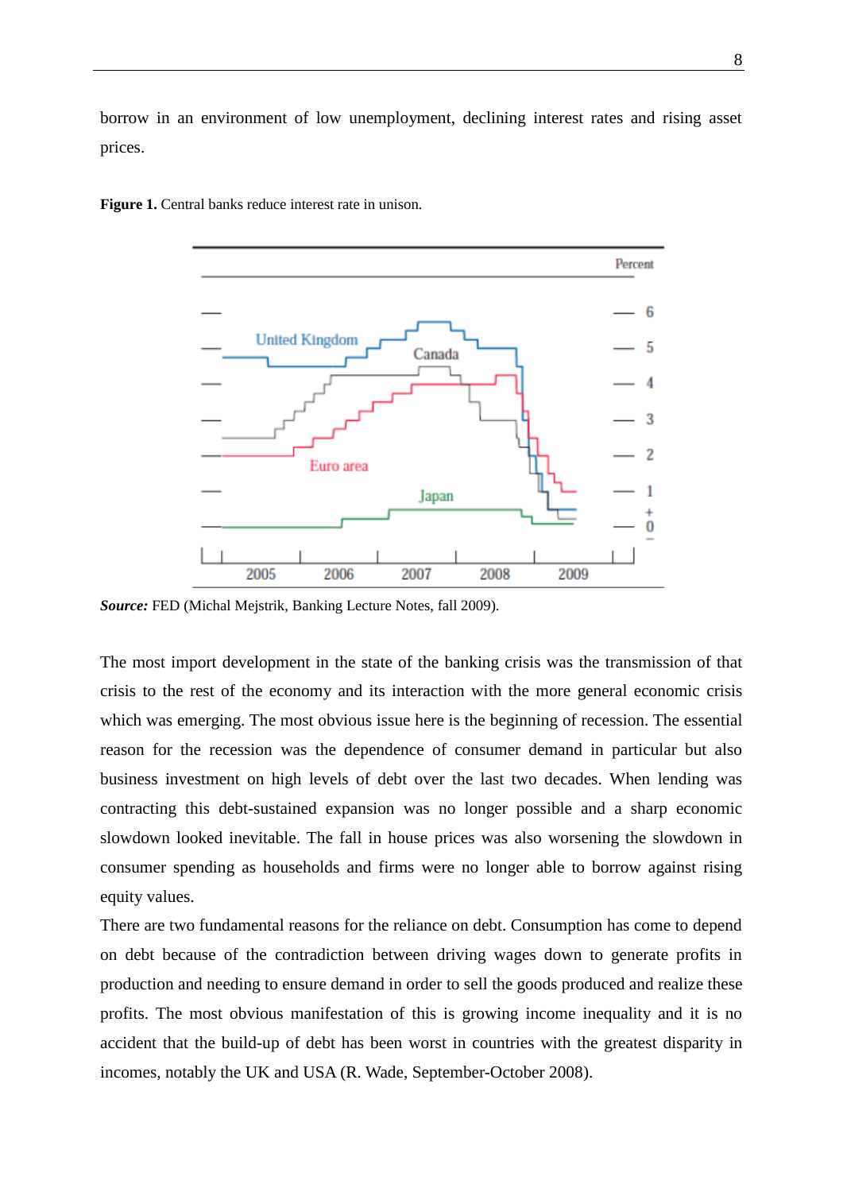borrow in an environment of low unemployment, declining interest rates and rising asset prices.

**Figure 1.** Central banks reduce interest rate in unison.

***Source:*** FED (Michal Mejstrik, Banking Lecture Notes, fall 2009).

The most import development in the state of the banking crisis was the transmission of that crisis to the rest of the economy and its interaction with the more general economic crisis which was emerging. The most obvious issue here is the beginning of recession. The essential reason for the recession was the dependence of consumer demand in particular but also business investment on high levels of debt over the last two decades. When lending was contracting this debt-sustained expansion was no longer possible and a sharp economic slowdown looked inevitable. The fall in house prices was also worsening the slowdown in consumer spending as households and firms were no longer able to borrow against rising equity values.

There are two fundamental reasons for the reliance on debt. Consumption has come to depend on debt because of the contradiction between driving wages down to generate profits in production and needing to ensure demand in order to sell the goods produced and realize these profits. The most obvious manifestation of this is growing income inequality and it is no accident that the build-up of debt has been worst in countries with the greatest disparity in incomes, notably the UK and USA (R. Wade, September-October 2008).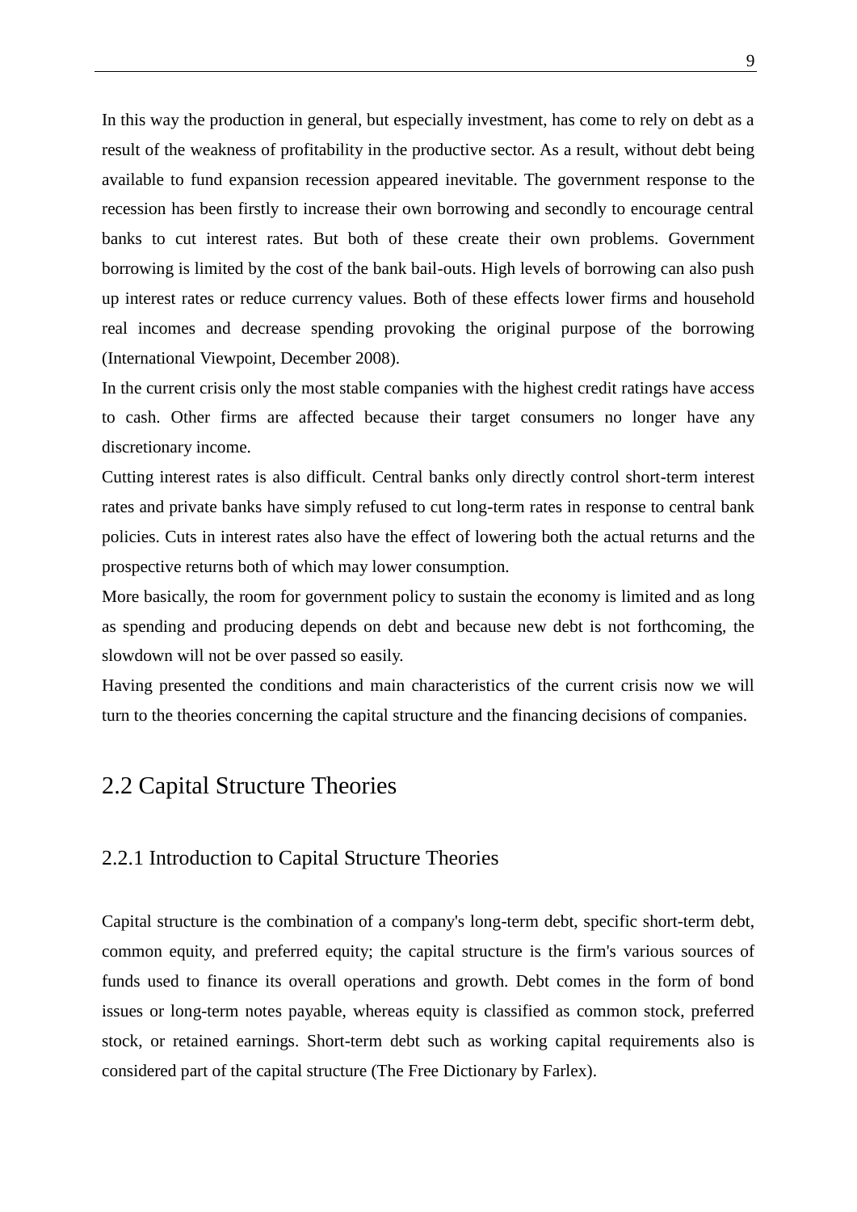In this way the production in general, but especially investment, has come to rely on debt as a result of the weakness of profitability in the productive sector. As a result, without debt being available to fund expansion recession appeared inevitable. The government response to the recession has been firstly to increase their own borrowing and secondly to encourage central banks to cut interest rates. But both of these create their own problems. Government borrowing is limited by the cost of the bank bail-outs. High levels of borrowing can also push up interest rates or reduce currency values. Both of these effects lower firms and household real incomes and decrease spending provoking the original purpose of the borrowing (International Viewpoint, December 2008).

In the current crisis only the most stable companies with the highest credit ratings have access to cash. Other firms are affected because their target consumers no longer have any discretionary income.

Cutting interest rates is also difficult. Central banks only directly control short-term interest rates and private banks have simply refused to cut long-term rates in response to central bank policies. Cuts in interest rates also have the effect of lowering both the actual returns and the prospective returns both of which may lower consumption.

More basically, the room for government policy to sustain the economy is limited and as long as spending and producing depends on debt and because new debt is not forthcoming, the slowdown will not be over passed so easily.

Having presented the conditions and main characteristics of the current crisis now we will turn to the theories concerning the capital structure and the financing decisions of companies.

## 2.2 Capital Structure Theories

### 2.2.1 Introduction to Capital Structure Theories

Capital structure is the combination of a company's long-term debt, specific short-term debt, common equity, and preferred equity; the capital structure is the firm's various sources of funds used to finance its overall operations and growth. Debt comes in the form of bond issues or long-term notes payable, whereas equity is classified as common stock, preferred stock, or retained earnings. Short-term debt such as working capital requirements also is considered part of the capital structure (The Free Dictionary by Farlex).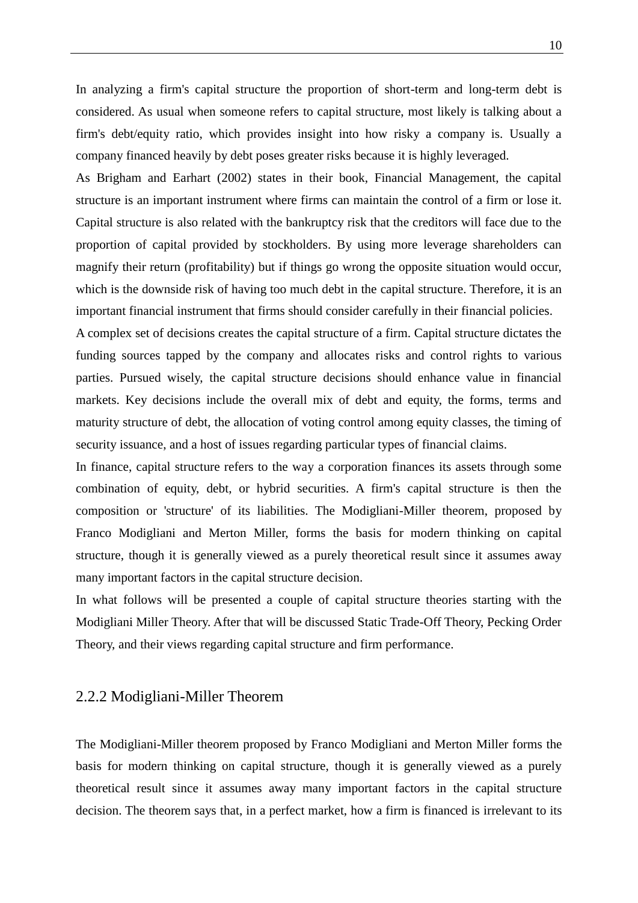In analyzing a firm's capital structure the proportion of short-term and long-term debt is considered. As usual when someone refers to capital structure, most likely is talking about a firm's debt/equity ratio, which provides insight into how risky a company is. Usually a company financed heavily by debt poses greater risks because it is highly leveraged.

As Brigham and Earhart (2002) states in their book, Financial Management, the capital structure is an important instrument where firms can maintain the control of a firm or lose it. Capital structure is also related with the bankruptcy risk that the creditors will face due to the proportion of capital provided by stockholders. By using more leverage shareholders can magnify their return (profitability) but if things go wrong the opposite situation would occur, which is the downside risk of having too much debt in the capital structure. Therefore, it is an important financial instrument that firms should consider carefully in their financial policies.

A complex set of decisions creates the capital structure of a firm. Capital structure dictates the funding sources tapped by the company and allocates risks and control rights to various parties. Pursued wisely, the capital structure decisions should enhance value in financial markets. Key decisions include the overall mix of debt and equity, the forms, terms and maturity structure of debt, the allocation of voting control among equity classes, the timing of security issuance, and a host of issues regarding particular types of financial claims.

In finance, capital structure refers to the way a corporation finances its assets through some combination of equity, debt, or hybrid securities. A firm's capital structure is then the composition or 'structure' of its liabilities. The Modigliani-Miller theorem, proposed by Franco Modigliani and Merton Miller, forms the basis for modern thinking on capital structure, though it is generally viewed as a purely theoretical result since it assumes away many important factors in the capital structure decision.

In what follows will be presented a couple of capital structure theories starting with the Modigliani Miller Theory. After that will be discussed Static Trade-Off Theory, Pecking Order Theory, and their views regarding capital structure and firm performance.

### 2.2.2 Modigliani-Miller Theorem

The Modigliani-Miller theorem proposed by Franco Modigliani and Merton Miller forms the basis for modern thinking on capital structure, though it is generally viewed as a purely theoretical result since it assumes away many important factors in the capital structure decision. The theorem says that, in a perfect market, how a firm is financed is irrelevant to its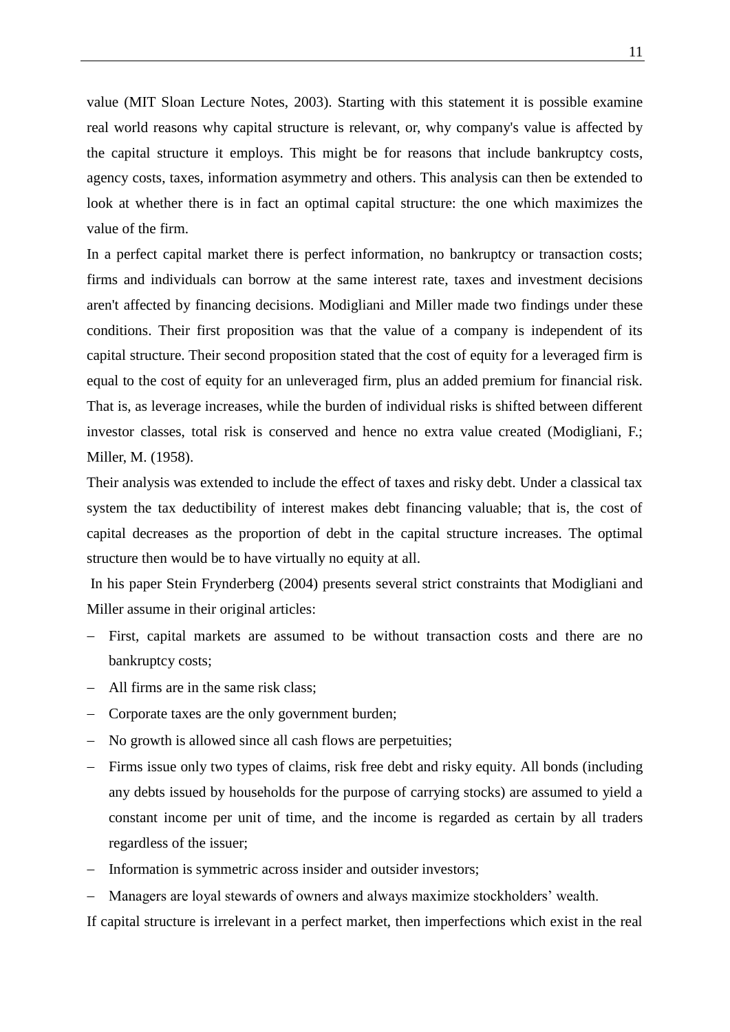value (MIT Sloan Lecture Notes, 2003). Starting with this statement it is possible examine real world reasons why capital structure is relevant, or, why company's value is affected by the capital structure it employs. This might be for reasons that include bankruptcy costs, agency costs, taxes, information asymmetry and others. This analysis can then be extended to look at whether there is in fact an optimal capital structure: the one which maximizes the value of the firm.

In a perfect capital market there is perfect information, no bankruptcy or transaction costs; firms and individuals can borrow at the same interest rate, taxes and investment decisions aren't affected by financing decisions. Modigliani and Miller made two findings under these conditions. Their first proposition was that the value of a company is independent of its capital structure. Their second proposition stated that the cost of equity for a leveraged firm is equal to the cost of equity for an unleveraged firm, plus an added premium for financial risk. That is, as leverage increases, while the burden of individual risks is shifted between different investor classes, total risk is conserved and hence no extra value created (Modigliani, F.; Miller, M. (1958).

Their analysis was extended to include the effect of taxes and risky debt. Under a classical tax system the tax deductibility of interest makes debt financing valuable; that is, the cost of capital decreases as the proportion of debt in the capital structure increases. The optimal structure then would be to have virtually no equity at all.

In his paper Stein Frynderberg (2004) presents several strict constraints that Modigliani and Miller assume in their original articles:

- First, capital markets are assumed to be without transaction costs and there are no bankruptcy costs;
- All firms are in the same risk class;
- Corporate taxes are the only government burden;
- No growth is allowed since all cash flows are perpetuities;
- Firms issue only two types of claims, risk free debt and risky equity. All bonds (including any debts issued by households for the purpose of carrying stocks) are assumed to yield a constant income per unit of time, and the income is regarded as certain by all traders regardless of the issuer;
- Information is symmetric across insider and outsider investors;
- Managers are loyal stewards of owners and always maximize stockholders' wealth.

If capital structure is irrelevant in a perfect market, then imperfections which exist in the real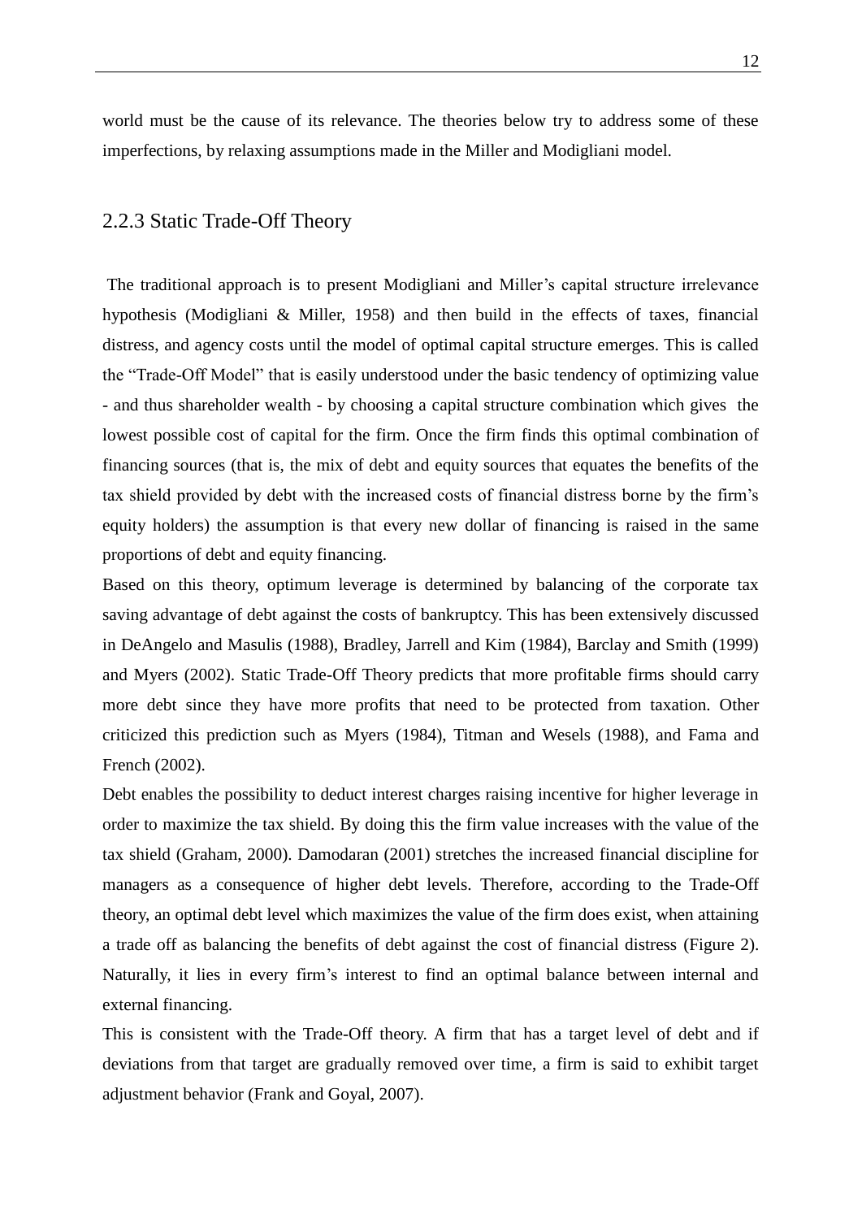world must be the cause of its relevance. The theories below try to address some of these imperfections, by relaxing assumptions made in the Miller and Modigliani model.

### 2.2.3 Static Trade-Off Theory

The traditional approach is to present Modigliani and Miller's capital structure irrelevance hypothesis (Modigliani & Miller, 1958) and then build in the effects of taxes, financial distress, and agency costs until the model of optimal capital structure emerges. This is called the "Trade-Off Model" that is easily understood under the basic tendency of optimizing value - and thus shareholder wealth - by choosing a capital structure combination which gives the lowest possible cost of capital for the firm. Once the firm finds this optimal combination of financing sources (that is, the mix of debt and equity sources that equates the benefits of the tax shield provided by debt with the increased costs of financial distress borne by the firm's equity holders) the assumption is that every new dollar of financing is raised in the same proportions of debt and equity financing.

Based on this theory, optimum leverage is determined by balancing of the corporate tax saving advantage of debt against the costs of bankruptcy. This has been extensively discussed in DeAngelo and Masulis (1988), Bradley, Jarrell and Kim (1984), Barclay and Smith (1999) and Myers (2002). Static Trade-Off Theory predicts that more profitable firms should carry more debt since they have more profits that need to be protected from taxation. Other criticized this prediction such as Myers (1984), Titman and Wesels (1988), and Fama and French (2002).

Debt enables the possibility to deduct interest charges raising incentive for higher leverage in order to maximize the tax shield. By doing this the firm value increases with the value of the tax shield (Graham, 2000). Damodaran (2001) stretches the increased financial discipline for managers as a consequence of higher debt levels. Therefore, according to the Trade-Off theory, an optimal debt level which maximizes the value of the firm does exist, when attaining a trade off as balancing the benefits of debt against the cost of financial distress (Figure 2). Naturally, it lies in every firm's interest to find an optimal balance between internal and external financing.

This is consistent with the Trade-Off theory. A firm that has a target level of debt and if deviations from that target are gradually removed over time, a firm is said to exhibit target adjustment behavior (Frank and Goyal, 2007).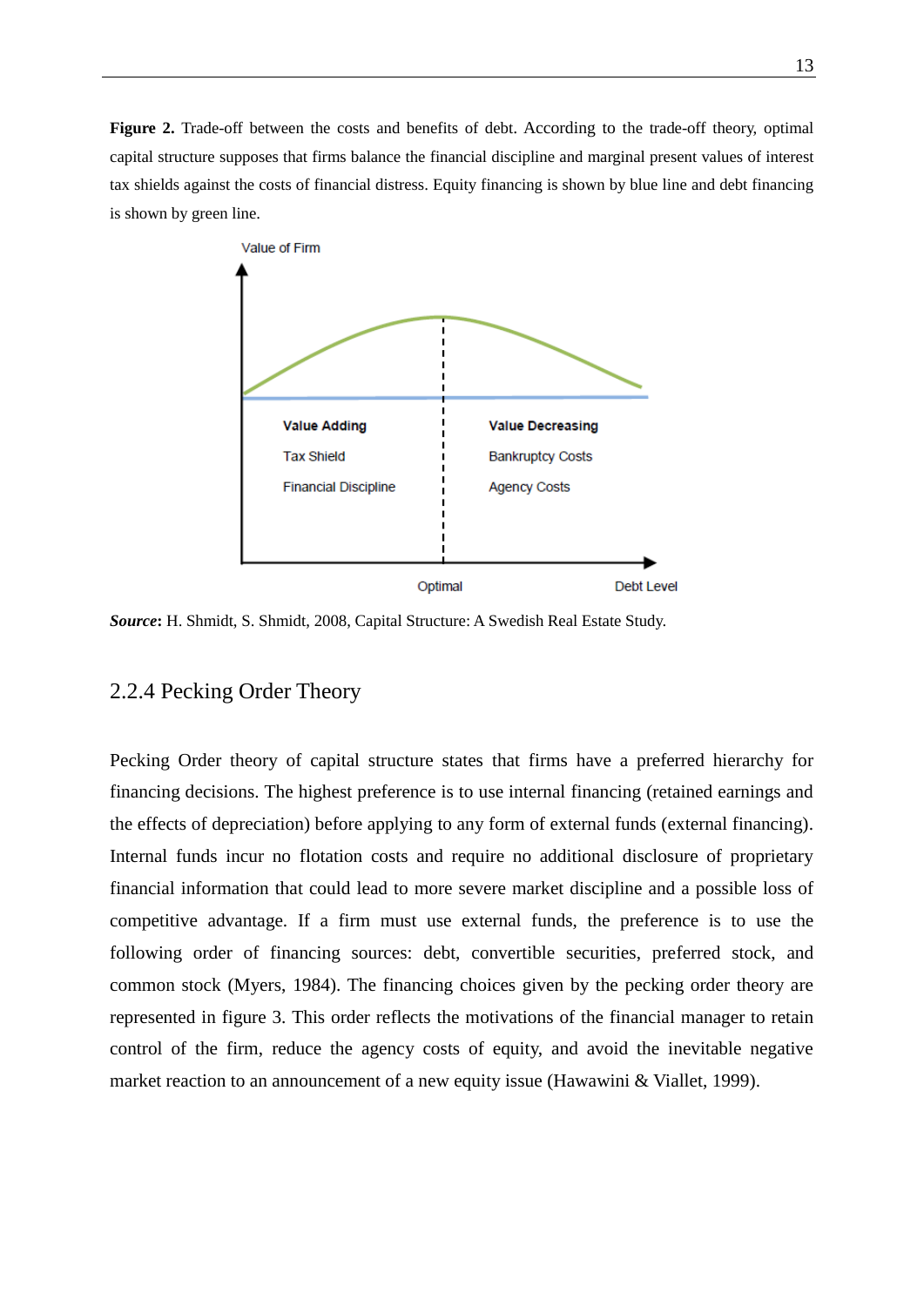**Figure 2.** Trade-off between the costs and benefits of debt. According to the trade-off theory, optimal capital structure supposes that firms balance the financial discipline and marginal present values of interest tax shields against the costs of financial distress. Equity financing is shown by blue line and debt financing is shown by green line.

***Source*:** H. Shmidt, S. Shmidt, 2008, Capital Structure: A Swedish Real Estate Study.

### 2.2.4 Pecking Order Theory

Pecking Order theory of capital structure states that firms have a preferred hierarchy for financing decisions. The highest preference is to use internal financing (retained earnings and the effects of depreciation) before applying to any form of external funds (external financing). Internal funds incur no flotation costs and require no additional disclosure of proprietary financial information that could lead to more severe market discipline and a possible loss of competitive advantage. If a firm must use external funds, the preference is to use the following order of financing sources: debt, convertible securities, preferred stock, and common stock (Myers, 1984). The financing choices given by the pecking order theory are represented in figure 3. This order reflects the motivations of the financial manager to retain control of the firm, reduce the agency costs of equity, and avoid the inevitable negative market reaction to an announcement of a new equity issue (Hawawini & Viallet, 1999).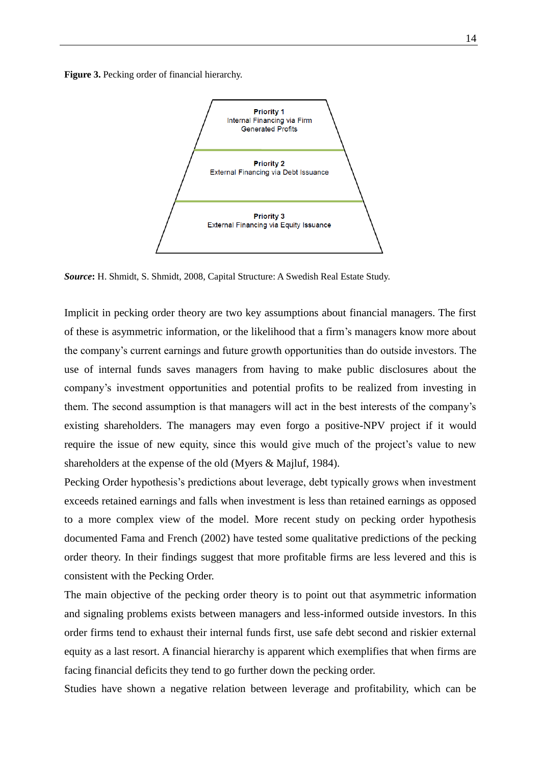**Figure 3.** Pecking order of financial hierarchy.

**Priority 1**
Internal Financing via Firm Generated Profits

**Priority 2**
External Financing via Debt Issuance

**Priority 3**
External Financing via Equity Issuance

***Source*:** H. Shmidt, S. Shmidt, 2008, Capital Structure: A Swedish Real Estate Study.

Implicit in pecking order theory are two key assumptions about financial managers. The first of these is asymmetric information, or the likelihood that a firm's managers know more about the company's current earnings and future growth opportunities than do outside investors. The use of internal funds saves managers from having to make public disclosures about the company's investment opportunities and potential profits to be realized from investing in them. The second assumption is that managers will act in the best interests of the company's existing shareholders. The managers may even forgo a positive-NPV project if it would require the issue of new equity, since this would give much of the project's value to new shareholders at the expense of the old (Myers & Majluf, 1984).

Pecking Order hypothesis's predictions about leverage, debt typically grows when investment exceeds retained earnings and falls when investment is less than retained earnings as opposed to a more complex view of the model. More recent study on pecking order hypothesis documented Fama and French (2002) have tested some qualitative predictions of the pecking order theory. In their findings suggest that more profitable firms are less levered and this is consistent with the Pecking Order.

The main objective of the pecking order theory is to point out that asymmetric information and signaling problems exists between managers and less-informed outside investors. In this order firms tend to exhaust their internal funds first, use safe debt second and riskier external equity as a last resort. A financial hierarchy is apparent which exemplifies that when firms are facing financial deficits they tend to go further down the pecking order.

Studies have shown a negative relation between leverage and profitability, which can be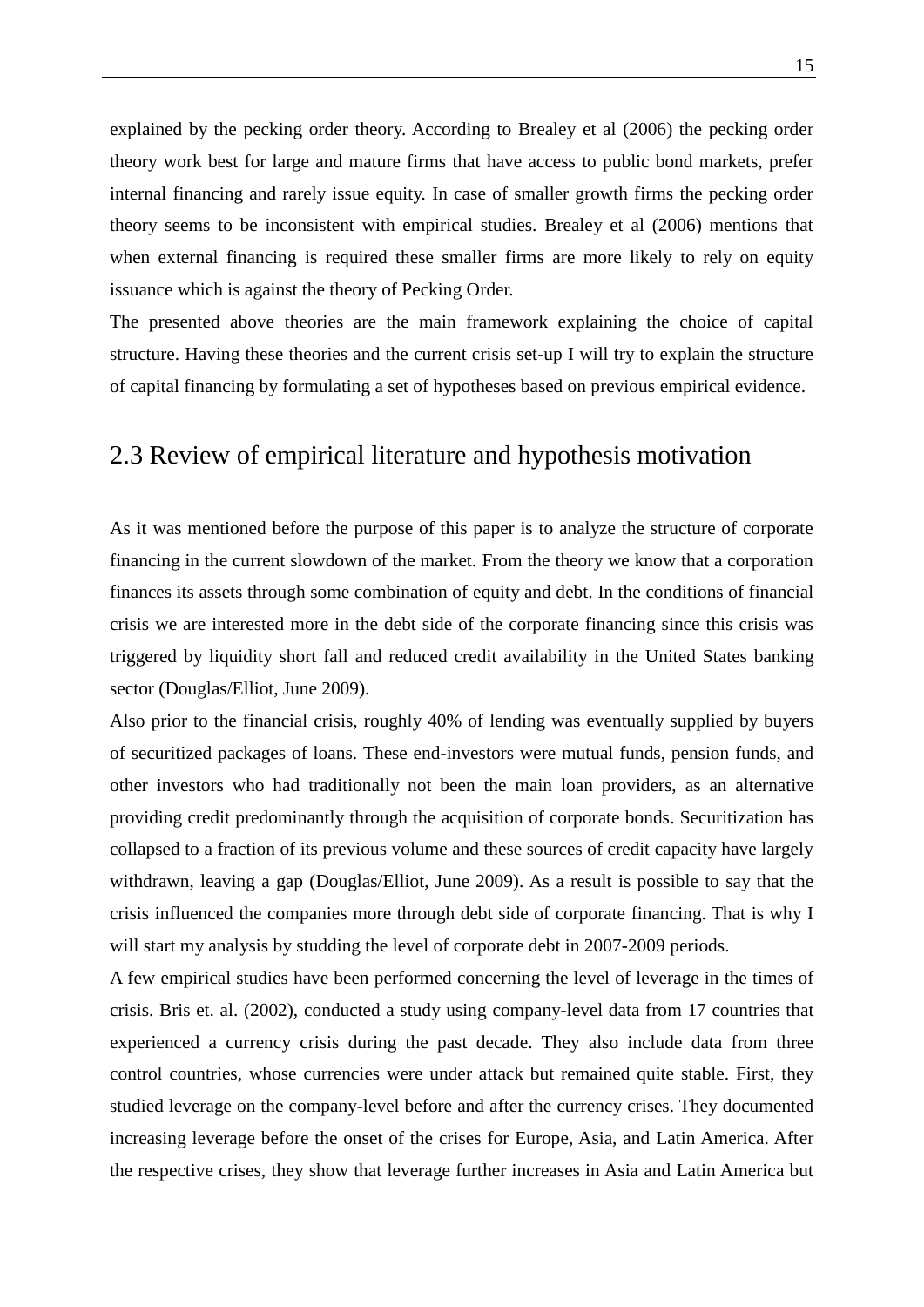explained by the pecking order theory. According to Brealey et al (2006) the pecking order theory work best for large and mature firms that have access to public bond markets, prefer internal financing and rarely issue equity. In case of smaller growth firms the pecking order theory seems to be inconsistent with empirical studies. Brealey et al (2006) mentions that when external financing is required these smaller firms are more likely to rely on equity issuance which is against the theory of Pecking Order.

The presented above theories are the main framework explaining the choice of capital structure. Having these theories and the current crisis set-up I will try to explain the structure of capital financing by formulating a set of hypotheses based on previous empirical evidence.

## 2.3 Review of empirical literature and hypothesis motivation

As it was mentioned before the purpose of this paper is to analyze the structure of corporate financing in the current slowdown of the market. From the theory we know that a corporation finances its assets through some combination of equity and debt. In the conditions of financial crisis we are interested more in the debt side of the corporate financing since this crisis was triggered by liquidity short fall and reduced credit availability in the United States banking sector (Douglas/Elliot, June 2009).

Also prior to the financial crisis, roughly 40% of lending was eventually supplied by buyers of securitized packages of loans. These end-investors were mutual funds, pension funds, and other investors who had traditionally not been the main loan providers, as an alternative providing credit predominantly through the acquisition of corporate bonds. Securitization has collapsed to a fraction of its previous volume and these sources of credit capacity have largely withdrawn, leaving a gap (Douglas/Elliot, June 2009). As a result is possible to say that the crisis influenced the companies more through debt side of corporate financing. That is why I will start my analysis by studding the level of corporate debt in 2007-2009 periods.

A few empirical studies have been performed concerning the level of leverage in the times of crisis. Bris et. al. (2002), conducted a study using company-level data from 17 countries that experienced a currency crisis during the past decade. They also include data from three control countries, whose currencies were under attack but remained quite stable. First, they studied leverage on the company-level before and after the currency crises. They documented increasing leverage before the onset of the crises for Europe, Asia, and Latin America. After the respective crises, they show that leverage further increases in Asia and Latin America but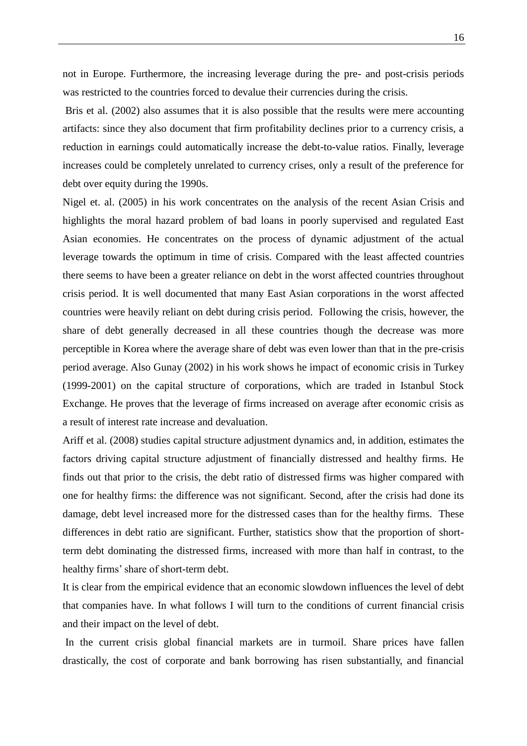not in Europe. Furthermore, the increasing leverage during the pre- and post-crisis periods was restricted to the countries forced to devalue their currencies during the crisis.

Bris et al. (2002) also assumes that it is also possible that the results were mere accounting artifacts: since they also document that firm profitability declines prior to a currency crisis, a reduction in earnings could automatically increase the debt-to-value ratios. Finally, leverage increases could be completely unrelated to currency crises, only a result of the preference for debt over equity during the 1990s.

Nigel et. al. (2005) in his work concentrates on the analysis of the recent Asian Crisis and highlights the moral hazard problem of bad loans in poorly supervised and regulated East Asian economies. He concentrates on the process of dynamic adjustment of the actual leverage towards the optimum in time of crisis. Compared with the least affected countries there seems to have been a greater reliance on debt in the worst affected countries throughout crisis period. It is well documented that many East Asian corporations in the worst affected countries were heavily reliant on debt during crisis period. Following the crisis, however, the share of debt generally decreased in all these countries though the decrease was more perceptible in Korea where the average share of debt was even lower than that in the pre-crisis period average. Also Gunay (2002) in his work shows he impact of economic crisis in Turkey (1999-2001) on the capital structure of corporations, which are traded in Istanbul Stock Exchange. He proves that the leverage of firms increased on average after economic crisis as a result of interest rate increase and devaluation.

Ariff et al. (2008) studies capital structure adjustment dynamics and, in addition, estimates the factors driving capital structure adjustment of financially distressed and healthy firms. He finds out that prior to the crisis, the debt ratio of distressed firms was higher compared with one for healthy firms: the difference was not significant. Second, after the crisis had done its damage, debt level increased more for the distressed cases than for the healthy firms. These differences in debt ratio are significant. Further, statistics show that the proportion of short-term debt dominating the distressed firms, increased with more than half in contrast, to the healthy firms' share of short-term debt.

It is clear from the empirical evidence that an economic slowdown influences the level of debt that companies have. In what follows I will turn to the conditions of current financial crisis and their impact on the level of debt.

In the current crisis global financial markets are in turmoil. Share prices have fallen drastically, the cost of corporate and bank borrowing has risen substantially, and financial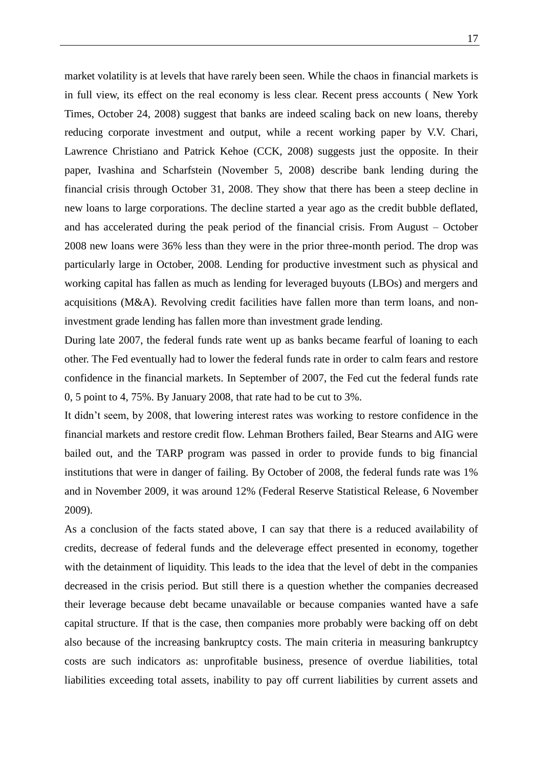market volatility is at levels that have rarely been seen. While the chaos in financial markets is in full view, its effect on the real economy is less clear. Recent press accounts ( New York Times, October 24, 2008) suggest that banks are indeed scaling back on new loans, thereby reducing corporate investment and output, while a recent working paper by V.V. Chari, Lawrence Christiano and Patrick Kehoe (CCK, 2008) suggests just the opposite. In their paper, Ivashina and Scharfstein (November 5, 2008) describe bank lending during the financial crisis through October 31, 2008. They show that there has been a steep decline in new loans to large corporations. The decline started a year ago as the credit bubble deflated, and has accelerated during the peak period of the financial crisis. From August – October 2008 new loans were 36% less than they were in the prior three-month period. The drop was particularly large in October, 2008. Lending for productive investment such as physical and working capital has fallen as much as lending for leveraged buyouts (LBOs) and mergers and acquisitions (M&A). Revolving credit facilities have fallen more than term loans, and non-investment grade lending has fallen more than investment grade lending.

During late 2007, the federal funds rate went up as banks became fearful of loaning to each other. The Fed eventually had to lower the federal funds rate in order to calm fears and restore confidence in the financial markets. In September of 2007, the Fed cut the federal funds rate 0, 5 point to 4, 75%. By January 2008, that rate had to be cut to 3%.

It didn't seem, by 2008, that lowering interest rates was working to restore confidence in the financial markets and restore credit flow. Lehman Brothers failed, Bear Stearns and AIG were bailed out, and the TARP program was passed in order to provide funds to big financial institutions that were in danger of failing. By October of 2008, the federal funds rate was 1% and in November 2009, it was around 12% (Federal Reserve Statistical Release, 6 November 2009).

As a conclusion of the facts stated above, I can say that there is a reduced availability of credits, decrease of federal funds and the deleverage effect presented in economy, together with the detainment of liquidity. This leads to the idea that the level of debt in the companies decreased in the crisis period. But still there is a question whether the companies decreased their leverage because debt became unavailable or because companies wanted have a safe capital structure. If that is the case, then companies more probably were backing off on debt also because of the increasing bankruptcy costs. The main criteria in measuring bankruptcy costs are such indicators as: unprofitable business, presence of overdue liabilities, total liabilities exceeding total assets, inability to pay off current liabilities by current assets and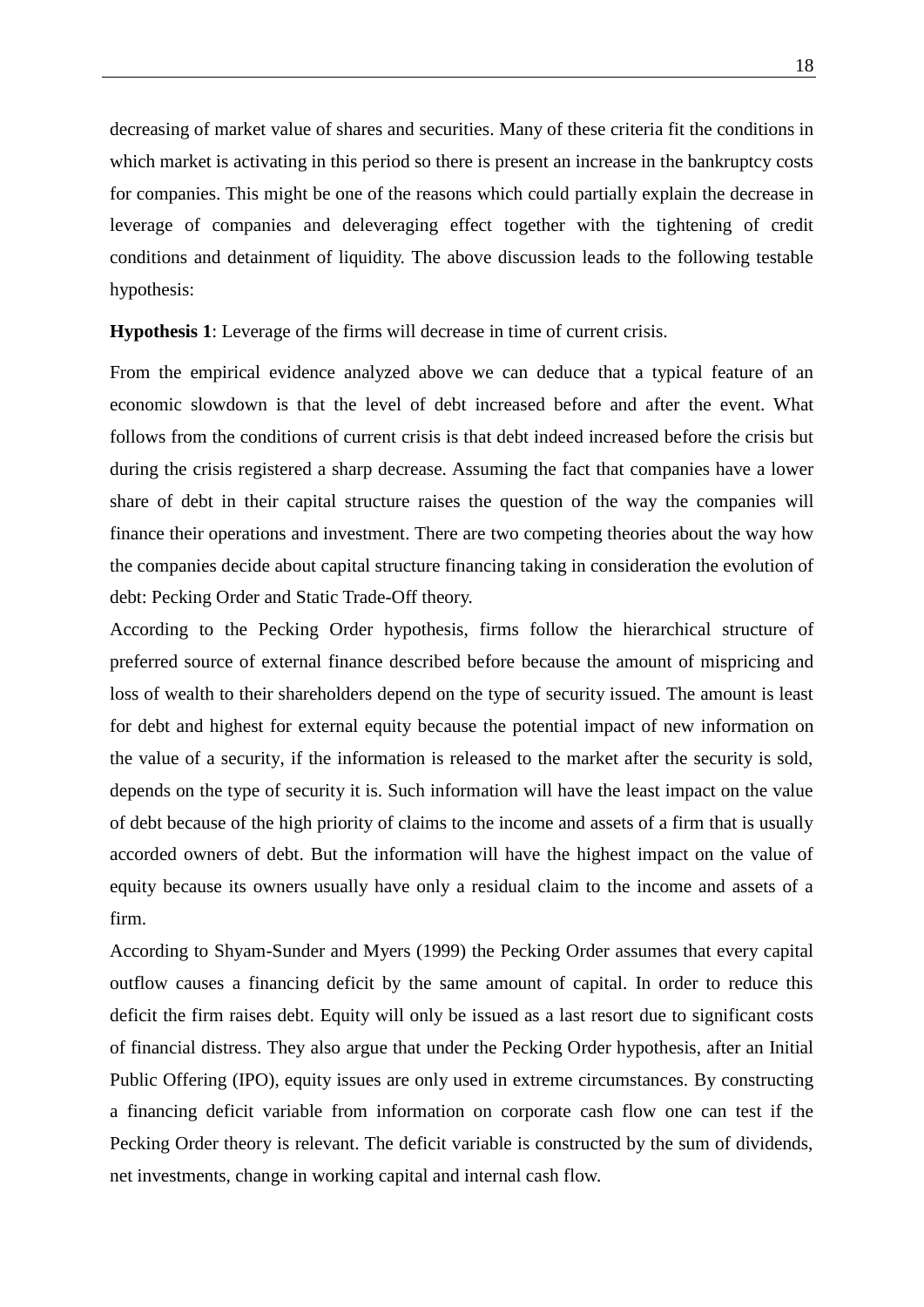decreasing of market value of shares and securities. Many of these criteria fit the conditions in which market is activating in this period so there is present an increase in the bankruptcy costs for companies. This might be one of the reasons which could partially explain the decrease in leverage of companies and deleveraging effect together with the tightening of credit conditions and detainment of liquidity. The above discussion leads to the following testable hypothesis:

**Hypothesis 1**: Leverage of the firms will decrease in time of current crisis.

From the empirical evidence analyzed above we can deduce that a typical feature of an economic slowdown is that the level of debt increased before and after the event. What follows from the conditions of current crisis is that debt indeed increased before the crisis but during the crisis registered a sharp decrease. Assuming the fact that companies have a lower share of debt in their capital structure raises the question of the way the companies will finance their operations and investment. There are two competing theories about the way how the companies decide about capital structure financing taking in consideration the evolution of debt: Pecking Order and Static Trade-Off theory.

According to the Pecking Order hypothesis, firms follow the hierarchical structure of preferred source of external finance described before because the amount of mispricing and loss of wealth to their shareholders depend on the type of security issued. The amount is least for debt and highest for external equity because the potential impact of new information on the value of a security, if the information is released to the market after the security is sold, depends on the type of security it is. Such information will have the least impact on the value of debt because of the high priority of claims to the income and assets of a firm that is usually accorded owners of debt. But the information will have the highest impact on the value of equity because its owners usually have only a residual claim to the income and assets of a firm.

According to Shyam-Sunder and Myers (1999) the Pecking Order assumes that every capital outflow causes a financing deficit by the same amount of capital. In order to reduce this deficit the firm raises debt. Equity will only be issued as a last resort due to significant costs of financial distress. They also argue that under the Pecking Order hypothesis, after an Initial Public Offering (IPO), equity issues are only used in extreme circumstances. By constructing a financing deficit variable from information on corporate cash flow one can test if the Pecking Order theory is relevant. The deficit variable is constructed by the sum of dividends, net investments, change in working capital and internal cash flow.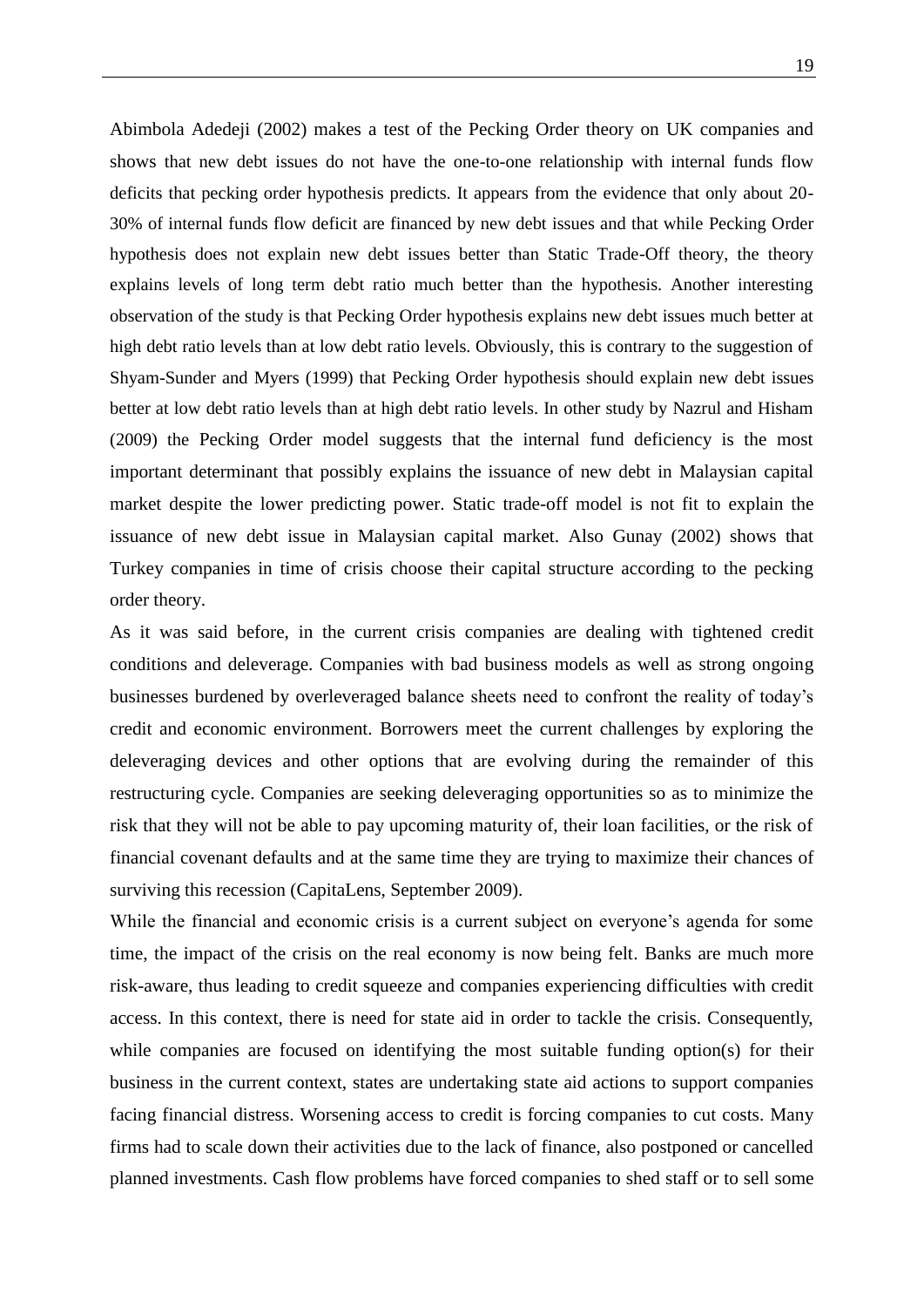Abimbola Adedeji (2002) makes a test of the Pecking Order theory on UK companies and shows that new debt issues do not have the one-to-one relationship with internal funds flow deficits that pecking order hypothesis predicts. It appears from the evidence that only about 20-30% of internal funds flow deficit are financed by new debt issues and that while Pecking Order hypothesis does not explain new debt issues better than Static Trade-Off theory, the theory explains levels of long term debt ratio much better than the hypothesis. Another interesting observation of the study is that Pecking Order hypothesis explains new debt issues much better at high debt ratio levels than at low debt ratio levels. Obviously, this is contrary to the suggestion of Shyam-Sunder and Myers (1999) that Pecking Order hypothesis should explain new debt issues better at low debt ratio levels than at high debt ratio levels. In other study by Nazrul and Hisham (2009) the Pecking Order model suggests that the internal fund deficiency is the most important determinant that possibly explains the issuance of new debt in Malaysian capital market despite the lower predicting power. Static trade-off model is not fit to explain the issuance of new debt issue in Malaysian capital market. Also Gunay (2002) shows that Turkey companies in time of crisis choose their capital structure according to the pecking order theory.

As it was said before, in the current crisis companies are dealing with tightened credit conditions and deleverage. Companies with bad business models as well as strong ongoing businesses burdened by overleveraged balance sheets need to confront the reality of today's credit and economic environment. Borrowers meet the current challenges by exploring the deleveraging devices and other options that are evolving during the remainder of this restructuring cycle. Companies are seeking deleveraging opportunities so as to minimize the risk that they will not be able to pay upcoming maturity of, their loan facilities, or the risk of financial covenant defaults and at the same time they are trying to maximize their chances of surviving this recession (CapitaLens, September 2009).

While the financial and economic crisis is a current subject on everyone's agenda for some time, the impact of the crisis on the real economy is now being felt. Banks are much more risk-aware, thus leading to credit squeeze and companies experiencing difficulties with credit access. In this context, there is need for state aid in order to tackle the crisis. Consequently, while companies are focused on identifying the most suitable funding option(s) for their business in the current context, states are undertaking state aid actions to support companies facing financial distress. Worsening access to credit is forcing companies to cut costs. Many firms had to scale down their activities due to the lack of finance, also postponed or cancelled planned investments. Cash flow problems have forced companies to shed staff or to sell some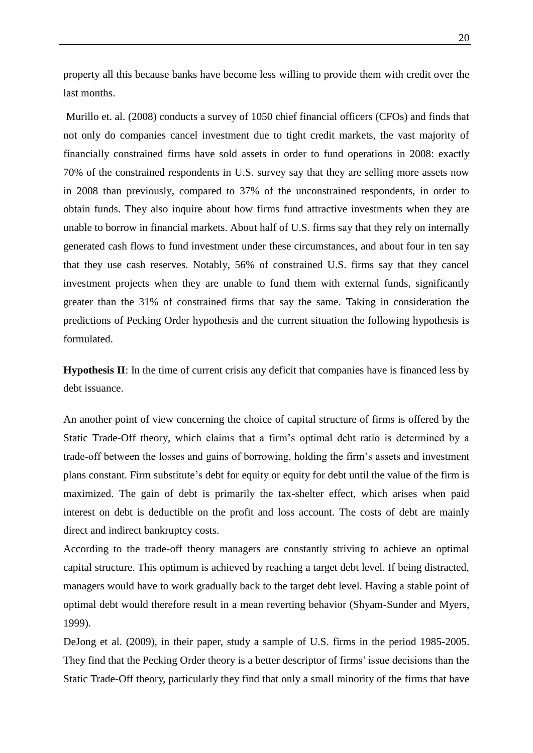property all this because banks have become less willing to provide them with credit over the last months.

Murillo et. al. (2008) conducts a survey of 1050 chief financial officers (CFOs) and finds that not only do companies cancel investment due to tight credit markets, the vast majority of financially constrained firms have sold assets in order to fund operations in 2008: exactly 70% of the constrained respondents in U.S. survey say that they are selling more assets now in 2008 than previously, compared to 37% of the unconstrained respondents, in order to obtain funds. They also inquire about how firms fund attractive investments when they are unable to borrow in financial markets. About half of U.S. firms say that they rely on internally generated cash flows to fund investment under these circumstances, and about four in ten say that they use cash reserves. Notably, 56% of constrained U.S. firms say that they cancel investment projects when they are unable to fund them with external funds, significantly greater than the 31% of constrained firms that say the same. Taking in consideration the predictions of Pecking Order hypothesis and the current situation the following hypothesis is formulated.

**Hypothesis II**: In the time of current crisis any deficit that companies have is financed less by debt issuance.

An another point of view concerning the choice of capital structure of firms is offered by the Static Trade-Off theory, which claims that a firm's optimal debt ratio is determined by a trade-off between the losses and gains of borrowing, holding the firm's assets and investment plans constant. Firm substitute's debt for equity or equity for debt until the value of the firm is maximized. The gain of debt is primarily the tax-shelter effect, which arises when paid interest on debt is deductible on the profit and loss account. The costs of debt are mainly direct and indirect bankruptcy costs.

According to the trade-off theory managers are constantly striving to achieve an optimal capital structure. This optimum is achieved by reaching a target debt level. If being distracted, managers would have to work gradually back to the target debt level. Having a stable point of optimal debt would therefore result in a mean reverting behavior (Shyam-Sunder and Myers, 1999).

DeJong et al. (2009), in their paper, study a sample of U.S. firms in the period 1985-2005. They find that the Pecking Order theory is a better descriptor of firms' issue decisions than the Static Trade-Off theory, particularly they find that only a small minority of the firms that have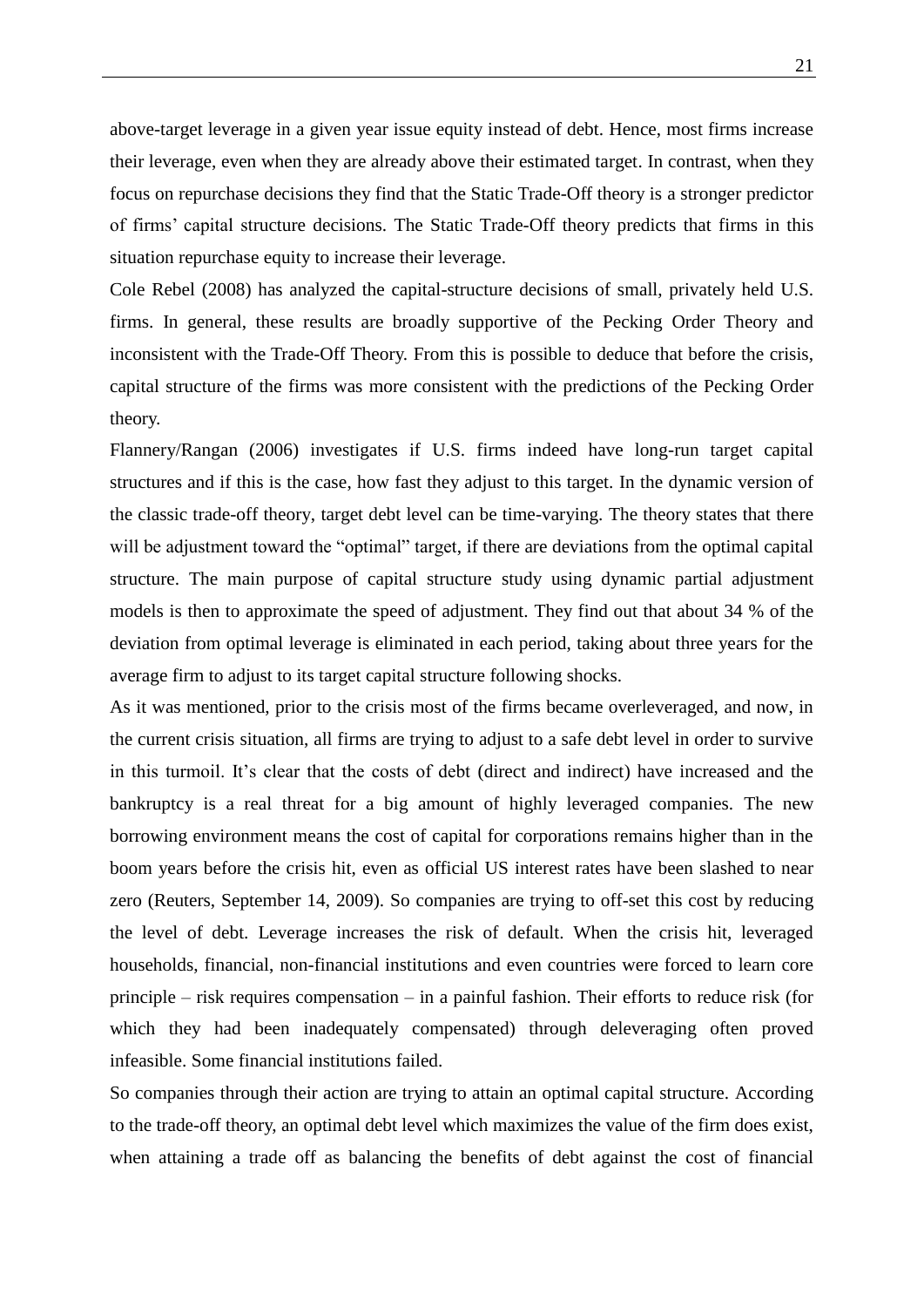above-target leverage in a given year issue equity instead of debt. Hence, most firms increase their leverage, even when they are already above their estimated target. In contrast, when they focus on repurchase decisions they find that the Static Trade-Off theory is a stronger predictor of firms' capital structure decisions. The Static Trade-Off theory predicts that firms in this situation repurchase equity to increase their leverage.

Cole Rebel (2008) has analyzed the capital-structure decisions of small, privately held U.S. firms. In general, these results are broadly supportive of the Pecking Order Theory and inconsistent with the Trade-Off Theory. From this is possible to deduce that before the crisis, capital structure of the firms was more consistent with the predictions of the Pecking Order theory.

Flannery/Rangan (2006) investigates if U.S. firms indeed have long-run target capital structures and if this is the case, how fast they adjust to this target. In the dynamic version of the classic trade-off theory, target debt level can be time-varying. The theory states that there will be adjustment toward the "optimal" target, if there are deviations from the optimal capital structure. The main purpose of capital structure study using dynamic partial adjustment models is then to approximate the speed of adjustment. They find out that about 34 % of the deviation from optimal leverage is eliminated in each period, taking about three years for the average firm to adjust to its target capital structure following shocks.

As it was mentioned, prior to the crisis most of the firms became overleveraged, and now, in the current crisis situation, all firms are trying to adjust to a safe debt level in order to survive in this turmoil. It's clear that the costs of debt (direct and indirect) have increased and the bankruptcy is a real threat for a big amount of highly leveraged companies. The new borrowing environment means the cost of capital for corporations remains higher than in the boom years before the crisis hit, even as official US interest rates have been slashed to near zero (Reuters, September 14, 2009). So companies are trying to off-set this cost by reducing the level of debt. Leverage increases the risk of default. When the crisis hit, leveraged households, financial, non-financial institutions and even countries were forced to learn core principle – risk requires compensation – in a painful fashion. Their efforts to reduce risk (for which they had been inadequately compensated) through deleveraging often proved infeasible. Some financial institutions failed.

So companies through their action are trying to attain an optimal capital structure. According to the trade-off theory, an optimal debt level which maximizes the value of the firm does exist, when attaining a trade off as balancing the benefits of debt against the cost of financial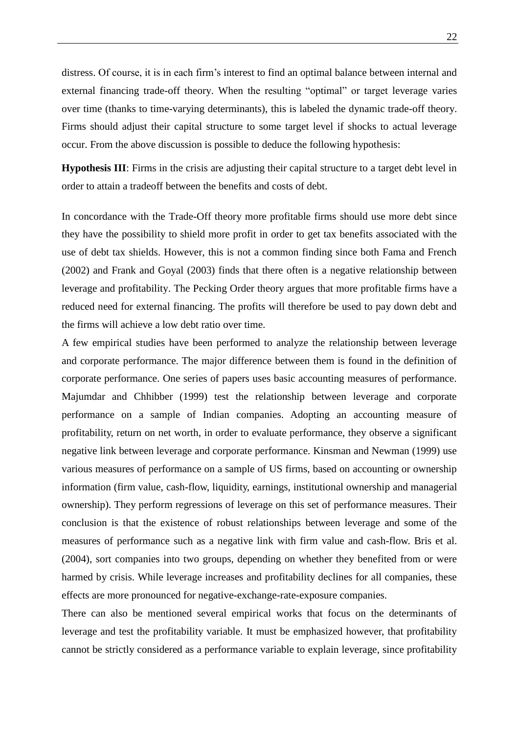distress. Of course, it is in each firm's interest to find an optimal balance between internal and external financing trade-off theory. When the resulting "optimal" or target leverage varies over time (thanks to time-varying determinants), this is labeled the dynamic trade-off theory. Firms should adjust their capital structure to some target level if shocks to actual leverage occur. From the above discussion is possible to deduce the following hypothesis:

**Hypothesis III**: Firms in the crisis are adjusting their capital structure to a target debt level in order to attain a tradeoff between the benefits and costs of debt.

In concordance with the Trade-Off theory more profitable firms should use more debt since they have the possibility to shield more profit in order to get tax benefits associated with the use of debt tax shields. However, this is not a common finding since both Fama and French (2002) and Frank and Goyal (2003) finds that there often is a negative relationship between leverage and profitability. The Pecking Order theory argues that more profitable firms have a reduced need for external financing. The profits will therefore be used to pay down debt and the firms will achieve a low debt ratio over time.

A few empirical studies have been performed to analyze the relationship between leverage and corporate performance. The major difference between them is found in the definition of corporate performance. One series of papers uses basic accounting measures of performance. Majumdar and Chhibber (1999) test the relationship between leverage and corporate performance on a sample of Indian companies. Adopting an accounting measure of profitability, return on net worth, in order to evaluate performance, they observe a significant negative link between leverage and corporate performance. Kinsman and Newman (1999) use various measures of performance on a sample of US firms, based on accounting or ownership information (firm value, cash-flow, liquidity, earnings, institutional ownership and managerial ownership). They perform regressions of leverage on this set of performance measures. Their conclusion is that the existence of robust relationships between leverage and some of the measures of performance such as a negative link with firm value and cash-flow. Bris et al. (2004), sort companies into two groups, depending on whether they benefited from or were harmed by crisis. While leverage increases and profitability declines for all companies, these effects are more pronounced for negative-exchange-rate-exposure companies.

There can also be mentioned several empirical works that focus on the determinants of leverage and test the profitability variable. It must be emphasized however, that profitability cannot be strictly considered as a performance variable to explain leverage, since profitability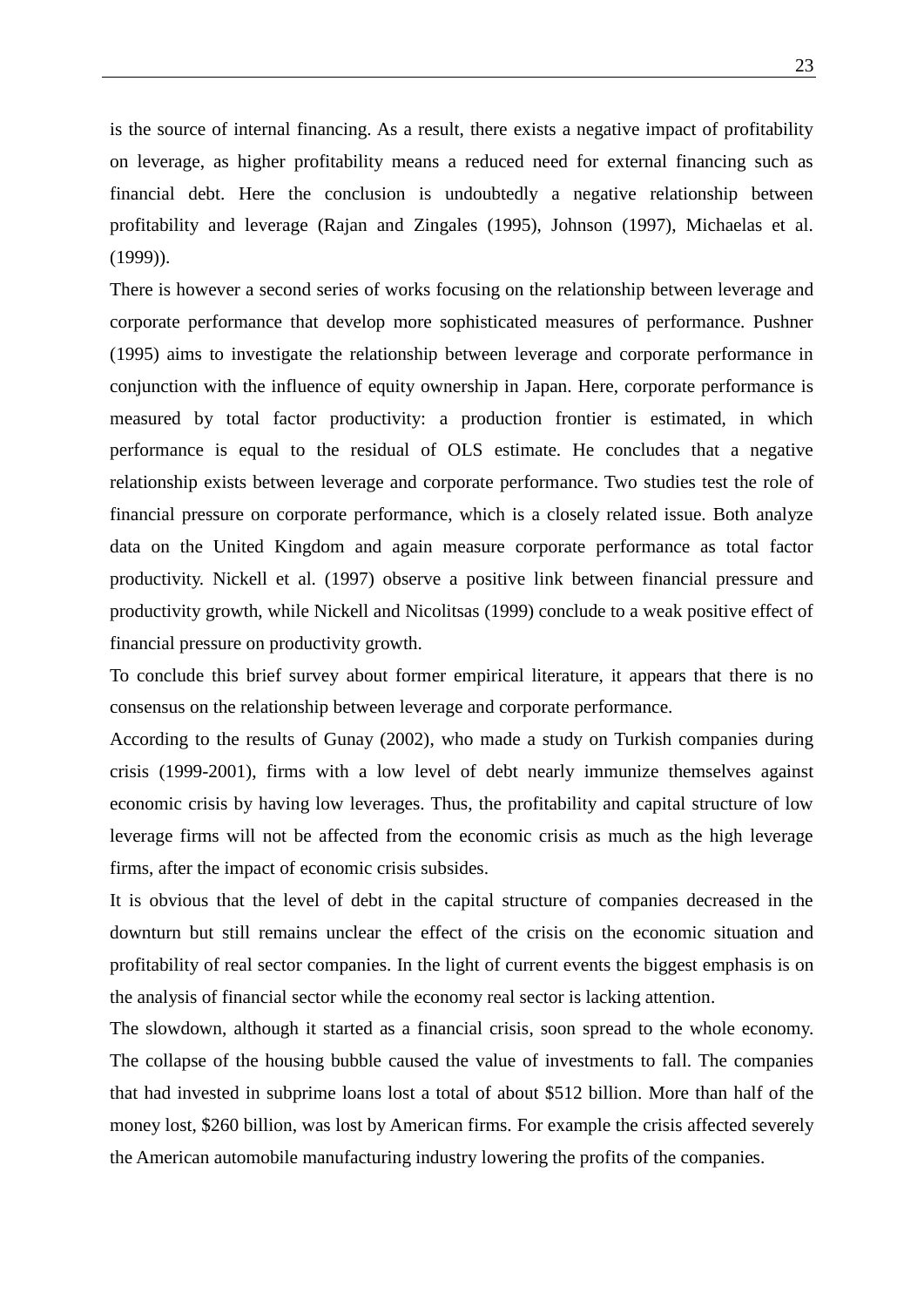is the source of internal financing. As a result, there exists a negative impact of profitability on leverage, as higher profitability means a reduced need for external financing such as financial debt. Here the conclusion is undoubtedly a negative relationship between profitability and leverage (Rajan and Zingales (1995), Johnson (1997), Michaelas et al. (1999)).

There is however a second series of works focusing on the relationship between leverage and corporate performance that develop more sophisticated measures of performance. Pushner (1995) aims to investigate the relationship between leverage and corporate performance in conjunction with the influence of equity ownership in Japan. Here, corporate performance is measured by total factor productivity: a production frontier is estimated, in which performance is equal to the residual of OLS estimate. He concludes that a negative relationship exists between leverage and corporate performance. Two studies test the role of financial pressure on corporate performance, which is a closely related issue. Both analyze data on the United Kingdom and again measure corporate performance as total factor productivity. Nickell et al. (1997) observe a positive link between financial pressure and productivity growth, while Nickell and Nicolitsas (1999) conclude to a weak positive effect of financial pressure on productivity growth.

To conclude this brief survey about former empirical literature, it appears that there is no consensus on the relationship between leverage and corporate performance.

According to the results of Gunay (2002), who made a study on Turkish companies during crisis (1999-2001), firms with a low level of debt nearly immunize themselves against economic crisis by having low leverages. Thus, the profitability and capital structure of low leverage firms will not be affected from the economic crisis as much as the high leverage firms, after the impact of economic crisis subsides.

It is obvious that the level of debt in the capital structure of companies decreased in the downturn but still remains unclear the effect of the crisis on the economic situation and profitability of real sector companies. In the light of current events the biggest emphasis is on the analysis of financial sector while the economy real sector is lacking attention.

The slowdown, although it started as a financial crisis, soon spread to the whole economy. The collapse of the housing bubble caused the value of investments to fall. The companies that had invested in subprime loans lost a total of about $512 billion. More than half of the money lost, $260 billion, was lost by American firms. For example the crisis affected severely the American automobile manufacturing industry lowering the profits of the companies.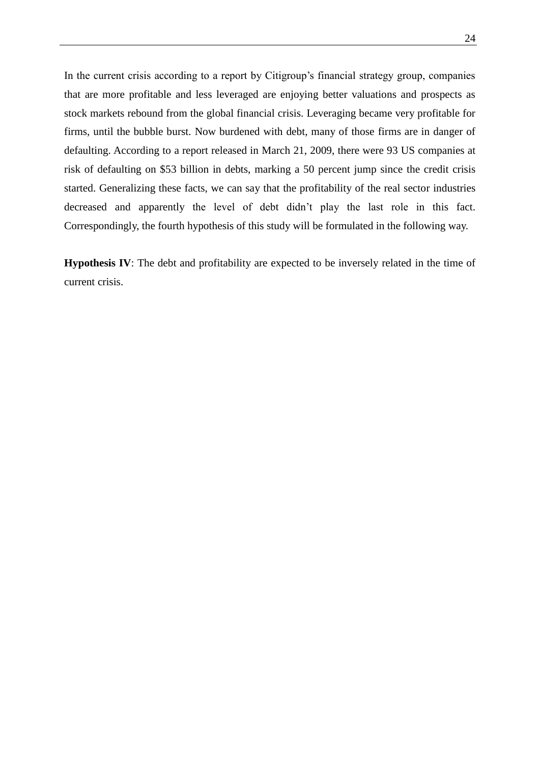In the current crisis according to a report by Citigroup's financial strategy group, companies that are more profitable and less leveraged are enjoying better valuations and prospects as stock markets rebound from the global financial crisis. Leveraging became very profitable for firms, until the bubble burst. Now burdened with debt, many of those firms are in danger of defaulting. According to a report released in March 21, 2009, there were 93 US companies at risk of defaulting on $53 billion in debts, marking a 50 percent jump since the credit crisis started. Generalizing these facts, we can say that the profitability of the real sector industries decreased and apparently the level of debt didn't play the last role in this fact. Correspondingly, the fourth hypothesis of this study will be formulated in the following way.

**Hypothesis IV**: The debt and profitability are expected to be inversely related in the time of current crisis.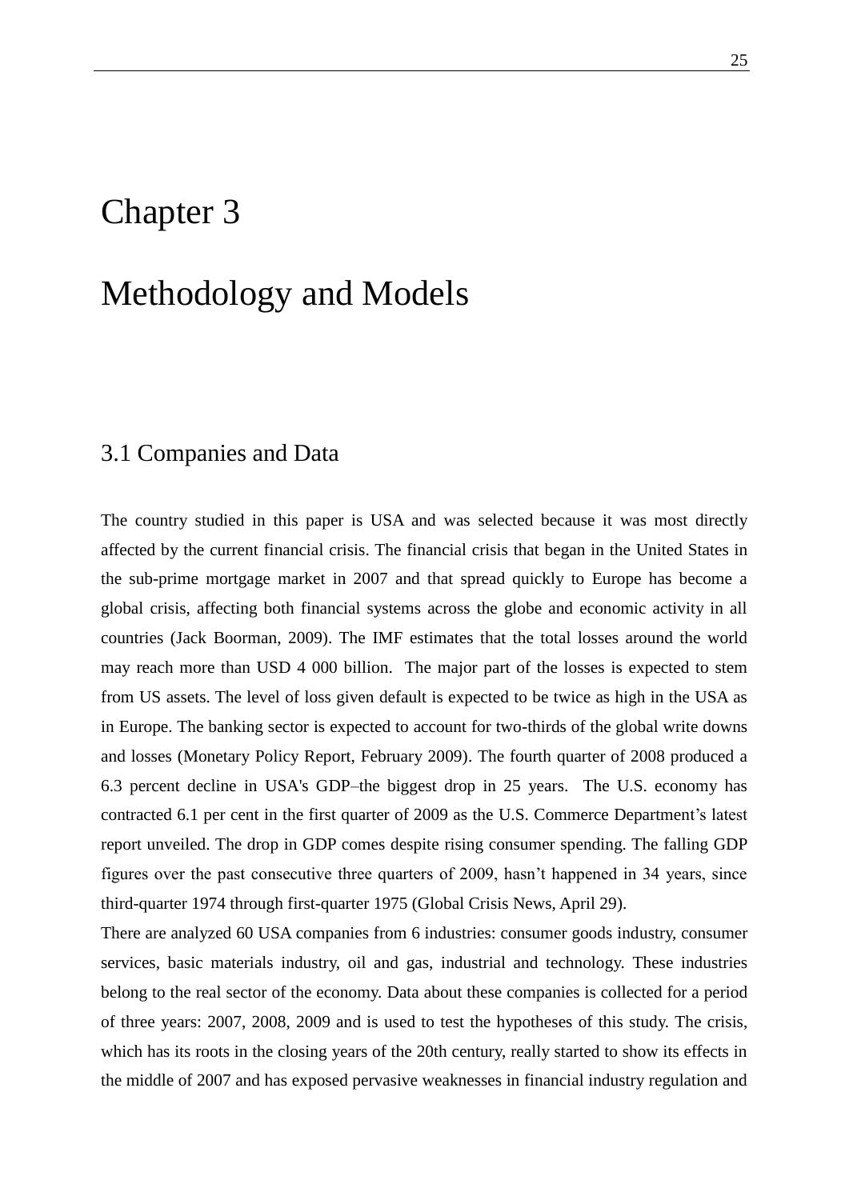# Chapter 3

# Methodology and Models

## 3.1 Companies and Data

The country studied in this paper is USA and was selected because it was most directly affected by the current financial crisis. The financial crisis that began in the United States in the sub-prime mortgage market in 2007 and that spread quickly to Europe has become a global crisis, affecting both financial systems across the globe and economic activity in all countries (Jack Boorman, 2009). The IMF estimates that the total losses around the world may reach more than USD 4 000 billion. The major part of the losses is expected to stem from US assets. The level of loss given default is expected to be twice as high in the USA as in Europe. The banking sector is expected to account for two-thirds of the global write downs and losses (Monetary Policy Report, February 2009). The fourth quarter of 2008 produced a 6.3 percent decline in USA's GDP–the biggest drop in 25 years. The U.S. economy has contracted 6.1 per cent in the first quarter of 2009 as the U.S. Commerce Department's latest report unveiled. The drop in GDP comes despite rising consumer spending. The falling GDP figures over the past consecutive three quarters of 2009, hasn't happened in 34 years, since third-quarter 1974 through first-quarter 1975 (Global Crisis News, April 29).

There are analyzed 60 USA companies from 6 industries: consumer goods industry, consumer services, basic materials industry, oil and gas, industrial and technology. These industries belong to the real sector of the economy. Data about these companies is collected for a period of three years: 2007, 2008, 2009 and is used to test the hypotheses of this study. The crisis, which has its roots in the closing years of the 20th century, really started to show its effects in the middle of 2007 and has exposed pervasive weaknesses in financial industry regulation and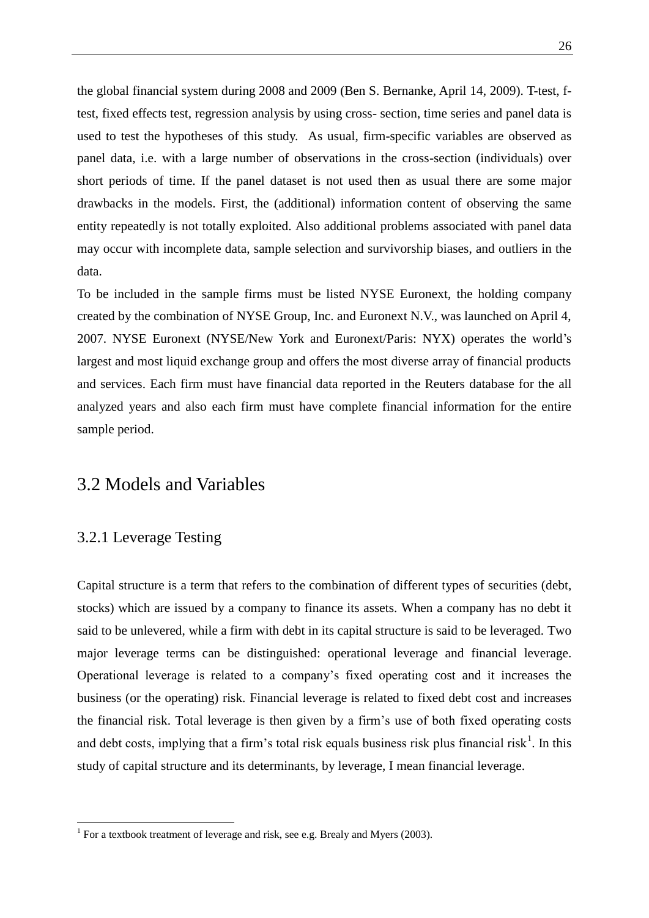the global financial system during 2008 and 2009 (Ben S. Bernanke, April 14, 2009). T-test, f-test, fixed effects test, regression analysis by using cross- section, time series and panel data is used to test the hypotheses of this study. As usual, firm-specific variables are observed as panel data, i.e. with a large number of observations in the cross-section (individuals) over short periods of time. If the panel dataset is not used then as usual there are some major drawbacks in the models. First, the (additional) information content of observing the same entity repeatedly is not totally exploited. Also additional problems associated with panel data may occur with incomplete data, sample selection and survivorship biases, and outliers in the data.

To be included in the sample firms must be listed NYSE Euronext, the holding company created by the combination of NYSE Group, Inc. and Euronext N.V., was launched on April 4, 2007. NYSE Euronext (NYSE/New York and Euronext/Paris: NYX) operates the world's largest and most liquid exchange group and offers the most diverse array of financial products and services. Each firm must have financial data reported in the Reuters database for the all analyzed years and also each firm must have complete financial information for the entire sample period.

## 3.2 Models and Variables

### 3.2.1 Leverage Testing

Capital structure is a term that refers to the combination of different types of securities (debt, stocks) which are issued by a company to finance its assets. When a company has no debt it said to be unlevered, while a firm with debt in its capital structure is said to be leveraged. Two major leverage terms can be distinguished: operational leverage and financial leverage. Operational leverage is related to a company's fixed operating cost and it increases the business (or the operating) risk. Financial leverage is related to fixed debt cost and increases the financial risk. Total leverage is then given by a firm's use of both fixed operating costs and debt costs, implying that a firm's total risk equals business risk plus financial risk[1]. In this study of capital structure and its determinants, by leverage, I mean financial leverage.

[1] For a textbook treatment of leverage and risk, see e.g. Brealy and Myers (2003).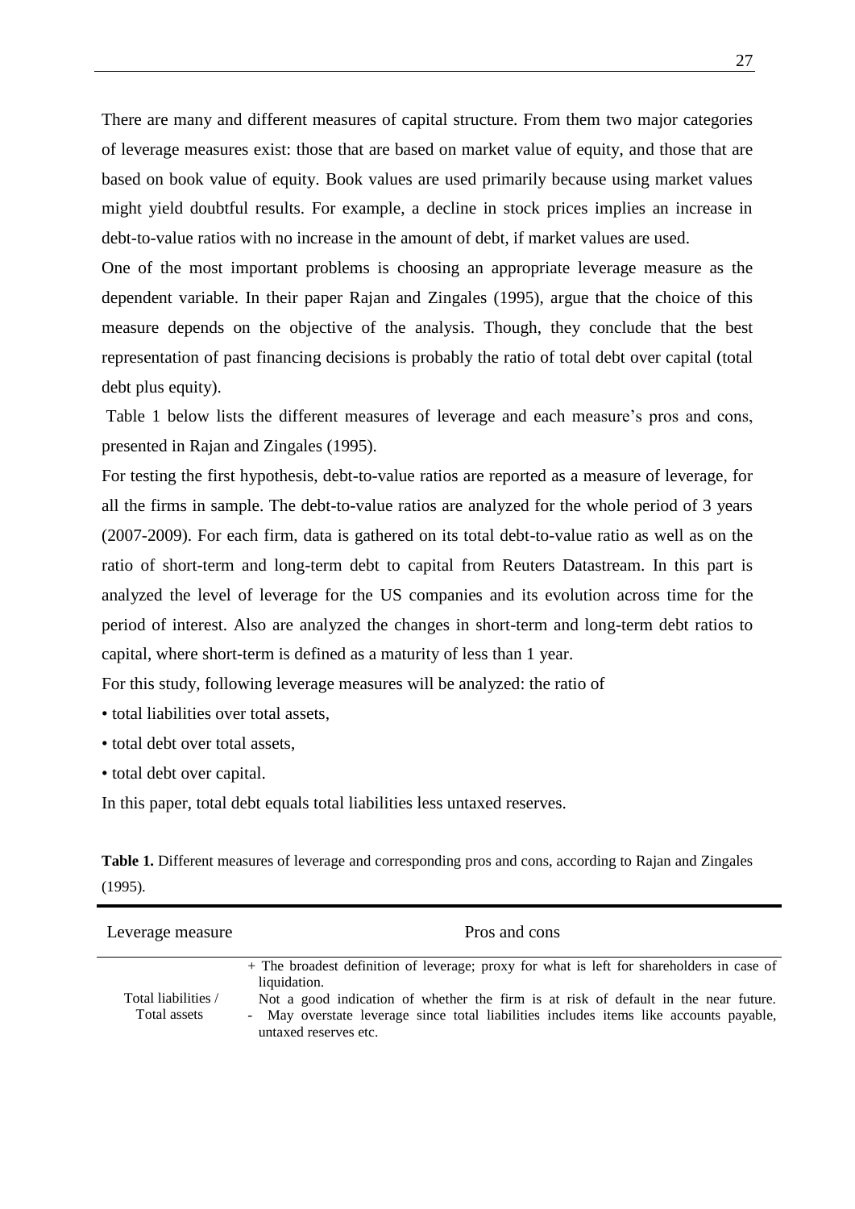There are many and different measures of capital structure. From them two major categories of leverage measures exist: those that are based on market value of equity, and those that are based on book value of equity. Book values are used primarily because using market values might yield doubtful results. For example, a decline in stock prices implies an increase in debt-to-value ratios with no increase in the amount of debt, if market values are used.

One of the most important problems is choosing an appropriate leverage measure as the dependent variable. In their paper Rajan and Zingales (1995), argue that the choice of this measure depends on the objective of the analysis. Though, they conclude that the best representation of past financing decisions is probably the ratio of total debt over capital (total debt plus equity).

Table 1 below lists the different measures of leverage and each measure's pros and cons, presented in Rajan and Zingales (1995).

For testing the first hypothesis, debt-to-value ratios are reported as a measure of leverage, for all the firms in sample. The debt-to-value ratios are analyzed for the whole period of 3 years (2007-2009). For each firm, data is gathered on its total debt-to-value ratio as well as on the ratio of short-term and long-term debt to capital from Reuters Datastream. In this part is analyzed the level of leverage for the US companies and its evolution across time for the period of interest. Also are analyzed the changes in short-term and long-term debt ratios to capital, where short-term is defined as a maturity of less than 1 year.

For this study, following leverage measures will be analyzed: the ratio of

- total liabilities over total assets,
- total debt over total assets,
- total debt over capital.

In this paper, total debt equals total liabilities less untaxed reserves.

**Table 1.** Different measures of leverage and corresponding pros and cons, according to Rajan and Zingales (1995).

| Leverage measure | Pros and cons |
|---|---|
| Total liabilities / Total assets | + The broadest definition of leverage; proxy for what is left for shareholders in case of liquidation.<br>Not a good indication of whether the firm is at risk of default in the near future.<br>- May overstate leverage since total liabilities includes items like accounts payable, untaxed reserves etc. |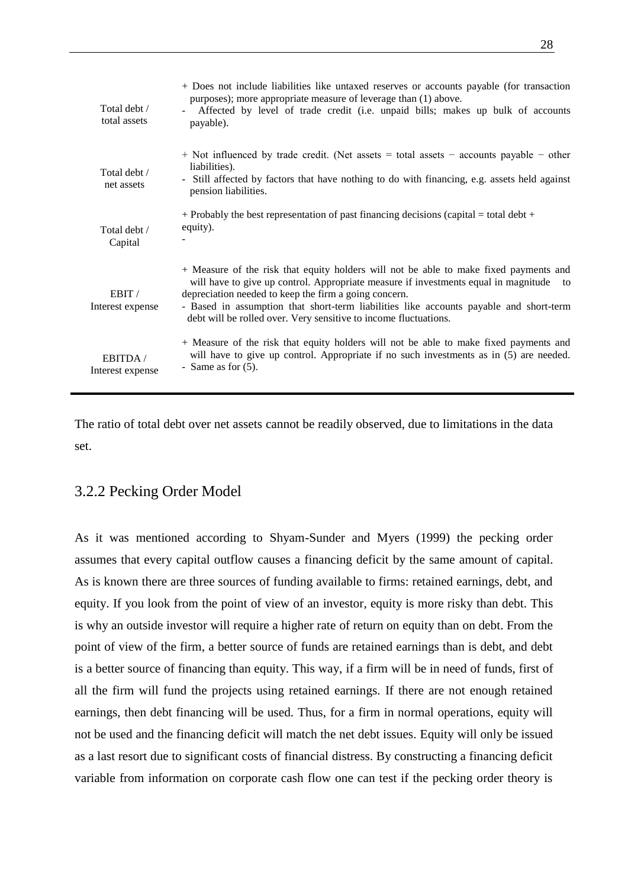| | |
|---|---|
| Total debt / total assets | + Does not include liabilities like untaxed reserves or accounts payable (for transaction purposes); more appropriate measure of leverage than (1) above.<br>- Affected by level of trade credit (i.e. unpaid bills; makes up bulk of accounts payable). |
| Total debt / net assets | + Not influenced by trade credit. (Net assets = total assets − accounts payable − other liabilities).<br>- Still affected by factors that have nothing to do with financing, e.g. assets held against pension liabilities. |
| Total debt / Capital | + Probably the best representation of past financing decisions (capital = total debt + equity).<br>- |
| EBIT / Interest expense | + Measure of the risk that equity holders will not be able to make fixed payments and will have to give up control. Appropriate measure if investments equal in magnitude to depreciation needed to keep the firm a going concern.<br>- Based in assumption that short-term liabilities like accounts payable and short-term debt will be rolled over. Very sensitive to income fluctuations. |
| EBITDA / Interest expense | + Measure of the risk that equity holders will not be able to make fixed payments and will have to give up control. Appropriate if no such investments as in (5) are needed.<br>- Same as for (5). |

The ratio of total debt over net assets cannot be readily observed, due to limitations in the data set.

### 3.2.2 Pecking Order Model

As it was mentioned according to Shyam-Sunder and Myers (1999) the pecking order assumes that every capital outflow causes a financing deficit by the same amount of capital. As is known there are three sources of funding available to firms: retained earnings, debt, and equity. If you look from the point of view of an investor, equity is more risky than debt. This is why an outside investor will require a higher rate of return on equity than on debt. From the point of view of the firm, a better source of funds are retained earnings than is debt, and debt is a better source of financing than equity. This way, if a firm will be in need of funds, first of all the firm will fund the projects using retained earnings. If there are not enough retained earnings, then debt financing will be used. Thus, for a firm in normal operations, equity will not be used and the financing deficit will match the net debt issues. Equity will only be issued as a last resort due to significant costs of financial distress. By constructing a financing deficit variable from information on corporate cash flow one can test if the pecking order theory is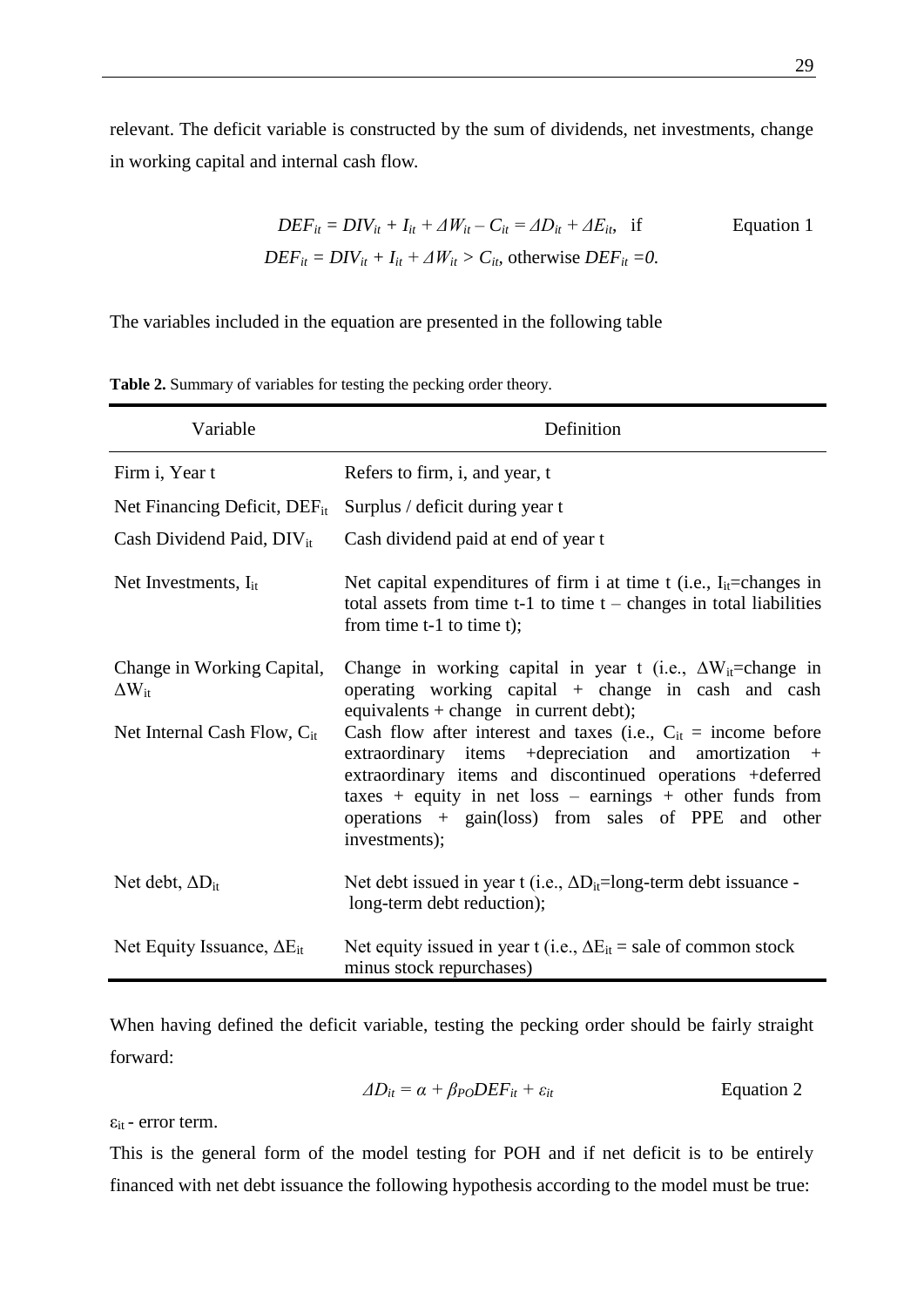relevant. The deficit variable is constructed by the sum of dividends, net investments, change in working capital and internal cash flow.

$$DEF_{it} = DIV_{it} + I_{it} + \Delta W_{it} - C_{it} = \Delta D_{it} + \Delta E_{it}, \text{ if} \qquad \text{Equation 1}$$
$$DEF_{it} = DIV_{it} + I_{it} + \Delta W_{it} > C_{it}, \text{ otherwise } DEF_{it} = 0.$$

The variables included in the equation are presented in the following table

**Table 2.** Summary of variables for testing the pecking order theory.

| Variable | Definition |
|---|---|
| Firm i, Year t | Refers to firm, i, and year, t |
| Net Financing Deficit, $DEF_{it}$ | Surplus / deficit during year t |
| Cash Dividend Paid, $DIV_{it}$ | Cash dividend paid at end of year t |
| Net Investments, $I_{it}$ | Net capital expenditures of firm i at time t (i.e., $I_{it}$=changes in total assets from time t-1 to time t – changes in total liabilities from time t-1 to time t); |
| Change in Working Capital, $\Delta W_{it}$ | Change in working capital in year t (i.e., $\Delta W_{it}$=change in operating working capital + change in cash and cash equivalents + change in current debt); |
| Net Internal Cash Flow, $C_{it}$ | Cash flow after interest and taxes (i.e., $C_{it}$ = income before extraordinary items +depreciation and amortization + extraordinary items and discontinued operations +deferred taxes + equity in net loss – earnings + other funds from operations + gain(loss) from sales of PPE and other investments); |
| Net debt, $\Delta D_{it}$ | Net debt issued in year t (i.e., $\Delta D_{it}$=long-term debt issuance - long-term debt reduction); |
| Net Equity Issuance, $\Delta E_{it}$ | Net equity issued in year t (i.e., $\Delta E_{it}$ = sale of common stock minus stock repurchases) |

When having defined the deficit variable, testing the pecking order should be fairly straight forward:

$$\Delta D_{it} = \alpha + \beta_{PO} DEF_{it} + \varepsilon_{it} \qquad \text{Equation 2}$$

$\varepsilon_{it}$ - error term.

This is the general form of the model testing for POH and if net deficit is to be entirely financed with net debt issuance the following hypothesis according to the model must be true: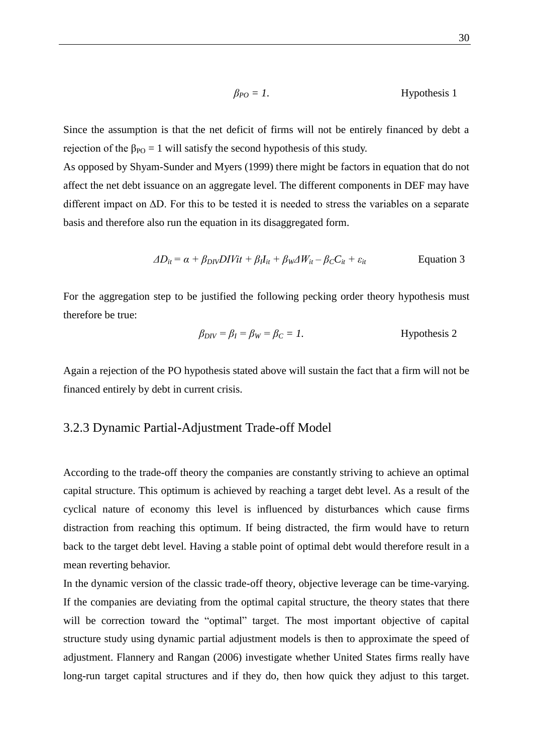$$\beta_{PO} = 1. \qquad \text{Hypothesis 1}$$

Since the assumption is that the net deficit of firms will not be entirely financed by debt a rejection of the $\beta_{PO} = 1$ will satisfy the second hypothesis of this study.

As opposed by Shyam-Sunder and Myers (1999) there might be factors in equation that do not affect the net debt issuance on an aggregate level. The different components in DEF may have different impact on $\Delta D$. For this to be tested it is needed to stress the variables on a separate basis and therefore also run the equation in its disaggregated form.

$$\Delta D_{it} = \alpha + \beta_{DIV} DIVit + \beta_I I_{it} + \beta_W \Delta W_{it} - \beta_C C_{it} + \varepsilon_{it} \qquad \text{Equation 3}$$

For the aggregation step to be justified the following pecking order theory hypothesis must therefore be true:

$$\beta_{DIV} = \beta_I = \beta_W = \beta_C = 1. \qquad \text{Hypothesis 2}$$

Again a rejection of the PO hypothesis stated above will sustain the fact that a firm will not be financed entirely by debt in current crisis.

### 3.2.3 Dynamic Partial-Adjustment Trade-off Model

According to the trade-off theory the companies are constantly striving to achieve an optimal capital structure. This optimum is achieved by reaching a target debt level. As a result of the cyclical nature of economy this level is influenced by disturbances which cause firms distraction from reaching this optimum. If being distracted, the firm would have to return back to the target debt level. Having a stable point of optimal debt would therefore result in a mean reverting behavior.

In the dynamic version of the classic trade-off theory, objective leverage can be time-varying. If the companies are deviating from the optimal capital structure, the theory states that there will be correction toward the "optimal" target. The most important objective of capital structure study using dynamic partial adjustment models is then to approximate the speed of adjustment. Flannery and Rangan (2006) investigate whether United States firms really have long-run target capital structures and if they do, then how quick they adjust to this target.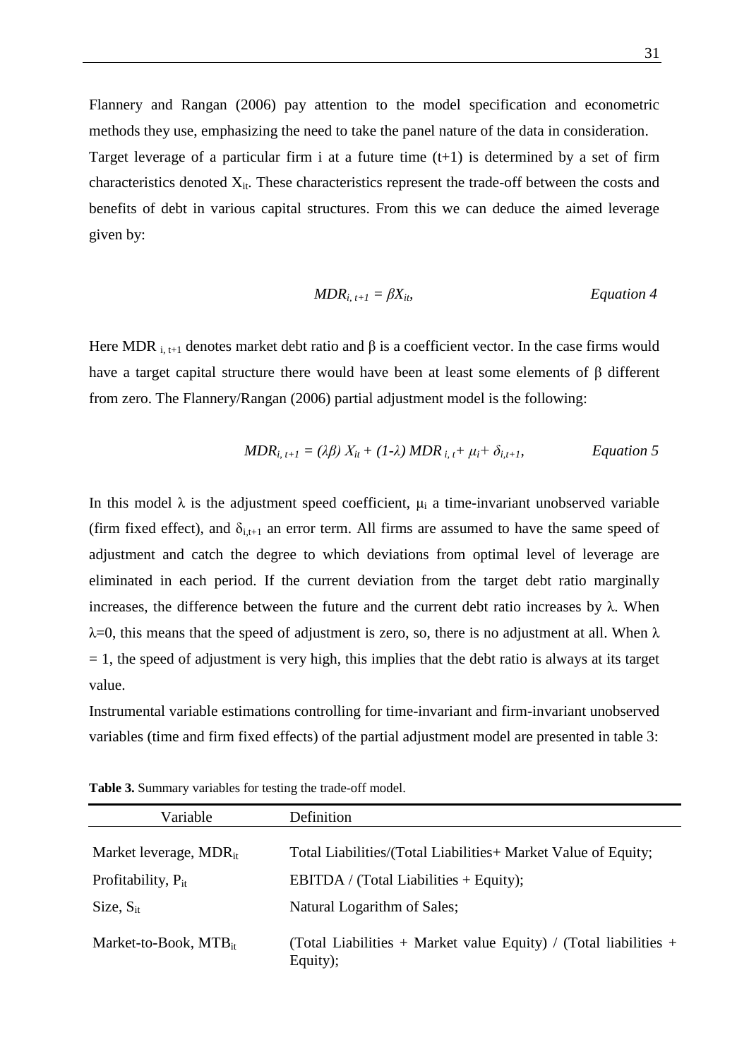Flannery and Rangan (2006) pay attention to the model specification and econometric methods they use, emphasizing the need to take the panel nature of the data in consideration.
Target leverage of a particular firm i at a future time (t+1) is determined by a set of firm characteristics denoted $X_{it}$. These characteristics represent the trade-off between the costs and benefits of debt in various capital structures. From this we can deduce the aimed leverage given by:

$$MDR_{i,\,t+1} = \beta X_{it}, \qquad \textit{Equation 4}$$

Here MDR $_{i,\,t+1}$ denotes market debt ratio and β is a coefficient vector. In the case firms would have a target capital structure there would have been at least some elements of β different from zero. The Flannery/Rangan (2006) partial adjustment model is the following:

$$MDR_{i,\,t+1} = (\lambda\beta)\, X_{it} + (1\text{-}\lambda)\, MDR_{i,\,t} + \mu_i + \delta_{i,t+1}, \qquad \textit{Equation 5}$$

In this model λ is the adjustment speed coefficient, $\mu_i$ a time-invariant unobserved variable (firm fixed effect), and $\delta_{i,t+1}$ an error term. All firms are assumed to have the same speed of adjustment and catch the degree to which deviations from optimal level of leverage are eliminated in each period. If the current deviation from the target debt ratio marginally increases, the difference between the future and the current debt ratio increases by λ. When λ=0, this means that the speed of adjustment is zero, so, there is no adjustment at all. When λ = 1, the speed of adjustment is very high, this implies that the debt ratio is always at its target value.
Instrumental variable estimations controlling for time-invariant and firm-invariant unobserved variables (time and firm fixed effects) of the partial adjustment model are presented in table 3:

**Table 3.** Summary variables for testing the trade-off model.

| Variable | Definition |
|---|---|
| Market leverage, $MDR_{it}$ | Total Liabilities/(Total Liabilities+ Market Value of Equity; |
| Profitability, $P_{it}$ | EBITDA / (Total Liabilities + Equity); |
| Size, $S_{it}$ | Natural Logarithm of Sales; |
| Market-to-Book, $MTB_{it}$ | (Total Liabilities + Market value Equity) / (Total liabilities + Equity); |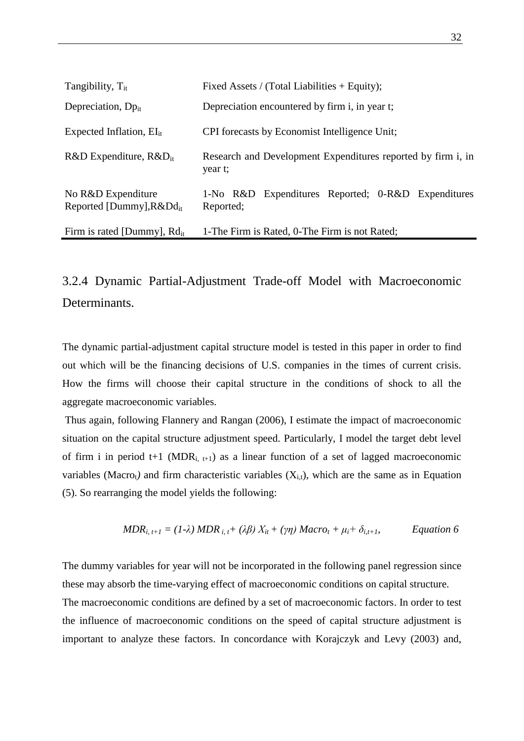| | |
|---|---|
| Tangibility, $T_{it}$ | Fixed Assets / (Total Liabilities + Equity); |
| Depreciation, $Dp_{it}$ | Depreciation encountered by firm i, in year t; |
| Expected Inflation, $EI_{it}$ | CPI forecasts by Economist Intelligence Unit; |
| R&D Expenditure, $R\&D_{it}$ | Research and Development Expenditures reported by firm i, in year t; |
| No R&D Expenditure Reported [Dummy], $R\&Dd_{it}$ | 1-No R&D Expenditures Reported; 0-R&D Expenditures Reported; |
| Firm is rated [Dummy], $Rd_{it}$ | 1-The Firm is Rated, 0-The Firm is not Rated; |

### 3.2.4 Dynamic Partial-Adjustment Trade-off Model with Macroeconomic Determinants.

The dynamic partial-adjustment capital structure model is tested in this paper in order to find out which will be the financing decisions of U.S. companies in the times of current crisis. How the firms will choose their capital structure in the conditions of shock to all the aggregate macroeconomic variables.

Thus again, following Flannery and Rangan (2006), I estimate the impact of macroeconomic situation on the capital structure adjustment speed. Particularly, I model the target debt level of firm i in period t+1 ($MDR_{i,\ t+1}$) as a linear function of a set of lagged macroeconomic variables ($Macro_t$) and firm characteristic variables ($X_{i,t}$), which are the same as in Equation (5). So rearranging the model yields the following:

$$MDR_{i,\,t+1} = (1\text{-}\lambda)\, MDR_{i,\,t} + (\lambda\beta)\, X_{it} + (\gamma\eta)\, Macro_t + \mu_i + \delta_{i,t+1}, \qquad \textit{Equation 6}$$

The dummy variables for year will not be incorporated in the following panel regression since these may absorb the time-varying effect of macroeconomic conditions on capital structure.

The macroeconomic conditions are defined by a set of macroeconomic factors. In order to test the influence of macroeconomic conditions on the speed of capital structure adjustment is important to analyze these factors. In concordance with Korajczyk and Levy (2003) and,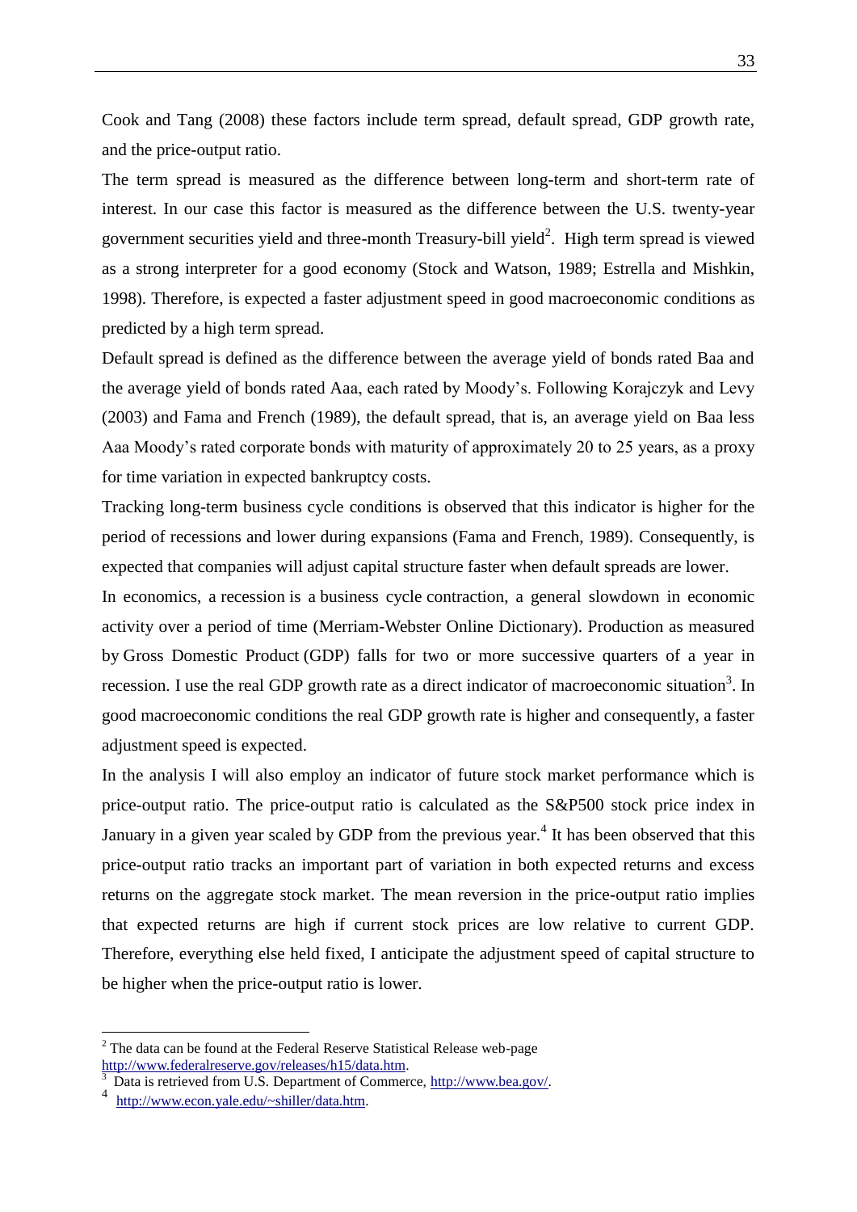Cook and Tang (2008) these factors include term spread, default spread, GDP growth rate, and the price-output ratio.

The term spread is measured as the difference between long-term and short-term rate of interest. In our case this factor is measured as the difference between the U.S. twenty-year government securities yield and three-month Treasury-bill yield[2]. High term spread is viewed as a strong interpreter for a good economy (Stock and Watson, 1989; Estrella and Mishkin, 1998). Therefore, is expected a faster adjustment speed in good macroeconomic conditions as predicted by a high term spread.

Default spread is defined as the difference between the average yield of bonds rated Baa and the average yield of bonds rated Aaa, each rated by Moody's. Following Korajczyk and Levy (2003) and Fama and French (1989), the default spread, that is, an average yield on Baa less Aaa Moody's rated corporate bonds with maturity of approximately 20 to 25 years, as a proxy for time variation in expected bankruptcy costs.

Tracking long-term business cycle conditions is observed that this indicator is higher for the period of recessions and lower during expansions (Fama and French, 1989). Consequently, is expected that companies will adjust capital structure faster when default spreads are lower.

In economics, a recession is a business cycle contraction, a general slowdown in economic activity over a period of time (Merriam-Webster Online Dictionary). Production as measured by Gross Domestic Product (GDP) falls for two or more successive quarters of a year in recession. I use the real GDP growth rate as a direct indicator of macroeconomic situation[3]. In good macroeconomic conditions the real GDP growth rate is higher and consequently, a faster adjustment speed is expected.

In the analysis I will also employ an indicator of future stock market performance which is price-output ratio. The price-output ratio is calculated as the S&P500 stock price index in January in a given year scaled by GDP from the previous year.[4] It has been observed that this price-output ratio tracks an important part of variation in both expected returns and excess returns on the aggregate stock market. The mean reversion in the price-output ratio implies that expected returns are high if current stock prices are low relative to current GDP. Therefore, everything else held fixed, I anticipate the adjustment speed of capital structure to be higher when the price-output ratio is lower.

---

[2] The data can be found at the Federal Reserve Statistical Release web-page http://www.federalreserve.gov/releases/h15/data.htm.

[3] Data is retrieved from U.S. Department of Commerce, http://www.bea.gov/.

[4] http://www.econ.yale.edu/~shiller/data.htm.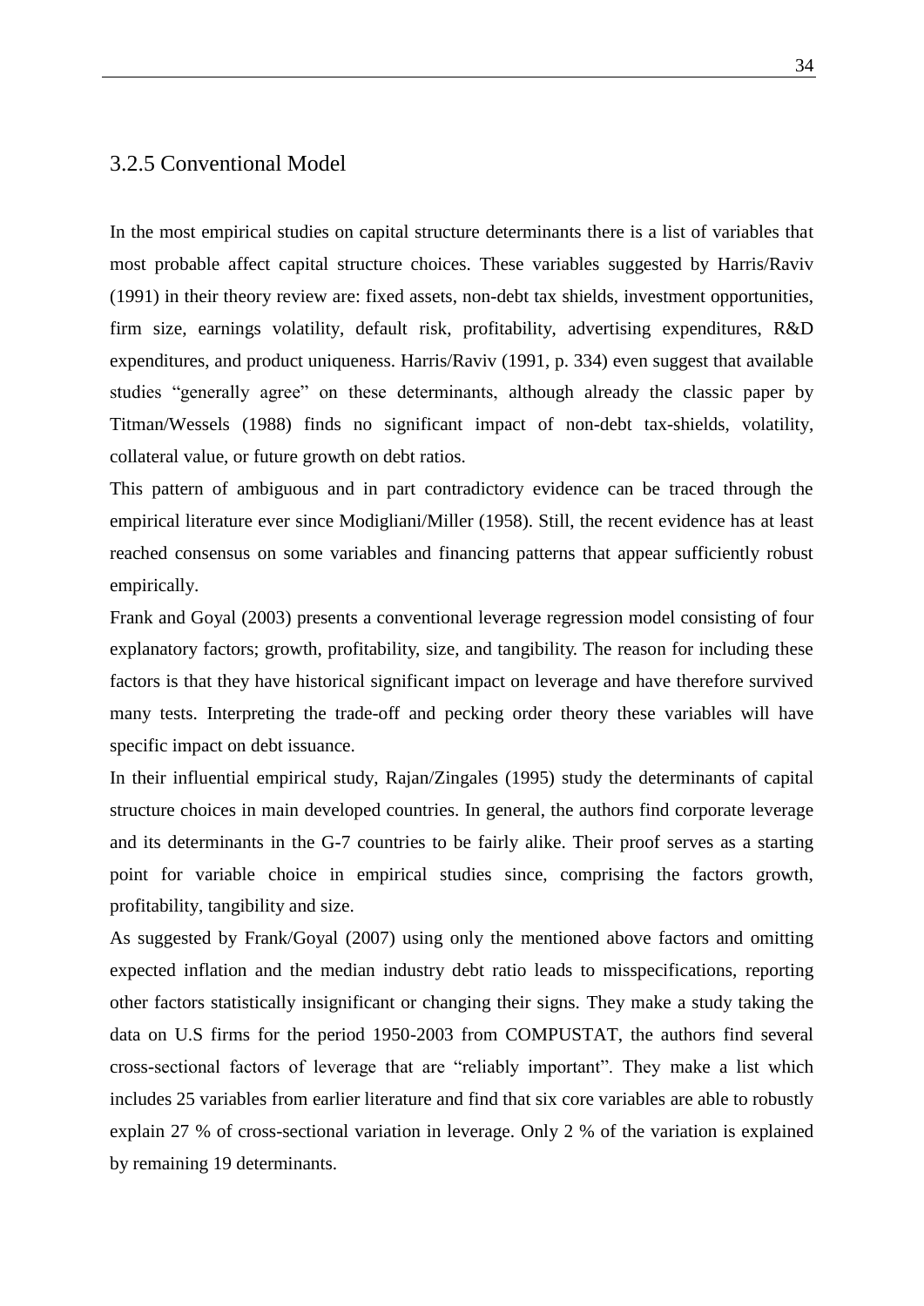### 3.2.5 Conventional Model

In the most empirical studies on capital structure determinants there is a list of variables that most probable affect capital structure choices. These variables suggested by Harris/Raviv (1991) in their theory review are: fixed assets, non-debt tax shields, investment opportunities, firm size, earnings volatility, default risk, profitability, advertising expenditures, R&D expenditures, and product uniqueness. Harris/Raviv (1991, p. 334) even suggest that available studies "generally agree" on these determinants, although already the classic paper by Titman/Wessels (1988) finds no significant impact of non-debt tax-shields, volatility, collateral value, or future growth on debt ratios.

This pattern of ambiguous and in part contradictory evidence can be traced through the empirical literature ever since Modigliani/Miller (1958). Still, the recent evidence has at least reached consensus on some variables and financing patterns that appear sufficiently robust empirically.

Frank and Goyal (2003) presents a conventional leverage regression model consisting of four explanatory factors; growth, profitability, size, and tangibility. The reason for including these factors is that they have historical significant impact on leverage and have therefore survived many tests. Interpreting the trade-off and pecking order theory these variables will have specific impact on debt issuance.

In their influential empirical study, Rajan/Zingales (1995) study the determinants of capital structure choices in main developed countries. In general, the authors find corporate leverage and its determinants in the G-7 countries to be fairly alike. Their proof serves as a starting point for variable choice in empirical studies since, comprising the factors growth, profitability, tangibility and size.

As suggested by Frank/Goyal (2007) using only the mentioned above factors and omitting expected inflation and the median industry debt ratio leads to misspecifications, reporting other factors statistically insignificant or changing their signs. They make a study taking the data on U.S firms for the period 1950-2003 from COMPUSTAT, the authors find several cross-sectional factors of leverage that are "reliably important". They make a list which includes 25 variables from earlier literature and find that six core variables are able to robustly explain 27 % of cross-sectional variation in leverage. Only 2 % of the variation is explained by remaining 19 determinants.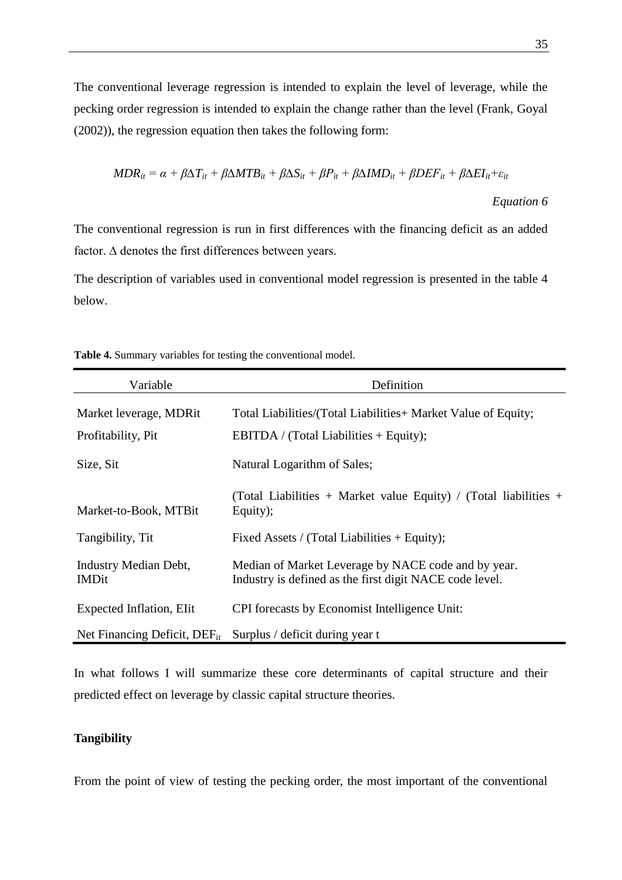The conventional leverage regression is intended to explain the level of leverage, while the pecking order regression is intended to explain the change rather than the level (Frank, Goyal (2002)), the regression equation then takes the following form:

$$MDR_{it} = \alpha + \beta\Delta T_{it} + \beta\Delta MTB_{it} + \beta\Delta S_{it} + \beta P_{it} + \beta\Delta IMD_{it} + \beta DEF_{it} + \beta\Delta EI_{it} + \varepsilon_{it}$$

*Equation 6*

The conventional regression is run in first differences with the financing deficit as an added factor. Δ denotes the first differences between years.

The description of variables used in conventional model regression is presented in the table 4 below.

**Table 4.** Summary variables for testing the conventional model.

| Variable | Definition |
|---|---|
| Market leverage, MDRit | Total Liabilities/(Total Liabilities+ Market Value of Equity; |
| Profitability, Pit | EBITDA / (Total Liabilities + Equity); |
| Size, Sit | Natural Logarithm of Sales; |
| Market-to-Book, MTBit | (Total Liabilities + Market value Equity) / (Total liabilities + Equity); |
| Tangibility, Tit | Fixed Assets / (Total Liabilities + Equity); |
| Industry Median Debt, IMDit | Median of Market Leverage by NACE code and by year. Industry is defined as the first digit NACE code level. |
| Expected Inflation, EIit | CPI forecasts by Economist Intelligence Unit: |
| Net Financing Deficit, $DEF_{it}$ | Surplus / deficit during year t |

In what follows I will summarize these core determinants of capital structure and their predicted effect on leverage by classic capital structure theories.

**Tangibility**

From the point of view of testing the pecking order, the most important of the conventional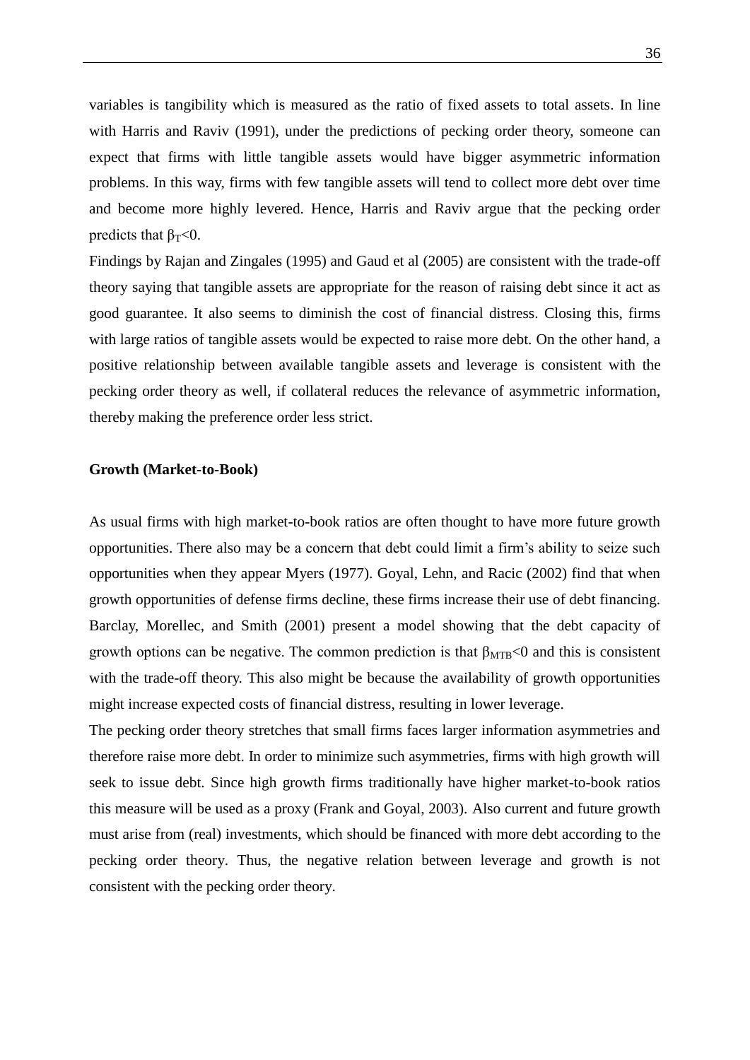variables is tangibility which is measured as the ratio of fixed assets to total assets. In line with Harris and Raviv (1991), under the predictions of pecking order theory, someone can expect that firms with little tangible assets would have bigger asymmetric information problems. In this way, firms with few tangible assets will tend to collect more debt over time and become more highly levered. Hence, Harris and Raviv argue that the pecking order predicts that $\beta_T<0$.

Findings by Rajan and Zingales (1995) and Gaud et al (2005) are consistent with the trade-off theory saying that tangible assets are appropriate for the reason of raising debt since it act as good guarantee. It also seems to diminish the cost of financial distress. Closing this, firms with large ratios of tangible assets would be expected to raise more debt. On the other hand, a positive relationship between available tangible assets and leverage is consistent with the pecking order theory as well, if collateral reduces the relevance of asymmetric information, thereby making the preference order less strict.

**Growth (Market-to-Book)**

As usual firms with high market-to-book ratios are often thought to have more future growth opportunities. There also may be a concern that debt could limit a firm's ability to seize such opportunities when they appear Myers (1977). Goyal, Lehn, and Racic (2002) find that when growth opportunities of defense firms decline, these firms increase their use of debt financing. Barclay, Morellec, and Smith (2001) present a model showing that the debt capacity of growth options can be negative. The common prediction is that $\beta_{MTB}<0$ and this is consistent with the trade-off theory. This also might be because the availability of growth opportunities might increase expected costs of financial distress, resulting in lower leverage.

The pecking order theory stretches that small firms faces larger information asymmetries and therefore raise more debt. In order to minimize such asymmetries, firms with high growth will seek to issue debt. Since high growth firms traditionally have higher market-to-book ratios this measure will be used as a proxy (Frank and Goyal, 2003). Also current and future growth must arise from (real) investments, which should be financed with more debt according to the pecking order theory. Thus, the negative relation between leverage and growth is not consistent with the pecking order theory.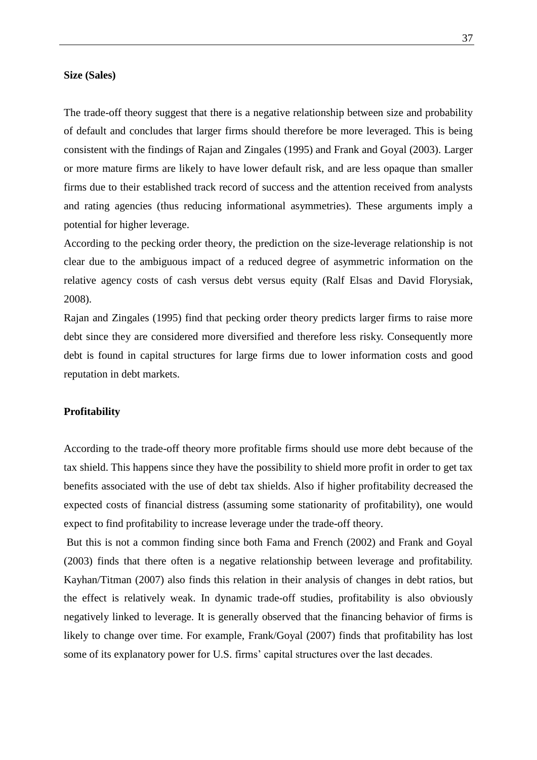**Size (Sales)**

The trade-off theory suggest that there is a negative relationship between size and probability of default and concludes that larger firms should therefore be more leveraged. This is being consistent with the findings of Rajan and Zingales (1995) and Frank and Goyal (2003). Larger or more mature firms are likely to have lower default risk, and are less opaque than smaller firms due to their established track record of success and the attention received from analysts and rating agencies (thus reducing informational asymmetries). These arguments imply a potential for higher leverage.

According to the pecking order theory, the prediction on the size-leverage relationship is not clear due to the ambiguous impact of a reduced degree of asymmetric information on the relative agency costs of cash versus debt versus equity (Ralf Elsas and David Florysiak, 2008).

Rajan and Zingales (1995) find that pecking order theory predicts larger firms to raise more debt since they are considered more diversified and therefore less risky. Consequently more debt is found in capital structures for large firms due to lower information costs and good reputation in debt markets.

**Profitability**

According to the trade-off theory more profitable firms should use more debt because of the tax shield. This happens since they have the possibility to shield more profit in order to get tax benefits associated with the use of debt tax shields. Also if higher profitability decreased the expected costs of financial distress (assuming some stationarity of profitability), one would expect to find profitability to increase leverage under the trade-off theory.

But this is not a common finding since both Fama and French (2002) and Frank and Goyal (2003) finds that there often is a negative relationship between leverage and profitability. Kayhan/Titman (2007) also finds this relation in their analysis of changes in debt ratios, but the effect is relatively weak. In dynamic trade-off studies, profitability is also obviously negatively linked to leverage. It is generally observed that the financing behavior of firms is likely to change over time. For example, Frank/Goyal (2007) finds that profitability has lost some of its explanatory power for U.S. firms' capital structures over the last decades.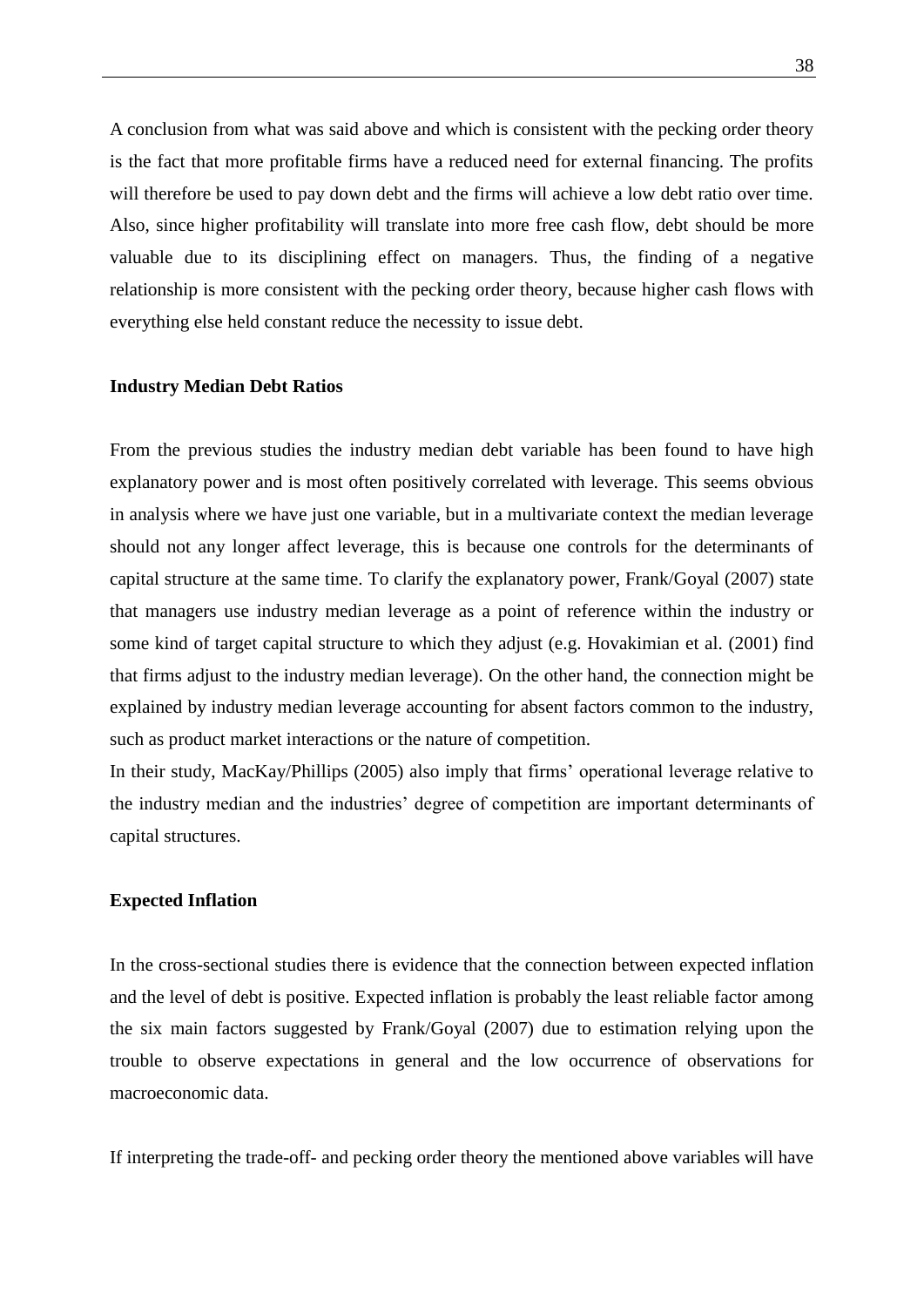A conclusion from what was said above and which is consistent with the pecking order theory is the fact that more profitable firms have a reduced need for external financing. The profits will therefore be used to pay down debt and the firms will achieve a low debt ratio over time. Also, since higher profitability will translate into more free cash flow, debt should be more valuable due to its disciplining effect on managers. Thus, the finding of a negative relationship is more consistent with the pecking order theory, because higher cash flows with everything else held constant reduce the necessity to issue debt.

**Industry Median Debt Ratios**

From the previous studies the industry median debt variable has been found to have high explanatory power and is most often positively correlated with leverage. This seems obvious in analysis where we have just one variable, but in a multivariate context the median leverage should not any longer affect leverage, this is because one controls for the determinants of capital structure at the same time. To clarify the explanatory power, Frank/Goyal (2007) state that managers use industry median leverage as a point of reference within the industry or some kind of target capital structure to which they adjust (e.g. Hovakimian et al. (2001) find that firms adjust to the industry median leverage). On the other hand, the connection might be explained by industry median leverage accounting for absent factors common to the industry, such as product market interactions or the nature of competition.

In their study, MacKay/Phillips (2005) also imply that firms' operational leverage relative to the industry median and the industries' degree of competition are important determinants of capital structures.

**Expected Inflation**

In the cross-sectional studies there is evidence that the connection between expected inflation and the level of debt is positive. Expected inflation is probably the least reliable factor among the six main factors suggested by Frank/Goyal (2007) due to estimation relying upon the trouble to observe expectations in general and the low occurrence of observations for macroeconomic data.

If interpreting the trade-off- and pecking order theory the mentioned above variables will have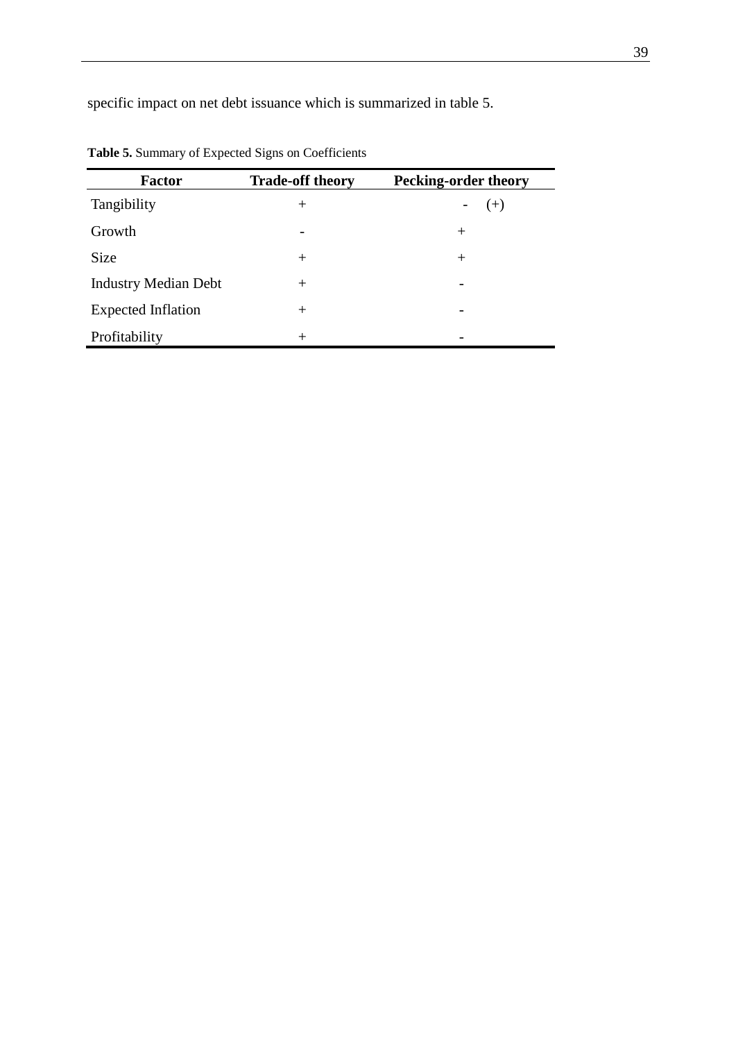specific impact on net debt issuance which is summarized in table 5.

**Table 5.** Summary of Expected Signs on Coefficients

| Factor | Trade-off theory | Pecking-order theory |
|---|---|---|
| Tangibility | + | - (+) |
| Growth | - | + |
| Size | + | + |
| Industry Median Debt | + | - |
| Expected Inflation | + | - |
| Profitability | + | - |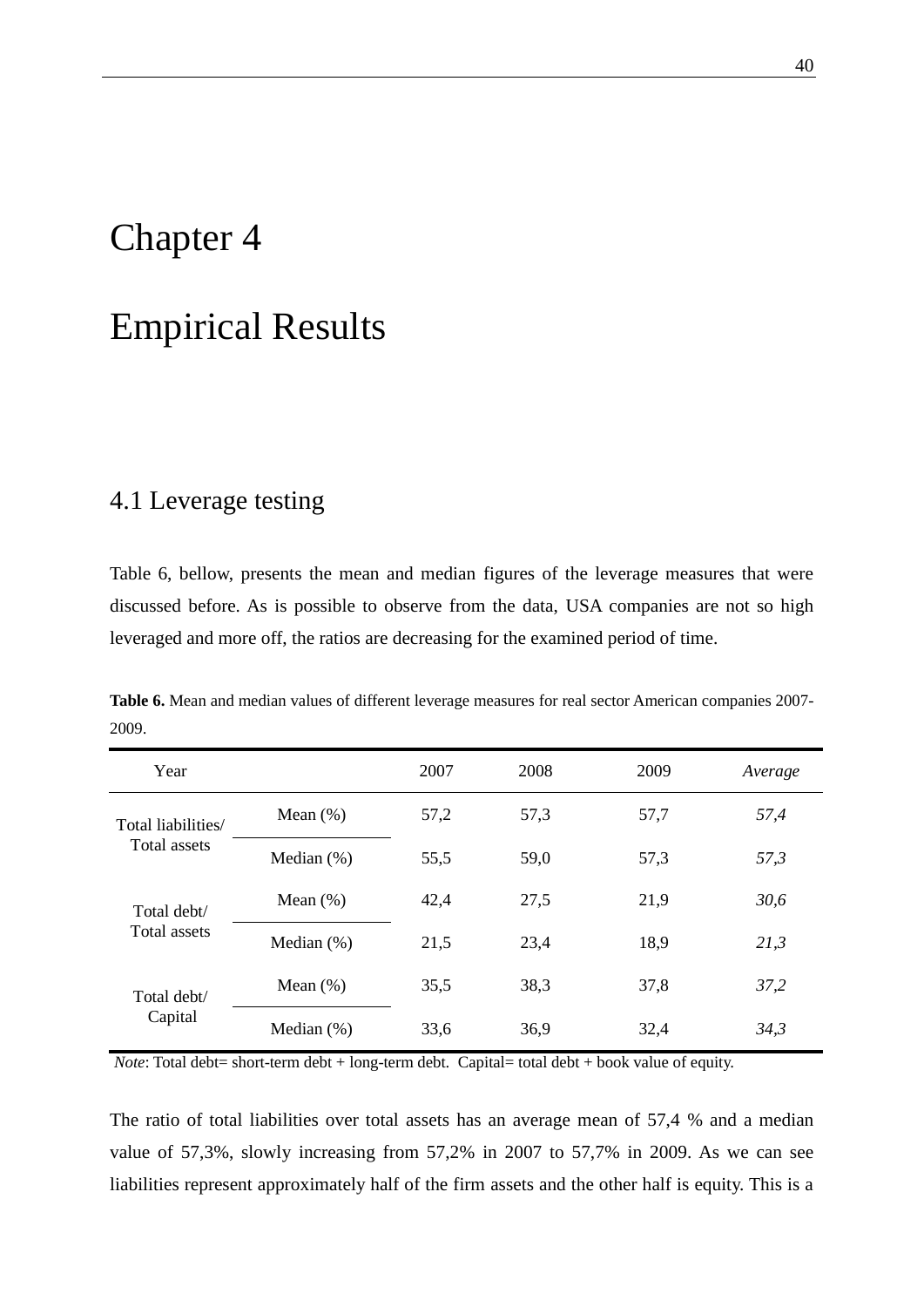// Chapter 4

# Empirical Results

## 4.1 Leverage testing

Table 6, bellow, presents the mean and median figures of the leverage measures that were discussed before. As is possible to observe from the data, USA companies are not so high leveraged and more off, the ratios are decreasing for the examined period of time.

**Table 6.** Mean and median values of different leverage measures for real sector American companies 2007-2009.

| Year | | 2007 | 2008 | 2009 | *Average* |
|---|---|---|---|---|---|
| Total liabilities/ Total assets | Mean (%) | 57,2 | 57,3 | 57,7 | *57,4* |
| | Median (%) | 55,5 | 59,0 | 57,3 | *57,3* |
| Total debt/ Total assets | Mean (%) | 42,4 | 27,5 | 21,9 | *30,6* |
| | Median (%) | 21,5 | 23,4 | 18,9 | *21,3* |
| Total debt/ Capital | Mean (%) | 35,5 | 38,3 | 37,8 | *37,2* |
| | Median (%) | 33,6 | 36,9 | 32,4 | *34,3* |

*Note*: Total debt= short-term debt + long-term debt. Capital= total debt + book value of equity.

The ratio of total liabilities over total assets has an average mean of 57,4 % and a median value of 57,3%, slowly increasing from 57,2% in 2007 to 57,7% in 2009. As we can see liabilities represent approximately half of the firm assets and the other half is equity. This is a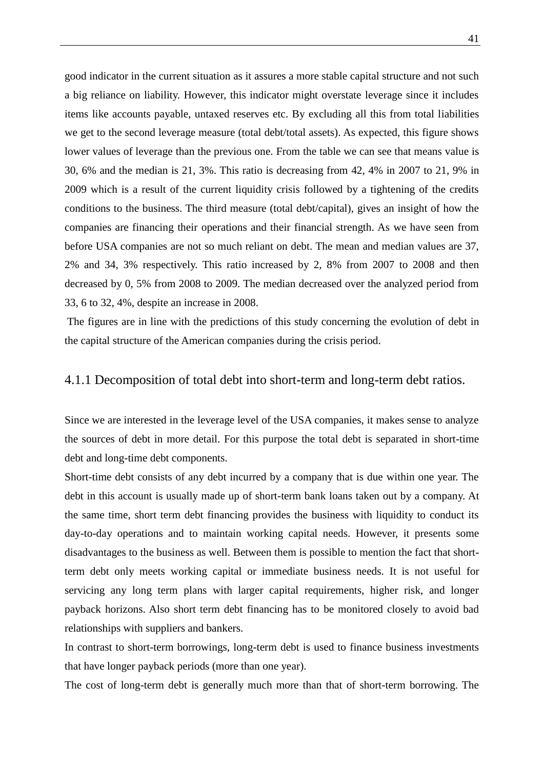good indicator in the current situation as it assures a more stable capital structure and not such a big reliance on liability. However, this indicator might overstate leverage since it includes items like accounts payable, untaxed reserves etc. By excluding all this from total liabilities we get to the second leverage measure (total debt/total assets). As expected, this figure shows lower values of leverage than the previous one. From the table we can see that means value is 30, 6% and the median is 21, 3%. This ratio is decreasing from 42, 4% in 2007 to 21, 9% in 2009 which is a result of the current liquidity crisis followed by a tightening of the credits conditions to the business. The third measure (total debt/capital), gives an insight of how the companies are financing their operations and their financial strength. As we have seen from before USA companies are not so much reliant on debt. The mean and median values are 37, 2% and 34, 3% respectively. This ratio increased by 2, 8% from 2007 to 2008 and then decreased by 0, 5% from 2008 to 2009. The median decreased over the analyzed period from 33, 6 to 32, 4%, despite an increase in 2008.

The figures are in line with the predictions of this study concerning the evolution of debt in the capital structure of the American companies during the crisis period.

### 4.1.1 Decomposition of total debt into short-term and long-term debt ratios.

Since we are interested in the leverage level of the USA companies, it makes sense to analyze the sources of debt in more detail. For this purpose the total debt is separated in short-time debt and long-time debt components.

Short-time debt consists of any debt incurred by a company that is due within one year. The debt in this account is usually made up of short-term bank loans taken out by a company. At the same time, short term debt financing provides the business with liquidity to conduct its day-to-day operations and to maintain working capital needs. However, it presents some disadvantages to the business as well. Between them is possible to mention the fact that short-term debt only meets working capital or immediate business needs. It is not useful for servicing any long term plans with larger capital requirements, higher risk, and longer payback horizons. Also short term debt financing has to be monitored closely to avoid bad relationships with suppliers and bankers.

In contrast to short-term borrowings, long-term debt is used to finance business investments that have longer payback periods (more than one year).

The cost of long-term debt is generally much more than that of short-term borrowing. The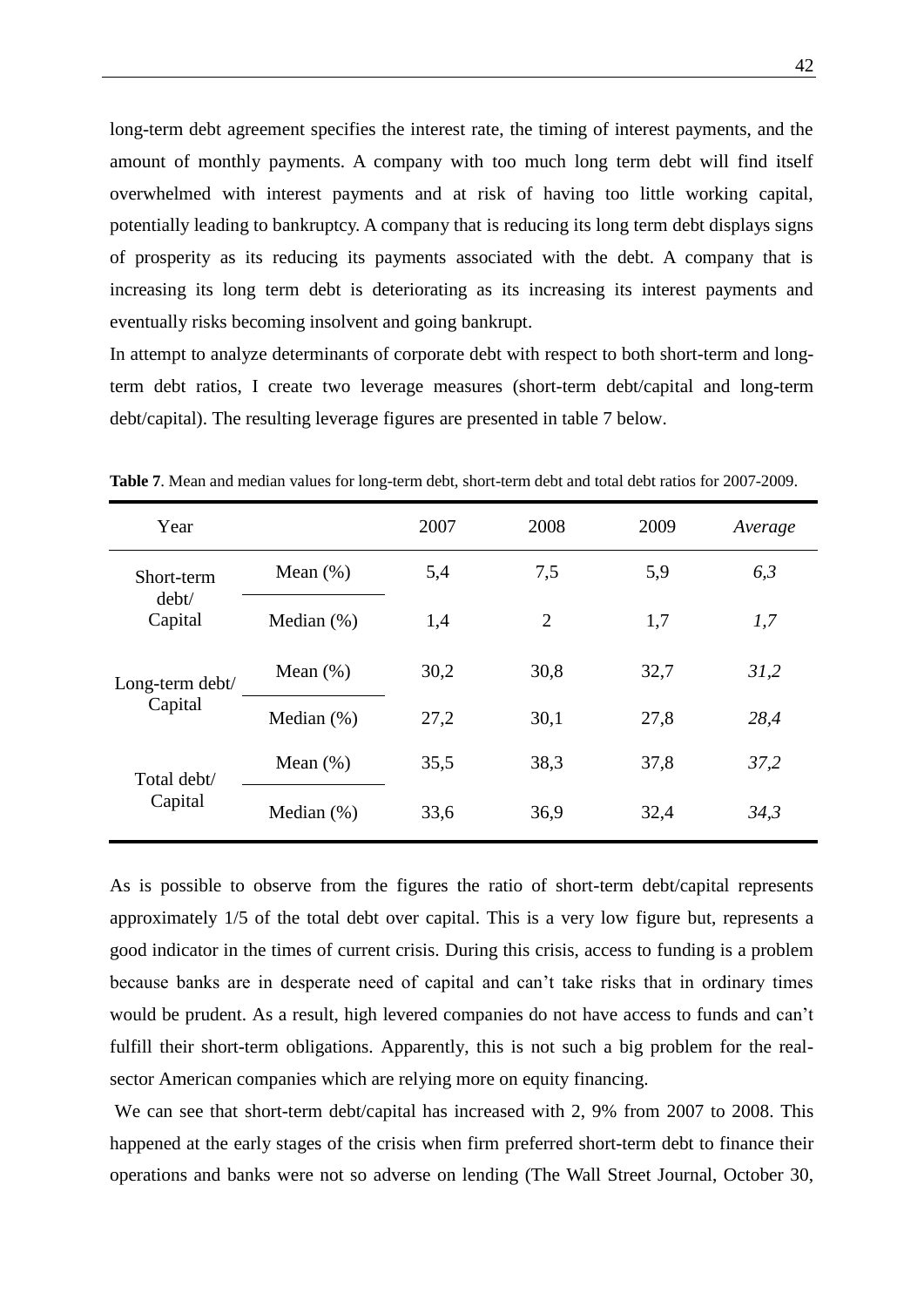long-term debt agreement specifies the interest rate, the timing of interest payments, and the amount of monthly payments. A company with too much long term debt will find itself overwhelmed with interest payments and at risk of having too little working capital, potentially leading to bankruptcy. A company that is reducing its long term debt displays signs of prosperity as its reducing its payments associated with the debt. A company that is increasing its long term debt is deteriorating as its increasing its interest payments and eventually risks becoming insolvent and going bankrupt.

In attempt to analyze determinants of corporate debt with respect to both short-term and long-term debt ratios, I create two leverage measures (short-term debt/capital and long-term debt/capital). The resulting leverage figures are presented in table 7 below.

**Table 7**. Mean and median values for long-term debt, short-term debt and total debt ratios for 2007-2009.

| Year | | 2007 | 2008 | 2009 | *Average* |
|---|---|---|---|---|---|
| Short-term debt/ Capital | Mean (%) | 5,4 | 7,5 | 5,9 | *6,3* |
| | Median (%) | 1,4 | 2 | 1,7 | *1,7* |
| Long-term debt/ Capital | Mean (%) | 30,2 | 30,8 | 32,7 | *31,2* |
| | Median (%) | 27,2 | 30,1 | 27,8 | *28,4* |
| Total debt/ Capital | Mean (%) | 35,5 | 38,3 | 37,8 | *37,2* |
| | Median (%) | 33,6 | 36,9 | 32,4 | *34,3* |

As is possible to observe from the figures the ratio of short-term debt/capital represents approximately 1/5 of the total debt over capital. This is a very low figure but, represents a good indicator in the times of current crisis. During this crisis, access to funding is a problem because banks are in desperate need of capital and can't take risks that in ordinary times would be prudent. As a result, high levered companies do not have access to funds and can't fulfill their short-term obligations. Apparently, this is not such a big problem for the real-sector American companies which are relying more on equity financing.

We can see that short-term debt/capital has increased with 2, 9% from 2007 to 2008. This happened at the early stages of the crisis when firm preferred short-term debt to finance their operations and banks were not so adverse on lending (The Wall Street Journal, October 30,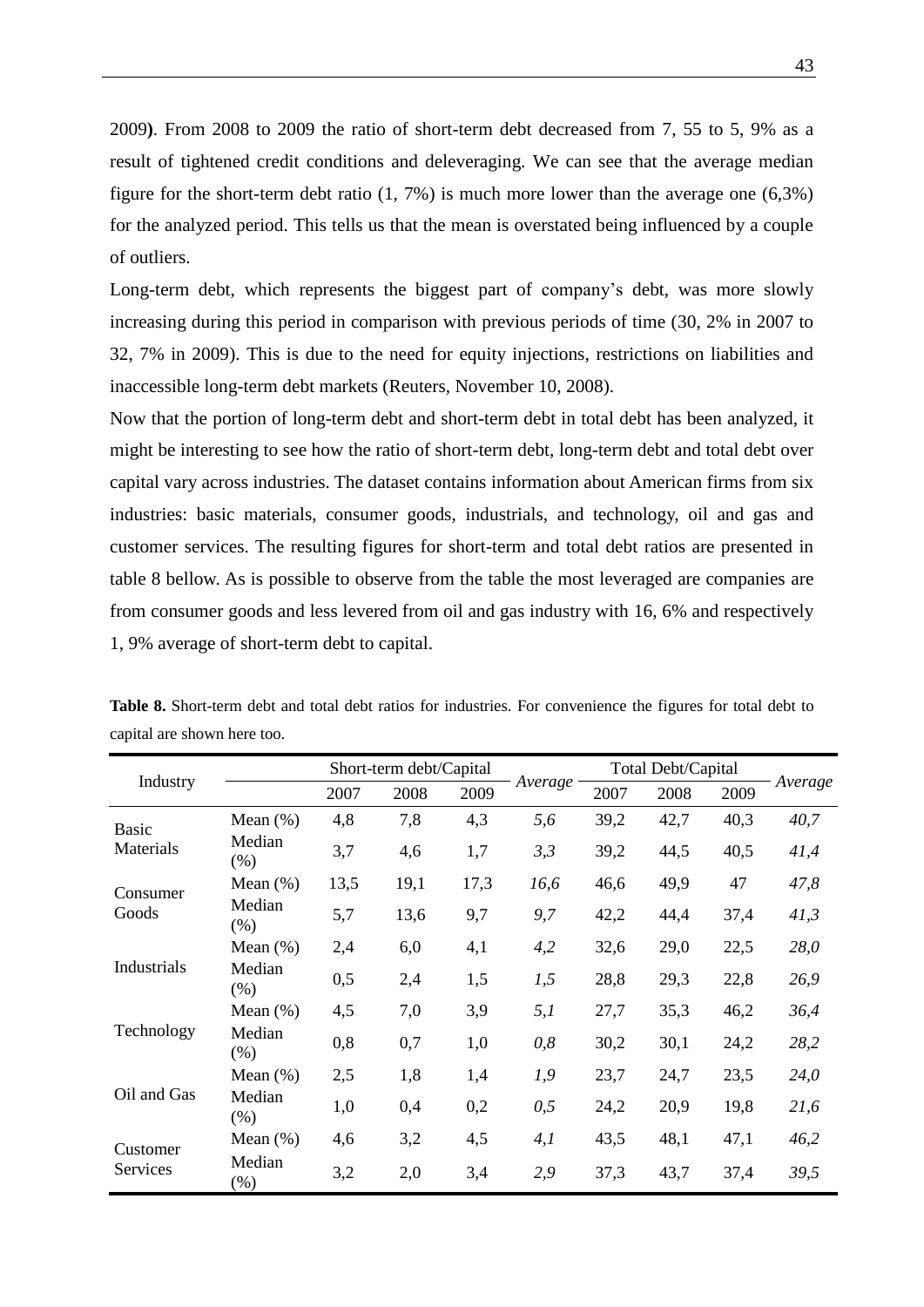2009**)**. From 2008 to 2009 the ratio of short-term debt decreased from 7, 55 to 5, 9% as a result of tightened credit conditions and deleveraging. We can see that the average median figure for the short-term debt ratio (1, 7%) is much more lower than the average one (6,3%) for the analyzed period. This tells us that the mean is overstated being influenced by a couple of outliers.

Long-term debt, which represents the biggest part of company's debt, was more slowly increasing during this period in comparison with previous periods of time (30, 2% in 2007 to 32, 7% in 2009). This is due to the need for equity injections, restrictions on liabilities and inaccessible long-term debt markets (Reuters, November 10, 2008).

Now that the portion of long-term debt and short-term debt in total debt has been analyzed, it might be interesting to see how the ratio of short-term debt, long-term debt and total debt over capital vary across industries. The dataset contains information about American firms from six industries: basic materials, consumer goods, industrials, and technology, oil and gas and customer services. The resulting figures for short-term and total debt ratios are presented in table 8 bellow. As is possible to observe from the table the most leveraged are companies are from consumer goods and less levered from oil and gas industry with 16, 6% and respectively 1, 9% average of short-term debt to capital.

**Table 8.** Short-term debt and total debt ratios for industries. For convenience the figures for total debt to capital are shown here too.

| Industry | | Short-term debt/Capital | | | *Average* | Total Debt/Capital | | | *Average* |
|---|---|---|---|---|---|---|---|---|---|
| | | 2007 | 2008 | 2009 | | 2007 | 2008 | 2009 | |
| Basic Materials | Mean (%) | 4,8 | 7,8 | 4,3 | *5,6* | 39,2 | 42,7 | 40,3 | *40,7* |
| | Median (%) | 3,7 | 4,6 | 1,7 | *3,3* | 39,2 | 44,5 | 40,5 | *41,4* |
| Consumer Goods | Mean (%) | 13,5 | 19,1 | 17,3 | *16,6* | 46,6 | 49,9 | 47 | *47,8* |
| | Median (%) | 5,7 | 13,6 | 9,7 | *9,7* | 42,2 | 44,4 | 37,4 | *41,3* |
| Industrials | Mean (%) | 2,4 | 6,0 | 4,1 | *4,2* | 32,6 | 29,0 | 22,5 | *28,0* |
| | Median (%) | 0,5 | 2,4 | 1,5 | *1,5* | 28,8 | 29,3 | 22,8 | *26,9* |
| Technology | Mean (%) | 4,5 | 7,0 | 3,9 | *5,1* | 27,7 | 35,3 | 46,2 | *36,4* |
| | Median (%) | 0,8 | 0,7 | 1,0 | *0,8* | 30,2 | 30,1 | 24,2 | *28,2* |
| Oil and Gas | Mean (%) | 2,5 | 1,8 | 1,4 | *1,9* | 23,7 | 24,7 | 23,5 | *24,0* |
| | Median (%) | 1,0 | 0,4 | 0,2 | *0,5* | 24,2 | 20,9 | 19,8 | *21,6* |
| Customer Services | Mean (%) | 4,6 | 3,2 | 4,5 | *4,1* | 43,5 | 48,1 | 47,1 | *46,2* |
| | Median (%) | 3,2 | 2,0 | 3,4 | *2,9* | 37,3 | 43,7 | 37,4 | *39,5* |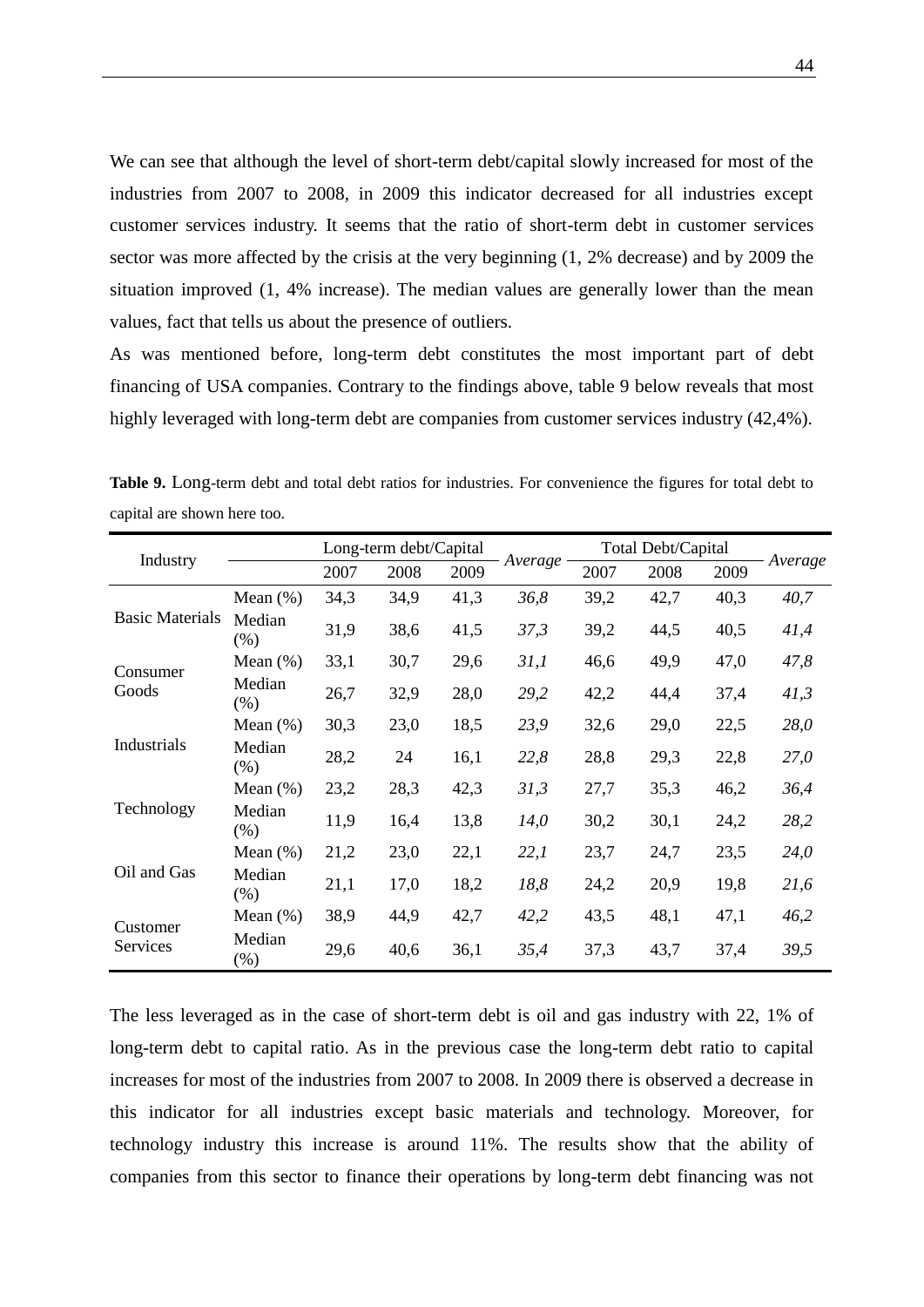We can see that although the level of short-term debt/capital slowly increased for most of the industries from 2007 to 2008, in 2009 this indicator decreased for all industries except customer services industry. It seems that the ratio of short-term debt in customer services sector was more affected by the crisis at the very beginning (1, 2% decrease) and by 2009 the situation improved (1, 4% increase). The median values are generally lower than the mean values, fact that tells us about the presence of outliers.

As was mentioned before, long-term debt constitutes the most important part of debt financing of USA companies. Contrary to the findings above, table 9 below reveals that most highly leveraged with long-term debt are companies from customer services industry (42,4%).

**Table 9.** Long-term debt and total debt ratios for industries. For convenience the figures for total debt to capital are shown here too.

| Industry | | Long-term debt/Capital | | | *Average* | Total Debt/Capital | | | *Average* |
|---|---|---|---|---|---|---|---|---|---|
| | | 2007 | 2008 | 2009 | | 2007 | 2008 | 2009 | |
| Basic Materials | Mean (%) | 34,3 | 34,9 | 41,3 | *36,8* | 39,2 | 42,7 | 40,3 | *40,7* |
| | Median (%) | 31,9 | 38,6 | 41,5 | *37,3* | 39,2 | 44,5 | 40,5 | *41,4* |
| Consumer Goods | Mean (%) | 33,1 | 30,7 | 29,6 | *31,1* | 46,6 | 49,9 | 47,0 | *47,8* |
| | Median (%) | 26,7 | 32,9 | 28,0 | *29,2* | 42,2 | 44,4 | 37,4 | *41,3* |
| Industrials | Mean (%) | 30,3 | 23,0 | 18,5 | *23,9* | 32,6 | 29,0 | 22,5 | *28,0* |
| | Median (%) | 28,2 | 24 | 16,1 | *22,8* | 28,8 | 29,3 | 22,8 | *27,0* |
| Technology | Mean (%) | 23,2 | 28,3 | 42,3 | *31,3* | 27,7 | 35,3 | 46,2 | *36,4* |
| | Median (%) | 11,9 | 16,4 | 13,8 | *14,0* | 30,2 | 30,1 | 24,2 | *28,2* |
| Oil and Gas | Mean (%) | 21,2 | 23,0 | 22,1 | *22,1* | 23,7 | 24,7 | 23,5 | *24,0* |
| | Median (%) | 21,1 | 17,0 | 18,2 | *18,8* | 24,2 | 20,9 | 19,8 | *21,6* |
| Customer Services | Mean (%) | 38,9 | 44,9 | 42,7 | *42,2* | 43,5 | 48,1 | 47,1 | *46,2* |
| | Median (%) | 29,6 | 40,6 | 36,1 | *35,4* | 37,3 | 43,7 | 37,4 | *39,5* |

The less leveraged as in the case of short-term debt is oil and gas industry with 22, 1% of long-term debt to capital ratio. As in the previous case the long-term debt ratio to capital increases for most of the industries from 2007 to 2008. In 2009 there is observed a decrease in this indicator for all industries except basic materials and technology. Moreover, for technology industry this increase is around 11%. The results show that the ability of companies from this sector to finance their operations by long-term debt financing was not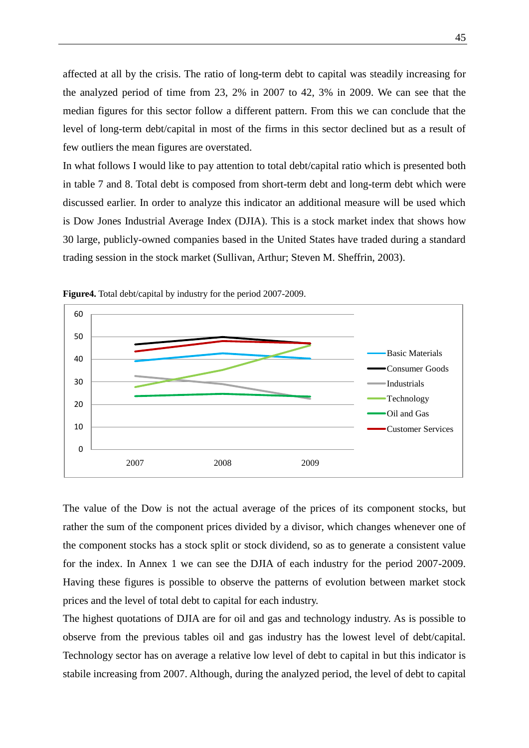affected at all by the crisis. The ratio of long-term debt to capital was steadily increasing for the analyzed period of time from 23, 2% in 2007 to 42, 3% in 2009. We can see that the median figures for this sector follow a different pattern. From this we can conclude that the level of long-term debt/capital in most of the firms in this sector declined but as a result of few outliers the mean figures are overstated.

In what follows I would like to pay attention to total debt/capital ratio which is presented both in table 7 and 8. Total debt is composed from short-term debt and long-term debt which were discussed earlier. In order to analyze this indicator an additional measure will be used which is Dow Jones Industrial Average Index (DJIA). This is a stock market index that shows how 30 large, publicly-owned companies based in the United States have traded during a standard trading session in the stock market (Sullivan, Arthur; Steven M. Sheffrin, 2003).

**Figure4.** Total debt/capital by industry for the period 2007-2009.

The value of the Dow is not the actual average of the prices of its component stocks, but rather the sum of the component prices divided by a divisor, which changes whenever one of the component stocks has a stock split or stock dividend, so as to generate a consistent value for the index. In Annex 1 we can see the DJIA of each industry for the period 2007-2009. Having these figures is possible to observe the patterns of evolution between market stock prices and the level of total debt to capital for each industry.

The highest quotations of DJIA are for oil and gas and technology industry. As is possible to observe from the previous tables oil and gas industry has the lowest level of debt/capital. Technology sector has on average a relative low level of debt to capital in but this indicator is stabile increasing from 2007. Although, during the analyzed period, the level of debt to capital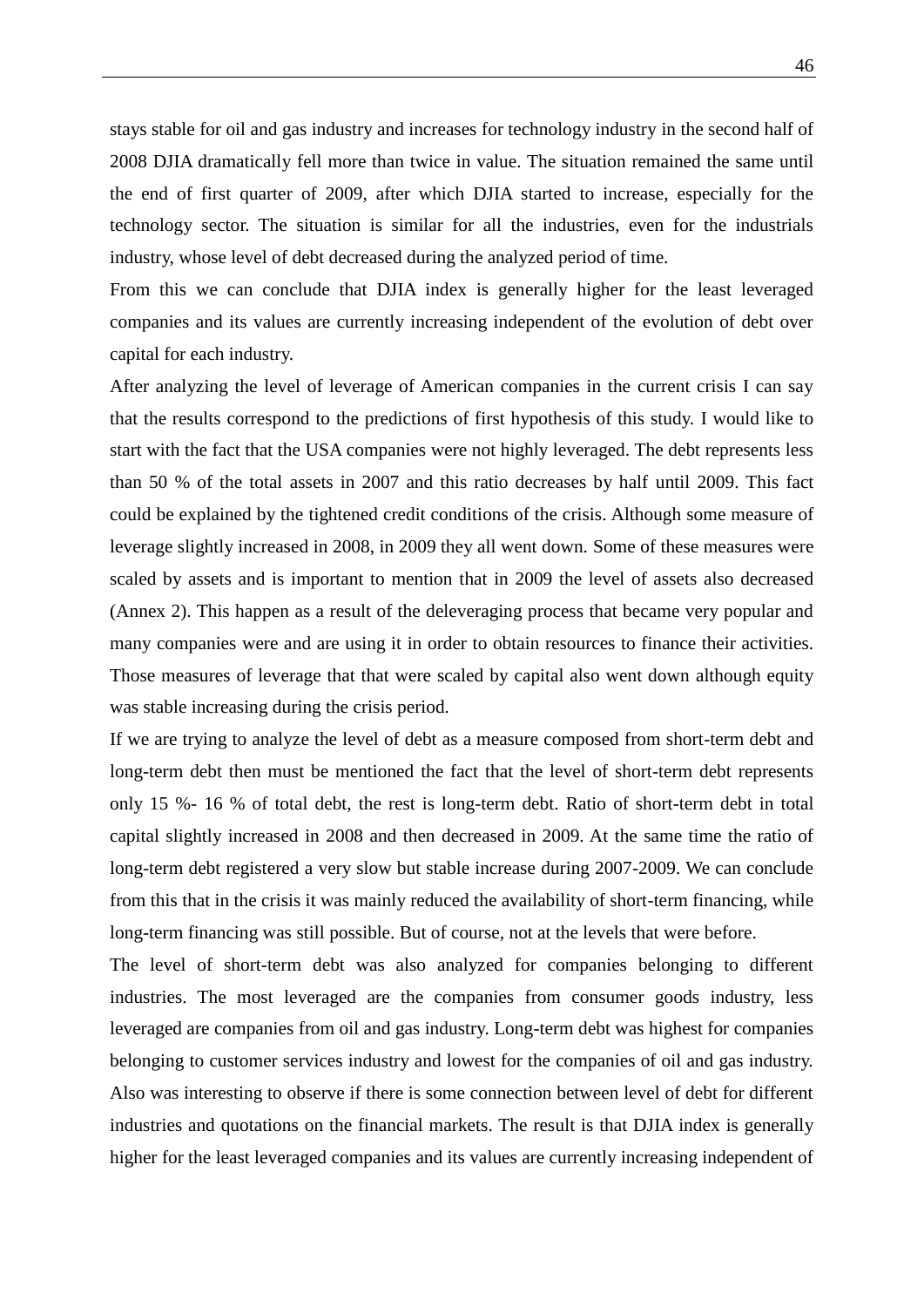stays stable for oil and gas industry and increases for technology industry in the second half of 2008 DJIA dramatically fell more than twice in value. The situation remained the same until the end of first quarter of 2009, after which DJIA started to increase, especially for the technology sector. The situation is similar for all the industries, even for the industrials industry, whose level of debt decreased during the analyzed period of time.

From this we can conclude that DJIA index is generally higher for the least leveraged companies and its values are currently increasing independent of the evolution of debt over capital for each industry.

After analyzing the level of leverage of American companies in the current crisis I can say that the results correspond to the predictions of first hypothesis of this study. I would like to start with the fact that the USA companies were not highly leveraged. The debt represents less than 50 % of the total assets in 2007 and this ratio decreases by half until 2009. This fact could be explained by the tightened credit conditions of the crisis. Although some measure of leverage slightly increased in 2008, in 2009 they all went down. Some of these measures were scaled by assets and is important to mention that in 2009 the level of assets also decreased (Annex 2). This happen as a result of the deleveraging process that became very popular and many companies were and are using it in order to obtain resources to finance their activities. Those measures of leverage that that were scaled by capital also went down although equity was stable increasing during the crisis period.

If we are trying to analyze the level of debt as a measure composed from short-term debt and long-term debt then must be mentioned the fact that the level of short-term debt represents only 15 %- 16 % of total debt, the rest is long-term debt. Ratio of short-term debt in total capital slightly increased in 2008 and then decreased in 2009. At the same time the ratio of long-term debt registered a very slow but stable increase during 2007-2009. We can conclude from this that in the crisis it was mainly reduced the availability of short-term financing, while long-term financing was still possible. But of course, not at the levels that were before.

The level of short-term debt was also analyzed for companies belonging to different industries. The most leveraged are the companies from consumer goods industry, less leveraged are companies from oil and gas industry. Long-term debt was highest for companies belonging to customer services industry and lowest for the companies of oil and gas industry. Also was interesting to observe if there is some connection between level of debt for different industries and quotations on the financial markets. The result is that DJIA index is generally higher for the least leveraged companies and its values are currently increasing independent of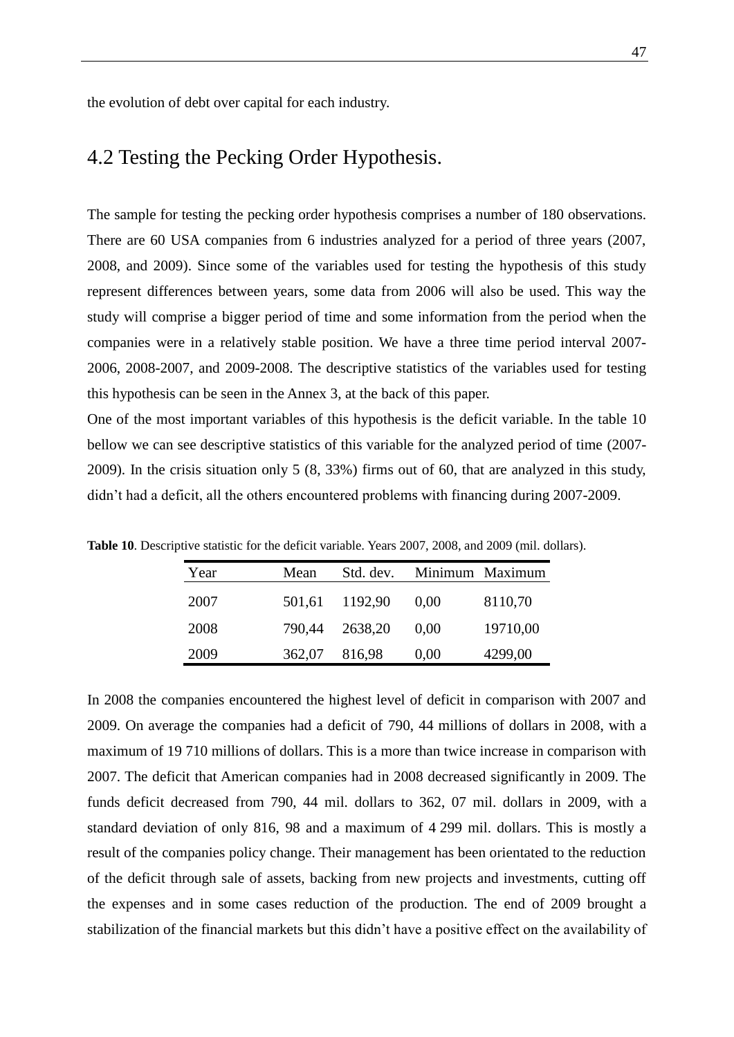the evolution of debt over capital for each industry.

## 4.2 Testing the Pecking Order Hypothesis.

The sample for testing the pecking order hypothesis comprises a number of 180 observations. There are 60 USA companies from 6 industries analyzed for a period of three years (2007, 2008, and 2009). Since some of the variables used for testing the hypothesis of this study represent differences between years, some data from 2006 will also be used. This way the study will comprise a bigger period of time and some information from the period when the companies were in a relatively stable position. We have a three time period interval 2007-2006, 2008-2007, and 2009-2008. The descriptive statistics of the variables used for testing this hypothesis can be seen in the Annex 3, at the back of this paper.

One of the most important variables of this hypothesis is the deficit variable. In the table 10 bellow we can see descriptive statistics of this variable for the analyzed period of time (2007-2009). In the crisis situation only 5 (8, 33%) firms out of 60, that are analyzed in this study, didn't had a deficit, all the others encountered problems with financing during 2007-2009.

**Table 10**. Descriptive statistic for the deficit variable. Years 2007, 2008, and 2009 (mil. dollars).

| Year | Mean | Std. dev. | Minimum | Maximum |
|---|---|---|---|---|
| 2007 | 501,61 | 1192,90 | 0,00 | 8110,70 |
| 2008 | 790,44 | 2638,20 | 0,00 | 19710,00 |
| 2009 | 362,07 | 816,98 | 0,00 | 4299,00 |

In 2008 the companies encountered the highest level of deficit in comparison with 2007 and 2009. On average the companies had a deficit of 790, 44 millions of dollars in 2008, with a maximum of 19 710 millions of dollars. This is a more than twice increase in comparison with 2007. The deficit that American companies had in 2008 decreased significantly in 2009. The funds deficit decreased from 790, 44 mil. dollars to 362, 07 mil. dollars in 2009, with a standard deviation of only 816, 98 and a maximum of 4 299 mil. dollars. This is mostly a result of the companies policy change. Their management has been orientated to the reduction of the deficit through sale of assets, backing from new projects and investments, cutting off the expenses and in some cases reduction of the production. The end of 2009 brought a stabilization of the financial markets but this didn't have a positive effect on the availability of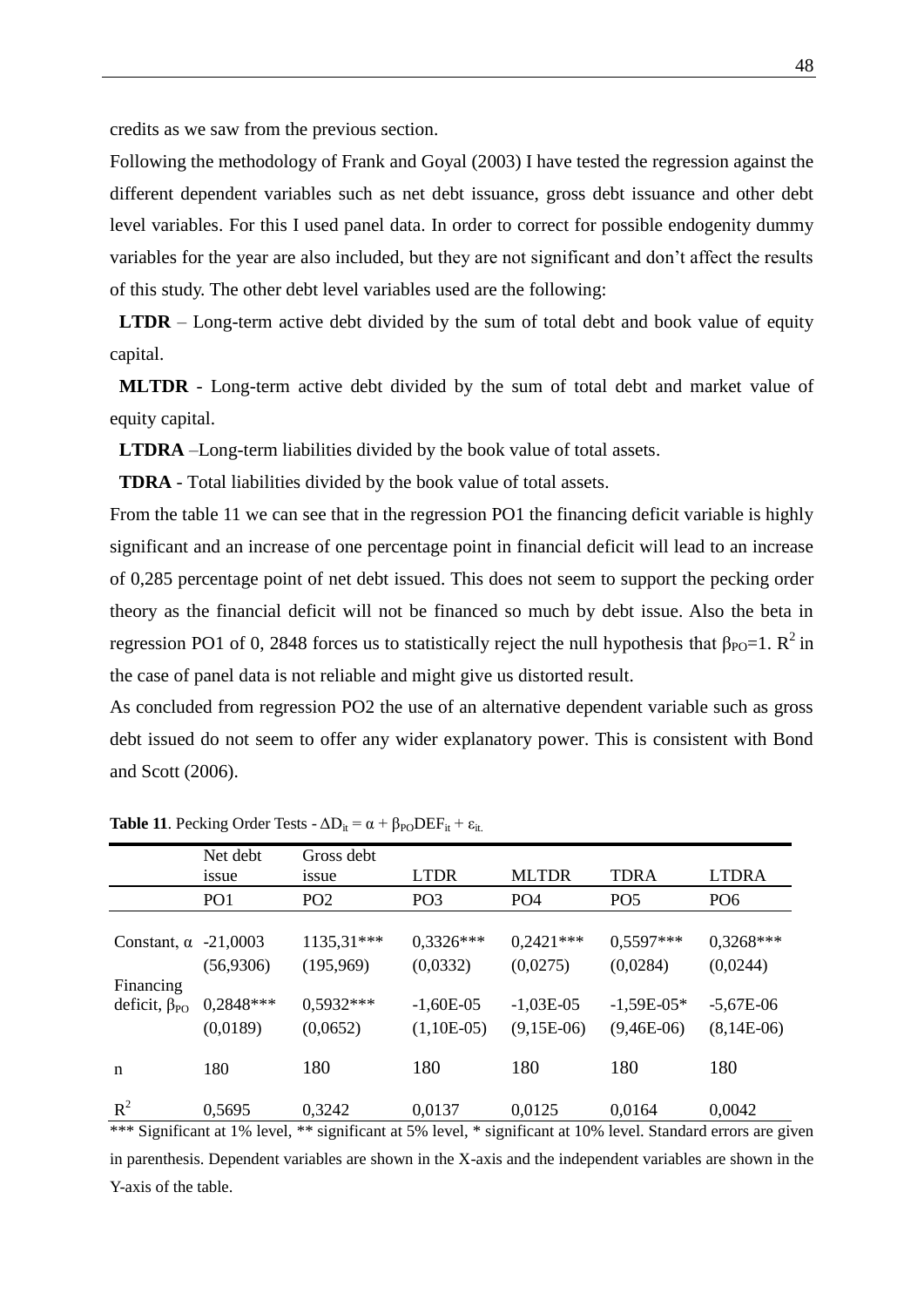credits as we saw from the previous section.

Following the methodology of Frank and Goyal (2003) I have tested the regression against the different dependent variables such as net debt issuance, gross debt issuance and other debt level variables. For this I used panel data. In order to correct for possible endogenity dummy variables for the year are also included, but they are not significant and don't affect the results of this study. The other debt level variables used are the following:

**LTDR** – Long-term active debt divided by the sum of total debt and book value of equity capital.

**MLTDR** - Long-term active debt divided by the sum of total debt and market value of equity capital.

**LTDRA** –Long-term liabilities divided by the book value of total assets.

**TDRA** - Total liabilities divided by the book value of total assets.

From the table 11 we can see that in the regression PO1 the financing deficit variable is highly significant and an increase of one percentage point in financial deficit will lead to an increase of 0,285 percentage point of net debt issued. This does not seem to support the pecking order theory as the financial deficit will not be financed so much by debt issue. Also the beta in regression PO1 of 0, 2848 forces us to statistically reject the null hypothesis that $\beta_{PO}=1$. $R^2$ in the case of panel data is not reliable and might give us distorted result.

As concluded from regression PO2 the use of an alternative dependent variable such as gross debt issued do not seem to offer any wider explanatory power. This is consistent with Bond and Scott (2006).

**Table 11**. Pecking Order Tests - $\Delta D_{it} = \alpha + \beta_{PO} DEF_{it} + \varepsilon_{it.}$

| | Net debt issue | Gross debt issue | LTDR | MLTDR | TDRA | LTDRA |
|---|---|---|---|---|---|---|
| | PO1 | PO2 | PO3 | PO4 | PO5 | PO6 |
| Constant, $\alpha$ | -21,0003 | 1135,31*** | 0,3326*** | 0,2421*** | 0,5597*** | 0,3268*** |
| | (56,9306) | (195,969) | (0,0332) | (0,0275) | (0,0284) | (0,0244) |
| Financing deficit, $\beta_{PO}$ | 0,2848*** | 0,5932*** | -1,60E-05 | -1,03E-05 | -1,59E-05* | -5,67E-06 |
| | (0,0189) | (0,0652) | (1,10E-05) | (9,15E-06) | (9,46E-06) | (8,14E-06) |
| n | 180 | 180 | 180 | 180 | 180 | 180 |
| $R^2$ | 0,5695 | 0,3242 | 0,0137 | 0,0125 | 0,0164 | 0,0042 |

*** Significant at 1% level, ** significant at 5% level, * significant at 10% level. Standard errors are given in parenthesis. Dependent variables are shown in the X-axis and the independent variables are shown in the Y-axis of the table.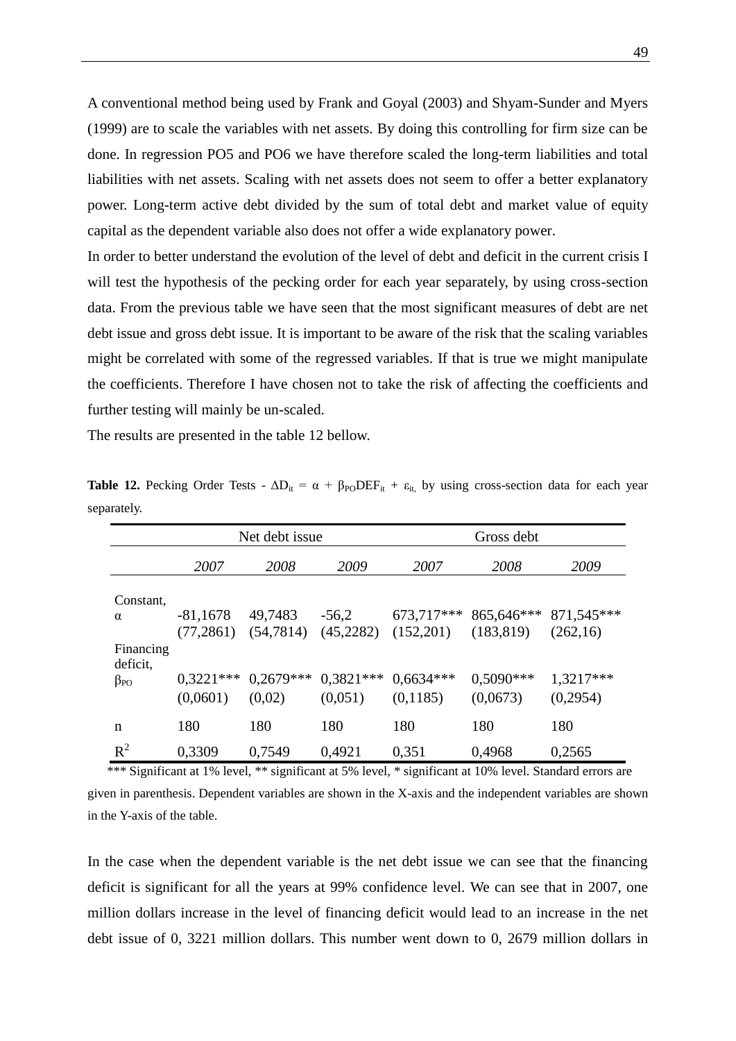A conventional method being used by Frank and Goyal (2003) and Shyam-Sunder and Myers (1999) are to scale the variables with net assets. By doing this controlling for firm size can be done. In regression PO5 and PO6 we have therefore scaled the long-term liabilities and total liabilities with net assets. Scaling with net assets does not seem to offer a better explanatory power. Long-term active debt divided by the sum of total debt and market value of equity capital as the dependent variable also does not offer a wide explanatory power.

In order to better understand the evolution of the level of debt and deficit in the current crisis I will test the hypothesis of the pecking order for each year separately, by using cross-section data. From the previous table we have seen that the most significant measures of debt are net debt issue and gross debt issue. It is important to be aware of the risk that the scaling variables might be correlated with some of the regressed variables. If that is true we might manipulate the coefficients. Therefore I have chosen not to take the risk of affecting the coefficients and further testing will mainly be un-scaled.

The results are presented in the table 12 bellow.

**Table 12.** Pecking Order Tests - $\Delta D_{it} = \alpha + \beta_{PO} DEF_{it} + \varepsilon_{it,}$ by using cross-section data for each year separately.

| | Net debt issue | | | Gross debt | | |
|---|---|---|---|---|---|---|
| | *2007* | *2008* | *2009* | *2007* | *2008* | *2009* |
| Constant, $\alpha$ | -81,1678 | 49,7483 | -56,2 | 673,717*** | 865,646*** | 871,545*** |
| | (77,2861) | (54,7814) | (45,2282) | (152,201) | (183,819) | (262,16) |
| Financing deficit, $\beta_{PO}$ | 0,3221*** | 0,2679*** | 0,3821*** | 0,6634*** | 0,5090*** | 1,3217*** |
| | (0,0601) | (0,02) | (0,051) | (0,1185) | (0,0673) | (0,2954) |
| n | 180 | 180 | 180 | 180 | 180 | 180 |
| $R^2$ | 0,3309 | 0,7549 | 0,4921 | 0,351 | 0,4968 | 0,2565 |

*** Significant at 1% level, ** significant at 5% level, * significant at 10% level. Standard errors are given in parenthesis. Dependent variables are shown in the X-axis and the independent variables are shown in the Y-axis of the table.

In the case when the dependent variable is the net debt issue we can see that the financing deficit is significant for all the years at 99% confidence level. We can see that in 2007, one million dollars increase in the level of financing deficit would lead to an increase in the net debt issue of 0, 3221 million dollars. This number went down to 0, 2679 million dollars in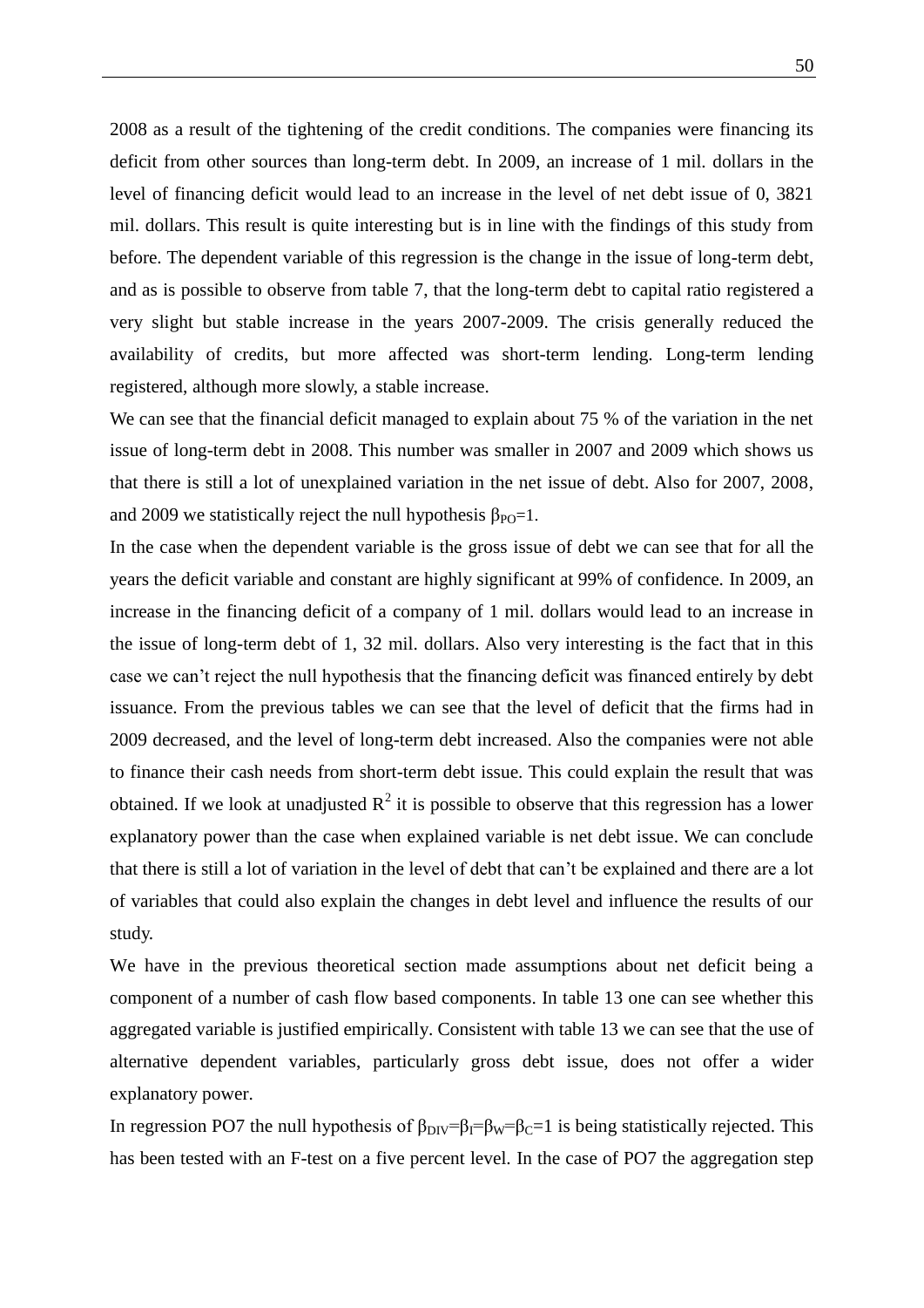2008 as a result of the tightening of the credit conditions. The companies were financing its deficit from other sources than long-term debt. In 2009, an increase of 1 mil. dollars in the level of financing deficit would lead to an increase in the level of net debt issue of 0, 3821 mil. dollars. This result is quite interesting but is in line with the findings of this study from before. The dependent variable of this regression is the change in the issue of long-term debt, and as is possible to observe from table 7, that the long-term debt to capital ratio registered a very slight but stable increase in the years 2007-2009. The crisis generally reduced the availability of credits, but more affected was short-term lending. Long-term lending registered, although more slowly, a stable increase.

We can see that the financial deficit managed to explain about 75 % of the variation in the net issue of long-term debt in 2008. This number was smaller in 2007 and 2009 which shows us that there is still a lot of unexplained variation in the net issue of debt. Also for 2007, 2008, and 2009 we statistically reject the null hypothesis $\beta_{PO}=1$.

In the case when the dependent variable is the gross issue of debt we can see that for all the years the deficit variable and constant are highly significant at 99% of confidence. In 2009, an increase in the financing deficit of a company of 1 mil. dollars would lead to an increase in the issue of long-term debt of 1, 32 mil. dollars. Also very interesting is the fact that in this case we can't reject the null hypothesis that the financing deficit was financed entirely by debt issuance. From the previous tables we can see that the level of deficit that the firms had in 2009 decreased, and the level of long-term debt increased. Also the companies were not able to finance their cash needs from short-term debt issue. This could explain the result that was obtained. If we look at unadjusted $R^2$ it is possible to observe that this regression has a lower explanatory power than the case when explained variable is net debt issue. We can conclude that there is still a lot of variation in the level of debt that can't be explained and there are a lot of variables that could also explain the changes in debt level and influence the results of our study.

We have in the previous theoretical section made assumptions about net deficit being a component of a number of cash flow based components. In table 13 one can see whether this aggregated variable is justified empirically. Consistent with table 13 we can see that the use of alternative dependent variables, particularly gross debt issue, does not offer a wider explanatory power.

In regression PO7 the null hypothesis of $\beta_{DIV}=\beta_{I}=\beta_{W}=\beta_{C}=1$ is being statistically rejected. This has been tested with an F-test on a five percent level. In the case of PO7 the aggregation step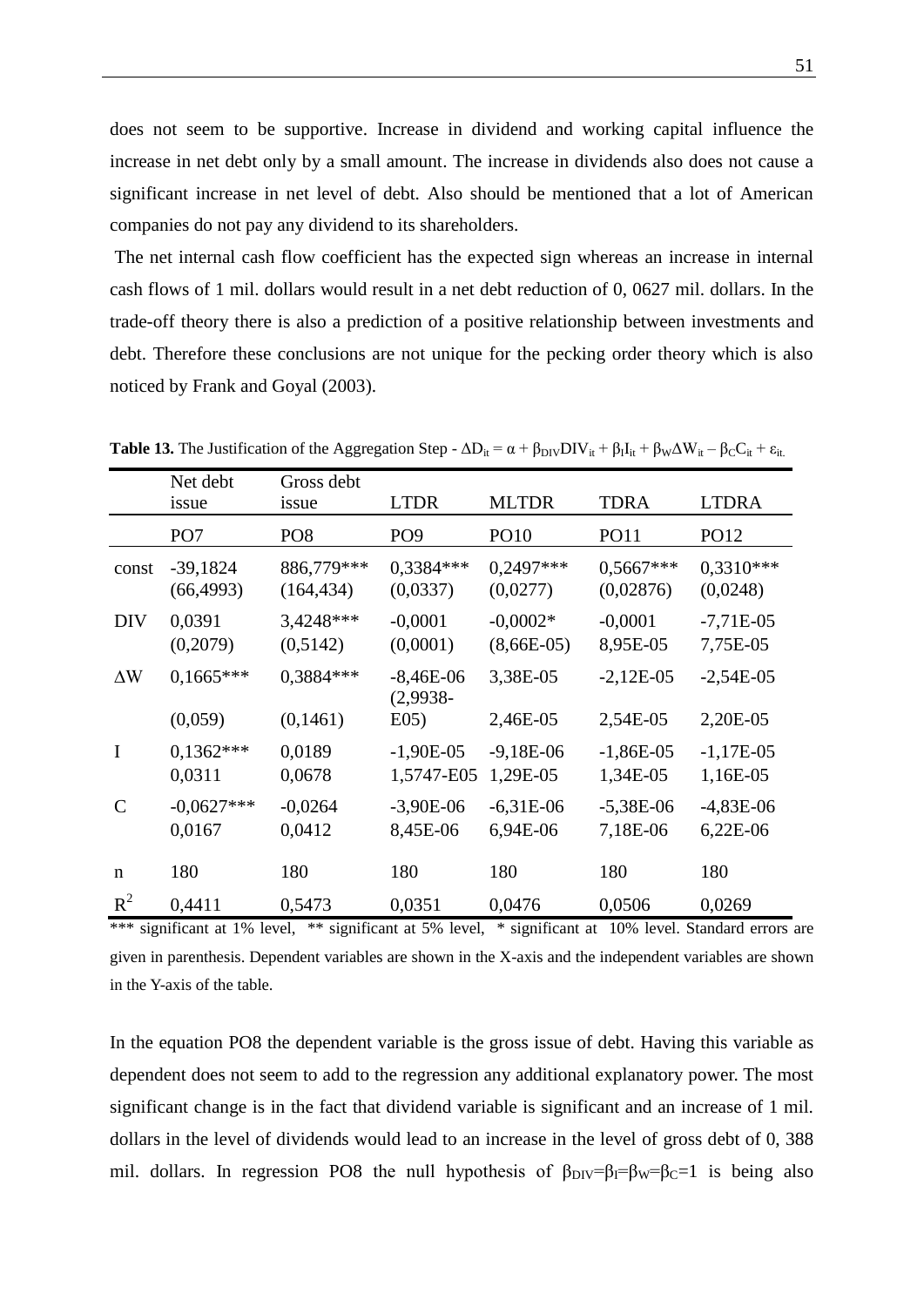does not seem to be supportive. Increase in dividend and working capital influence the increase in net debt only by a small amount. The increase in dividends also does not cause a significant increase in net level of debt. Also should be mentioned that a lot of American companies do not pay any dividend to its shareholders.

The net internal cash flow coefficient has the expected sign whereas an increase in internal cash flows of 1 mil. dollars would result in a net debt reduction of 0, 0627 mil. dollars. In the trade-off theory there is also a prediction of a positive relationship between investments and debt. Therefore these conclusions are not unique for the pecking order theory which is also noticed by Frank and Goyal (2003).

**Table 13.** The Justification of the Aggregation Step - $\Delta D_{it} = \alpha + \beta_{DIV}DIV_{it} + \beta_I I_{it} + \beta_W \Delta W_{it} - \beta_C C_{it} + \varepsilon_{it.}$

| | Net debt issue | Gross debt issue | LTDR | MLTDR | TDRA | LTDRA |
|---|---|---|---|---|---|---|
| | PO7 | PO8 | PO9 | PO10 | PO11 | PO12 |
| const | -39,1824 | 886,779*** | 0,3384*** | 0,2497*** | 0,5667*** | 0,3310*** |
| | (66,4993) | (164,434) | (0,0337) | (0,0277) | (0,02876) | (0,0248) |
| DIV | 0,0391 | 3,4248*** | -0,0001 | -0,0002* | -0,0001 | -7,71E-05 |
| | (0,2079) | (0,5142) | (0,0001) | (8,66E-05) | 8,95E-05 | 7,75E-05 |
| ΔW | 0,1665*** | 0,3884*** | -8,46E-06 | 3,38E-05 | -2,12E-05 | -2,54E-05 |
| | (0,059) | (0,1461) | (2,9938-E05) | 2,46E-05 | 2,54E-05 | 2,20E-05 |
| I | 0,1362*** | 0,0189 | -1,90E-05 | -9,18E-06 | -1,86E-05 | -1,17E-05 |
| | 0,0311 | 0,0678 | 1,5747-E05 | 1,29E-05 | 1,34E-05 | 1,16E-05 |
| C | -0,0627*** | -0,0264 | -3,90E-06 | -6,31E-06 | -5,38E-06 | -4,83E-06 |
| | 0,0167 | 0,0412 | 8,45E-06 | 6,94E-06 | 7,18E-06 | 6,22E-06 |
| n | 180 | 180 | 180 | 180 | 180 | 180 |
| $R^2$ | 0,4411 | 0,5473 | 0,0351 | 0,0476 | 0,0506 | 0,0269 |

*** significant at 1% level, ** significant at 5% level, * significant at 10% level. Standard errors are given in parenthesis. Dependent variables are shown in the X-axis and the independent variables are shown in the Y-axis of the table.

In the equation PO8 the dependent variable is the gross issue of debt. Having this variable as dependent does not seem to add to the regression any additional explanatory power. The most significant change is in the fact that dividend variable is significant and an increase of 1 mil. dollars in the level of dividends would lead to an increase in the level of gross debt of 0, 388 mil. dollars. In regression PO8 the null hypothesis of $\beta_{DIV}=\beta_I=\beta_W=\beta_C=1$ is being also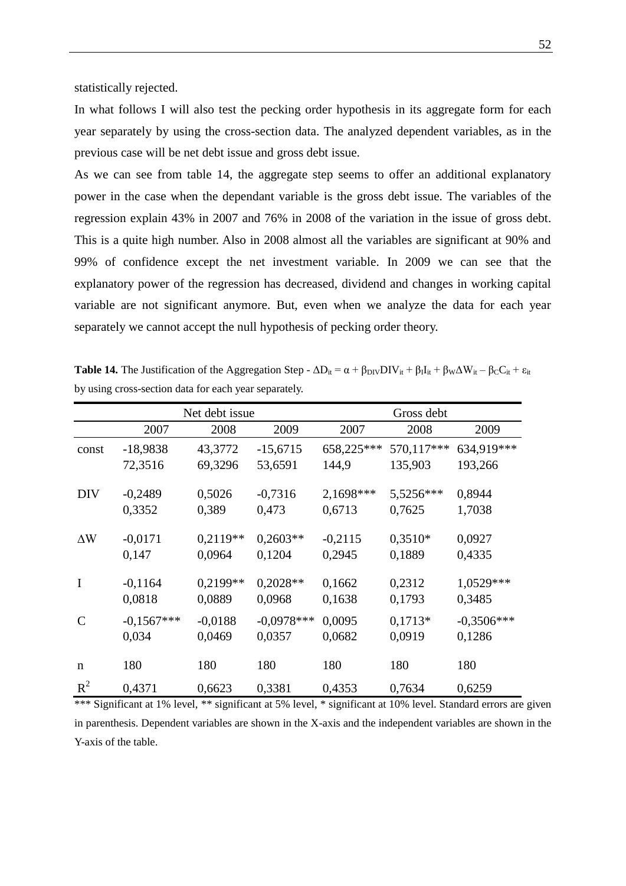statistically rejected.

In what follows I will also test the pecking order hypothesis in its aggregate form for each year separately by using the cross-section data. The analyzed dependent variables, as in the previous case will be net debt issue and gross debt issue.

As we can see from table 14, the aggregate step seems to offer an additional explanatory power in the case when the dependant variable is the gross debt issue. The variables of the regression explain 43% in 2007 and 76% in 2008 of the variation in the issue of gross debt. This is a quite high number. Also in 2008 almost all the variables are significant at 90% and 99% of confidence except the net investment variable. In 2009 we can see that the explanatory power of the regression has decreased, dividend and changes in working capital variable are not significant anymore. But, even when we analyze the data for each year separately we cannot accept the null hypothesis of pecking order theory.

**Table 14.** The Justification of the Aggregation Step - $\Delta D_{it} = \alpha + \beta_{DIV}DIV_{it} + \beta_I I_{it} + \beta_W \Delta W_{it} - \beta_C C_{it} + \varepsilon_{it}$ by using cross-section data for each year separately.

| | Net debt issue | | | Gross debt | | |
|---|---|---|---|---|---|---|
| | 2007 | 2008 | 2009 | 2007 | 2008 | 2009 |
| const | -18,9838 | 43,3772 | -15,6715 | 658,225*** | 570,117*** | 634,919*** |
| | 72,3516 | 69,3296 | 53,6591 | 144,9 | 135,903 | 193,266 |
| DIV | -0,2489 | 0,5026 | -0,7316 | 2,1698*** | 5,5256*** | 0,8944 |
| | 0,3352 | 0,389 | 0,473 | 0,6713 | 0,7625 | 1,7038 |
| ΔW | -0,0171 | 0,2119** | 0,2603** | -0,2115 | 0,3510* | 0,0927 |
| | 0,147 | 0,0964 | 0,1204 | 0,2945 | 0,1889 | 0,4335 |
| I | -0,1164 | 0,2199** | 0,2028** | 0,1662 | 0,2312 | 1,0529*** |
| | 0,0818 | 0,0889 | 0,0968 | 0,1638 | 0,1793 | 0,3485 |
| C | -0,1567*** | -0,0188 | -0,0978*** | 0,0095 | 0,1713* | -0,3506*** |
| | 0,034 | 0,0469 | 0,0357 | 0,0682 | 0,0919 | 0,1286 |
| n | 180 | 180 | 180 | 180 | 180 | 180 |
| $R^2$ | 0,4371 | 0,6623 | 0,3381 | 0,4353 | 0,7634 | 0,6259 |

*** Significant at 1% level, ** significant at 5% level, * significant at 10% level. Standard errors are given in parenthesis. Dependent variables are shown in the X-axis and the independent variables are shown in the Y-axis of the table.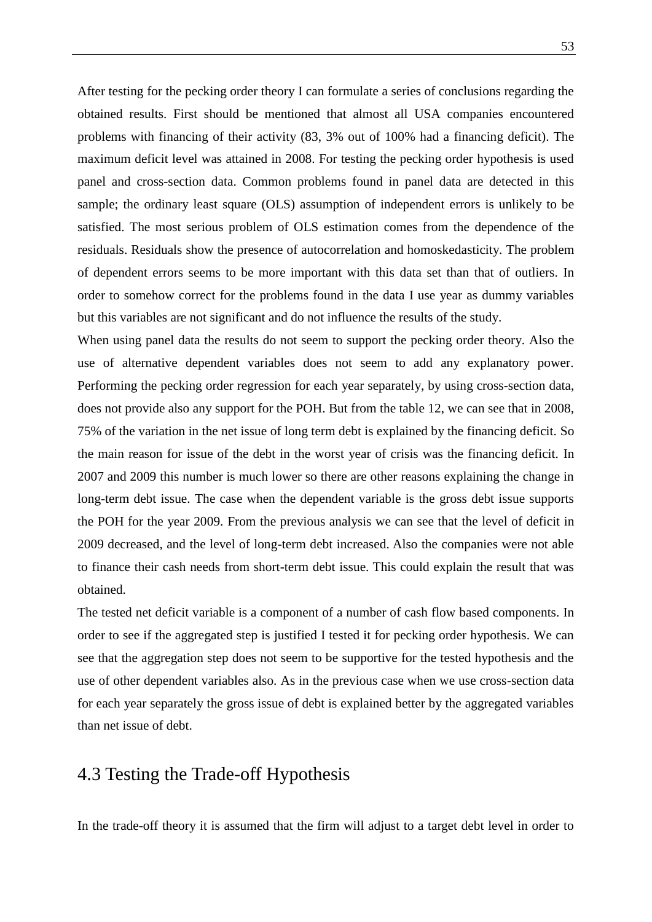After testing for the pecking order theory I can formulate a series of conclusions regarding the obtained results. First should be mentioned that almost all USA companies encountered problems with financing of their activity (83, 3% out of 100% had a financing deficit). The maximum deficit level was attained in 2008. For testing the pecking order hypothesis is used panel and cross-section data. Common problems found in panel data are detected in this sample; the ordinary least square (OLS) assumption of independent errors is unlikely to be satisfied. The most serious problem of OLS estimation comes from the dependence of the residuals. Residuals show the presence of autocorrelation and homoskedasticity. The problem of dependent errors seems to be more important with this data set than that of outliers. In order to somehow correct for the problems found in the data I use year as dummy variables but this variables are not significant and do not influence the results of the study.

When using panel data the results do not seem to support the pecking order theory. Also the use of alternative dependent variables does not seem to add any explanatory power. Performing the pecking order regression for each year separately, by using cross-section data, does not provide also any support for the POH. But from the table 12, we can see that in 2008, 75% of the variation in the net issue of long term debt is explained by the financing deficit. So the main reason for issue of the debt in the worst year of crisis was the financing deficit. In 2007 and 2009 this number is much lower so there are other reasons explaining the change in long-term debt issue. The case when the dependent variable is the gross debt issue supports the POH for the year 2009. From the previous analysis we can see that the level of deficit in 2009 decreased, and the level of long-term debt increased. Also the companies were not able to finance their cash needs from short-term debt issue. This could explain the result that was obtained.

The tested net deficit variable is a component of a number of cash flow based components. In order to see if the aggregated step is justified I tested it for pecking order hypothesis. We can see that the aggregation step does not seem to be supportive for the tested hypothesis and the use of other dependent variables also. As in the previous case when we use cross-section data for each year separately the gross issue of debt is explained better by the aggregated variables than net issue of debt.

## 4.3 Testing the Trade-off Hypothesis

In the trade-off theory it is assumed that the firm will adjust to a target debt level in order to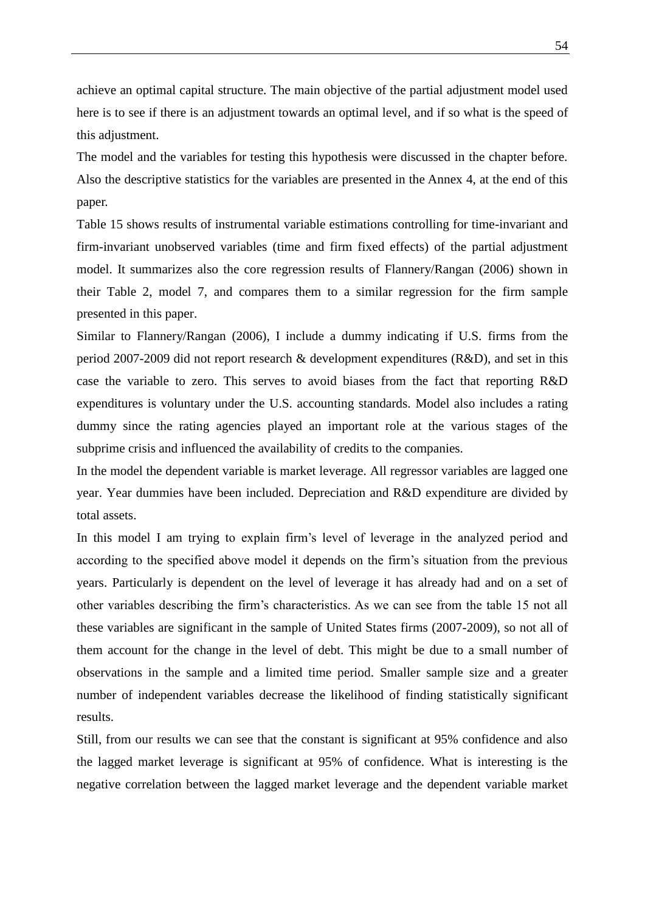achieve an optimal capital structure. The main objective of the partial adjustment model used here is to see if there is an adjustment towards an optimal level, and if so what is the speed of this adjustment.

The model and the variables for testing this hypothesis were discussed in the chapter before. Also the descriptive statistics for the variables are presented in the Annex 4, at the end of this paper.

Table 15 shows results of instrumental variable estimations controlling for time-invariant and firm-invariant unobserved variables (time and firm fixed effects) of the partial adjustment model. It summarizes also the core regression results of Flannery/Rangan (2006) shown in their Table 2, model 7, and compares them to a similar regression for the firm sample presented in this paper.

Similar to Flannery/Rangan (2006), I include a dummy indicating if U.S. firms from the period 2007-2009 did not report research & development expenditures (R&D), and set in this case the variable to zero. This serves to avoid biases from the fact that reporting R&D expenditures is voluntary under the U.S. accounting standards. Model also includes a rating dummy since the rating agencies played an important role at the various stages of the subprime crisis and influenced the availability of credits to the companies.

In the model the dependent variable is market leverage. All regressor variables are lagged one year. Year dummies have been included. Depreciation and R&D expenditure are divided by total assets.

In this model I am trying to explain firm's level of leverage in the analyzed period and according to the specified above model it depends on the firm's situation from the previous years. Particularly is dependent on the level of leverage it has already had and on a set of other variables describing the firm's characteristics. As we can see from the table 15 not all these variables are significant in the sample of United States firms (2007-2009), so not all of them account for the change in the level of debt. This might be due to a small number of observations in the sample and a limited time period. Smaller sample size and a greater number of independent variables decrease the likelihood of finding statistically significant results.

Still, from our results we can see that the constant is significant at 95% confidence and also the lagged market leverage is significant at 95% of confidence. What is interesting is the negative correlation between the lagged market leverage and the dependent variable market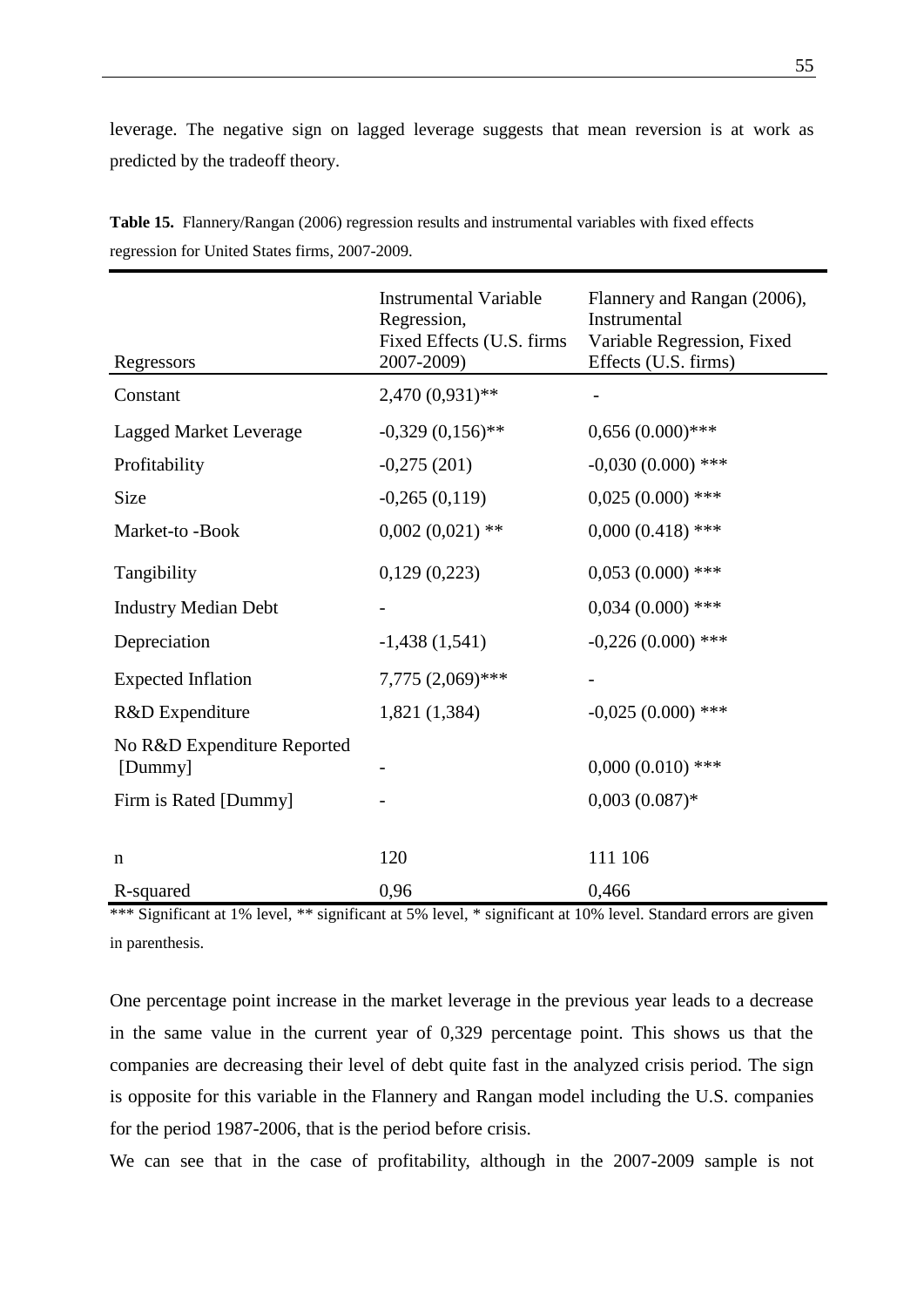leverage. The negative sign on lagged leverage suggests that mean reversion is at work as predicted by the tradeoff theory.

**Table 15.** Flannery/Rangan (2006) regression results and instrumental variables with fixed effects regression for United States firms, 2007-2009.

| Regressors | Instrumental Variable Regression, Fixed Effects (U.S. firms 2007-2009) | Flannery and Rangan (2006), Instrumental Variable Regression, Fixed Effects (U.S. firms) |
|---|---|---|
| Constant | 2,470 (0,931)** | - |
| Lagged Market Leverage | -0,329 (0,156)** | 0,656 (0.000)*** |
| Profitability | -0,275 (201) | -0,030 (0.000) *** |
| Size | -0,265 (0,119) | 0,025 (0.000) *** |
| Market-to -Book | 0,002 (0,021) ** | 0,000 (0.418) *** |
| Tangibility | 0,129 (0,223) | 0,053 (0.000) *** |
| Industry Median Debt | - | 0,034 (0.000) *** |
| Depreciation | -1,438 (1,541) | -0,226 (0.000) *** |
| Expected Inflation | 7,775 (2,069)*** | - |
| R&D Expenditure | 1,821 (1,384) | -0,025 (0.000) *** |
| No R&D Expenditure Reported [Dummy] | - | 0,000 (0.010) *** |
| Firm is Rated [Dummy] | - | 0,003 (0.087)* |
| n | 120 | 111 106 |
| R-squared | 0,96 | 0,466 |

*** Significant at 1% level, ** significant at 5% level, * significant at 10% level. Standard errors are given in parenthesis.

One percentage point increase in the market leverage in the previous year leads to a decrease in the same value in the current year of 0,329 percentage point. This shows us that the companies are decreasing their level of debt quite fast in the analyzed crisis period. The sign is opposite for this variable in the Flannery and Rangan model including the U.S. companies for the period 1987-2006, that is the period before crisis.

We can see that in the case of profitability, although in the 2007-2009 sample is not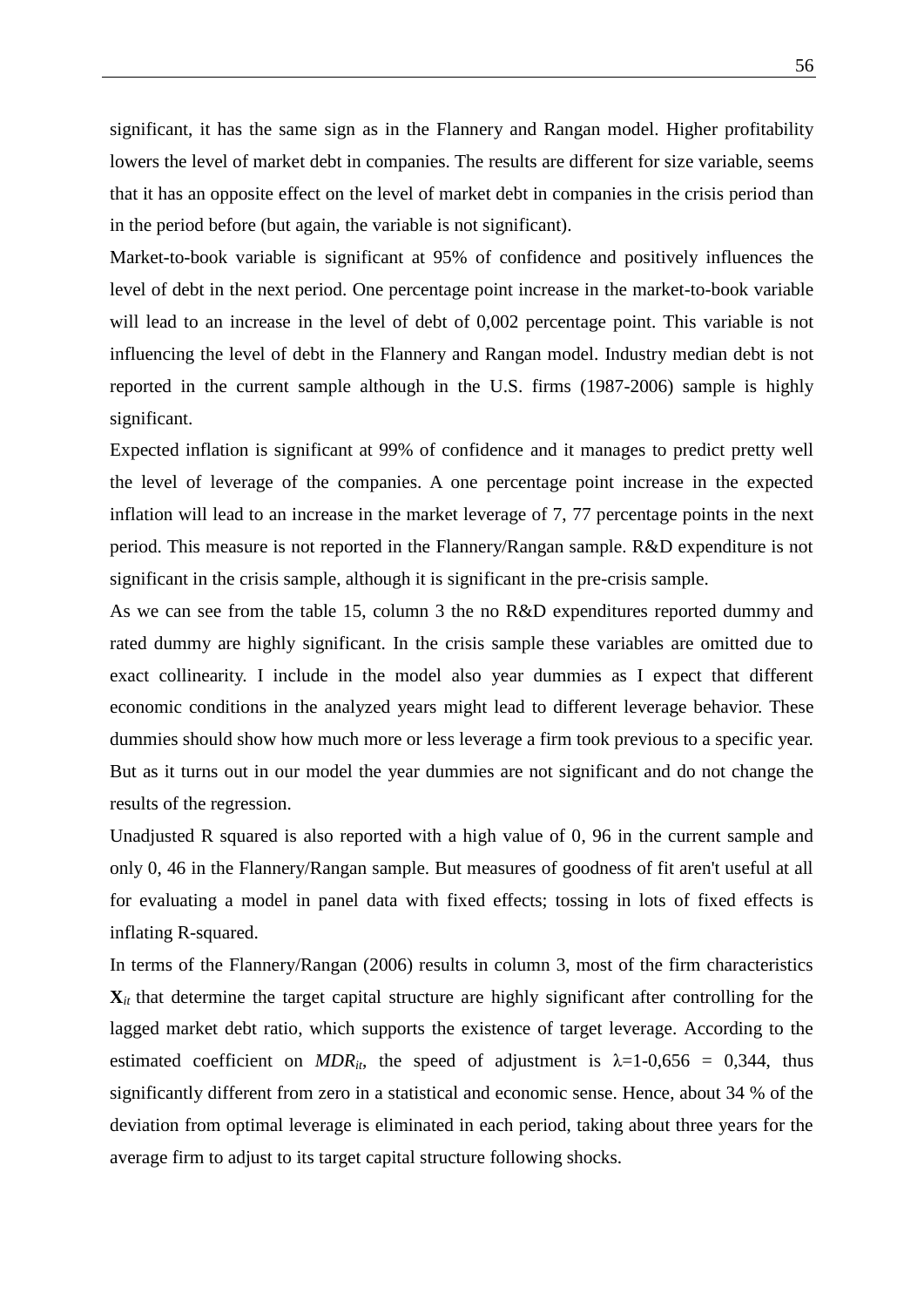significant, it has the same sign as in the Flannery and Rangan model. Higher profitability lowers the level of market debt in companies. The results are different for size variable, seems that it has an opposite effect on the level of market debt in companies in the crisis period than in the period before (but again, the variable is not significant).

Market-to-book variable is significant at 95% of confidence and positively influences the level of debt in the next period. One percentage point increase in the market-to-book variable will lead to an increase in the level of debt of 0,002 percentage point. This variable is not influencing the level of debt in the Flannery and Rangan model. Industry median debt is not reported in the current sample although in the U.S. firms (1987-2006) sample is highly significant.

Expected inflation is significant at 99% of confidence and it manages to predict pretty well the level of leverage of the companies. A one percentage point increase in the expected inflation will lead to an increase in the market leverage of 7, 77 percentage points in the next period. This measure is not reported in the Flannery/Rangan sample. R&D expenditure is not significant in the crisis sample, although it is significant in the pre-crisis sample.

As we can see from the table 15, column 3 the no R&D expenditures reported dummy and rated dummy are highly significant. In the crisis sample these variables are omitted due to exact collinearity. I include in the model also year dummies as I expect that different economic conditions in the analyzed years might lead to different leverage behavior. These dummies should show how much more or less leverage a firm took previous to a specific year. But as it turns out in our model the year dummies are not significant and do not change the results of the regression.

Unadjusted R squared is also reported with a high value of 0, 96 in the current sample and only 0, 46 in the Flannery/Rangan sample. But measures of goodness of fit aren't useful at all for evaluating a model in panel data with fixed effects; tossing in lots of fixed effects is inflating R-squared.

In terms of the Flannery/Rangan (2006) results in column 3, most of the firm characteristics $\mathbf{X}_{it}$ that determine the target capital structure are highly significant after controlling for the lagged market debt ratio, which supports the existence of target leverage. According to the estimated coefficient on $MDR_{it}$, the speed of adjustment is $\lambda$=1-0,656 = 0,344, thus significantly different from zero in a statistical and economic sense. Hence, about 34 % of the deviation from optimal leverage is eliminated in each period, taking about three years for the average firm to adjust to its target capital structure following shocks.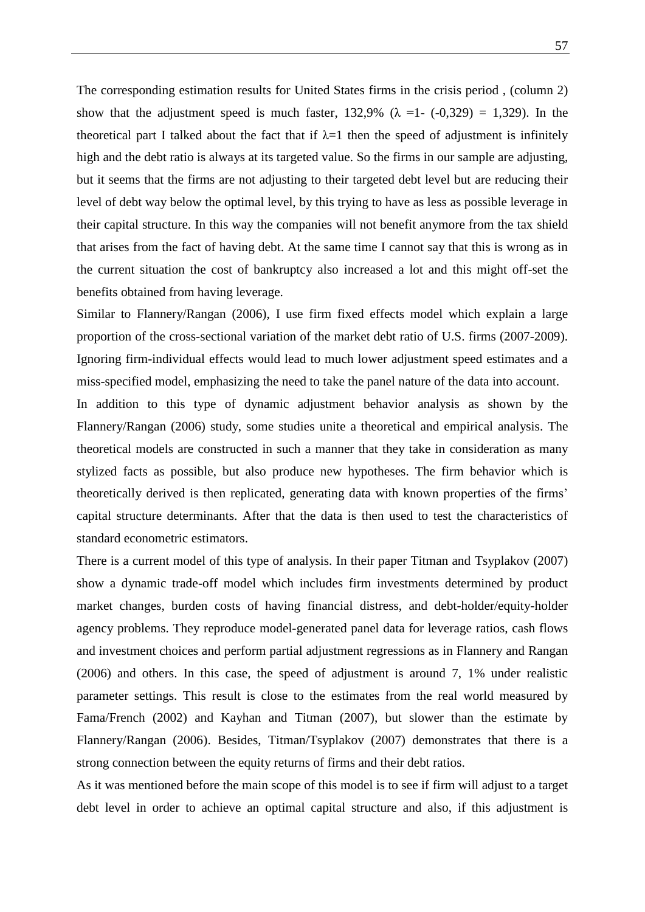The corresponding estimation results for United States firms in the crisis period , (column 2) show that the adjustment speed is much faster, 132,9% ($\lambda$ =1- (-0,329) = 1,329). In the theoretical part I talked about the fact that if $\lambda$=1 then the speed of adjustment is infinitely high and the debt ratio is always at its targeted value. So the firms in our sample are adjusting, but it seems that the firms are not adjusting to their targeted debt level but are reducing their level of debt way below the optimal level, by this trying to have as less as possible leverage in their capital structure. In this way the companies will not benefit anymore from the tax shield that arises from the fact of having debt. At the same time I cannot say that this is wrong as in the current situation the cost of bankruptcy also increased a lot and this might off-set the benefits obtained from having leverage.

Similar to Flannery/Rangan (2006), I use firm fixed effects model which explain a large proportion of the cross-sectional variation of the market debt ratio of U.S. firms (2007-2009). Ignoring firm-individual effects would lead to much lower adjustment speed estimates and a miss-specified model, emphasizing the need to take the panel nature of the data into account.

In addition to this type of dynamic adjustment behavior analysis as shown by the Flannery/Rangan (2006) study, some studies unite a theoretical and empirical analysis. The theoretical models are constructed in such a manner that they take in consideration as many stylized facts as possible, but also produce new hypotheses. The firm behavior which is theoretically derived is then replicated, generating data with known properties of the firms' capital structure determinants. After that the data is then used to test the characteristics of standard econometric estimators.

There is a current model of this type of analysis. In their paper Titman and Tsyplakov (2007) show a dynamic trade-off model which includes firm investments determined by product market changes, burden costs of having financial distress, and debt-holder/equity-holder agency problems. They reproduce model-generated panel data for leverage ratios, cash flows and investment choices and perform partial adjustment regressions as in Flannery and Rangan (2006) and others. In this case, the speed of adjustment is around 7, 1% under realistic parameter settings. This result is close to the estimates from the real world measured by Fama/French (2002) and Kayhan and Titman (2007), but slower than the estimate by Flannery/Rangan (2006). Besides, Titman/Tsyplakov (2007) demonstrates that there is a strong connection between the equity returns of firms and their debt ratios.

As it was mentioned before the main scope of this model is to see if firm will adjust to a target debt level in order to achieve an optimal capital structure and also, if this adjustment is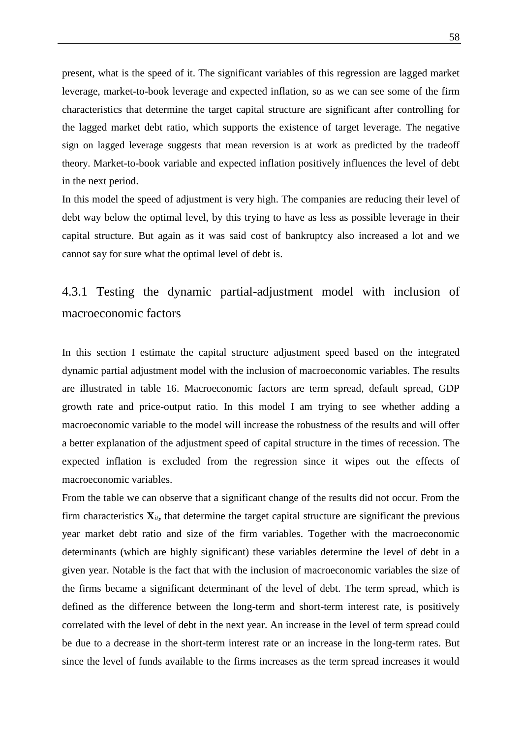present, what is the speed of it. The significant variables of this regression are lagged market leverage, market-to-book leverage and expected inflation, so as we can see some of the firm characteristics that determine the target capital structure are significant after controlling for the lagged market debt ratio, which supports the existence of target leverage. The negative sign on lagged leverage suggests that mean reversion is at work as predicted by the tradeoff theory. Market-to-book variable and expected inflation positively influences the level of debt in the next period.

In this model the speed of adjustment is very high. The companies are reducing their level of debt way below the optimal level, by this trying to have as less as possible leverage in their capital structure. But again as it was said cost of bankruptcy also increased a lot and we cannot say for sure what the optimal level of debt is.

### 4.3.1 Testing the dynamic partial-adjustment model with inclusion of macroeconomic factors

In this section I estimate the capital structure adjustment speed based on the integrated dynamic partial adjustment model with the inclusion of macroeconomic variables. The results are illustrated in table 16. Macroeconomic factors are term spread, default spread, GDP growth rate and price-output ratio. In this model I am trying to see whether adding a macroeconomic variable to the model will increase the robustness of the results and will offer a better explanation of the adjustment speed of capital structure in the times of recession. The expected inflation is excluded from the regression since it wipes out the effects of macroeconomic variables.

From the table we can observe that a significant change of the results did not occur. From the firm characteristics $\mathbf{X}_{it}$**,** that determine the target capital structure are significant the previous year market debt ratio and size of the firm variables. Together with the macroeconomic determinants (which are highly significant) these variables determine the level of debt in a given year. Notable is the fact that with the inclusion of macroeconomic variables the size of the firms became a significant determinant of the level of debt. The term spread, which is defined as the difference between the long-term and short-term interest rate, is positively correlated with the level of debt in the next year. An increase in the level of term spread could be due to a decrease in the short-term interest rate or an increase in the long-term rates. But since the level of funds available to the firms increases as the term spread increases it would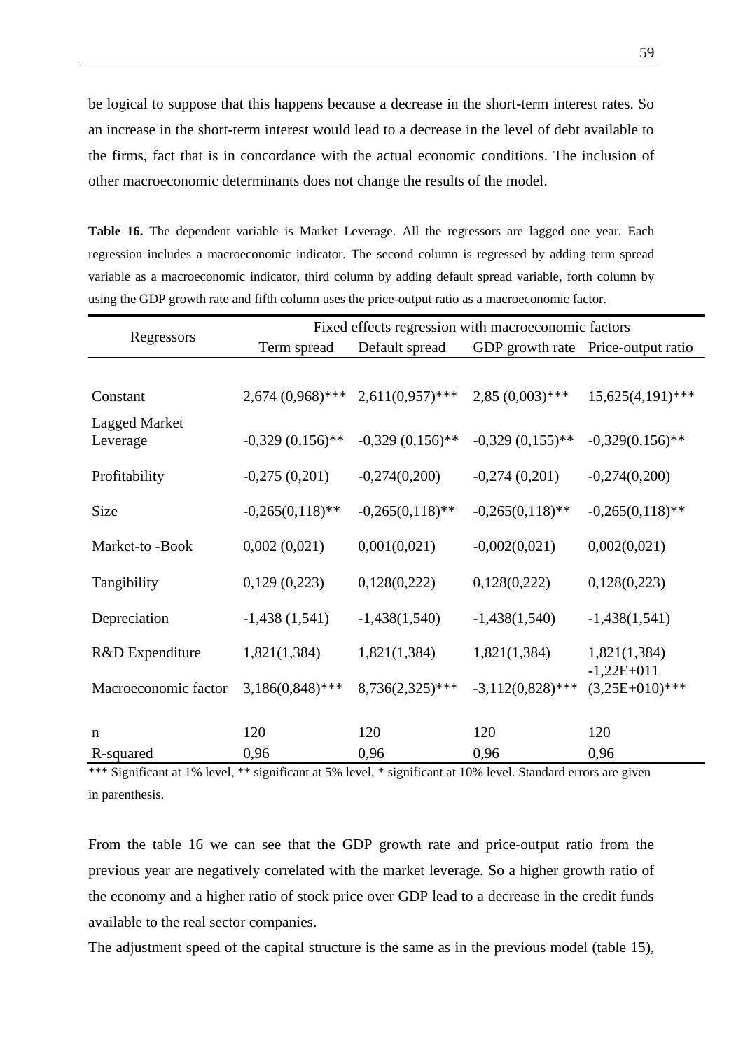be logical to suppose that this happens because a decrease in the short-term interest rates. So an increase in the short-term interest would lead to a decrease in the level of debt available to the firms, fact that is in concordance with the actual economic conditions. The inclusion of other macroeconomic determinants does not change the results of the model.

**Table 16.** The dependent variable is Market Leverage. All the regressors are lagged one year. Each regression includes a macroeconomic indicator. The second column is regressed by adding term spread variable as a macroeconomic indicator, third column by adding default spread variable, forth column by using the GDP growth rate and fifth column uses the price-output ratio as a macroeconomic factor.

| Regressors | Fixed effects regression with macroeconomic factors | | | |
|---|---|---|---|---|
| | Term spread | Default spread | GDP growth rate | Price-output ratio |
| Constant | 2,674 (0,968)*** | 2,611(0,957)*** | 2,85 (0,003)*** | 15,625(4,191)*** |
| Lagged Market Leverage | -0,329 (0,156)** | -0,329 (0,156)** | -0,329 (0,155)** | -0,329(0,156)** |
| Profitability | -0,275 (0,201) | -0,274(0,200) | -0,274 (0,201) | -0,274(0,200) |
| Size | -0,265(0,118)** | -0,265(0,118)** | -0,265(0,118)** | -0,265(0,118)** |
| Market-to -Book | 0,002 (0,021) | 0,001(0,021) | -0,002(0,021) | 0,002(0,021) |
| Tangibility | 0,129 (0,223) | 0,128(0,222) | 0,128(0,222) | 0,128(0,223) |
| Depreciation | -1,438 (1,541) | -1,438(1,540) | -1,438(1,540) | -1,438(1,541) |
| R&D Expenditure | 1,821(1,384) | 1,821(1,384) | 1,821(1,384) | 1,821(1,384) |
| Macroeconomic factor | 3,186(0,848)*** | 8,736(2,325)*** | -3,112(0,828)*** | -1,22E+011 (3,25E+010)*** |
| n | 120 | 120 | 120 | 120 |
| R-squared | 0,96 | 0,96 | 0,96 | 0,96 |

*** Significant at 1% level, ** significant at 5% level, * significant at 10% level. Standard errors are given in parenthesis.

From the table 16 we can see that the GDP growth rate and price-output ratio from the previous year are negatively correlated with the market leverage. So a higher growth ratio of the economy and a higher ratio of stock price over GDP lead to a decrease in the credit funds available to the real sector companies.

The adjustment speed of the capital structure is the same as in the previous model (table 15),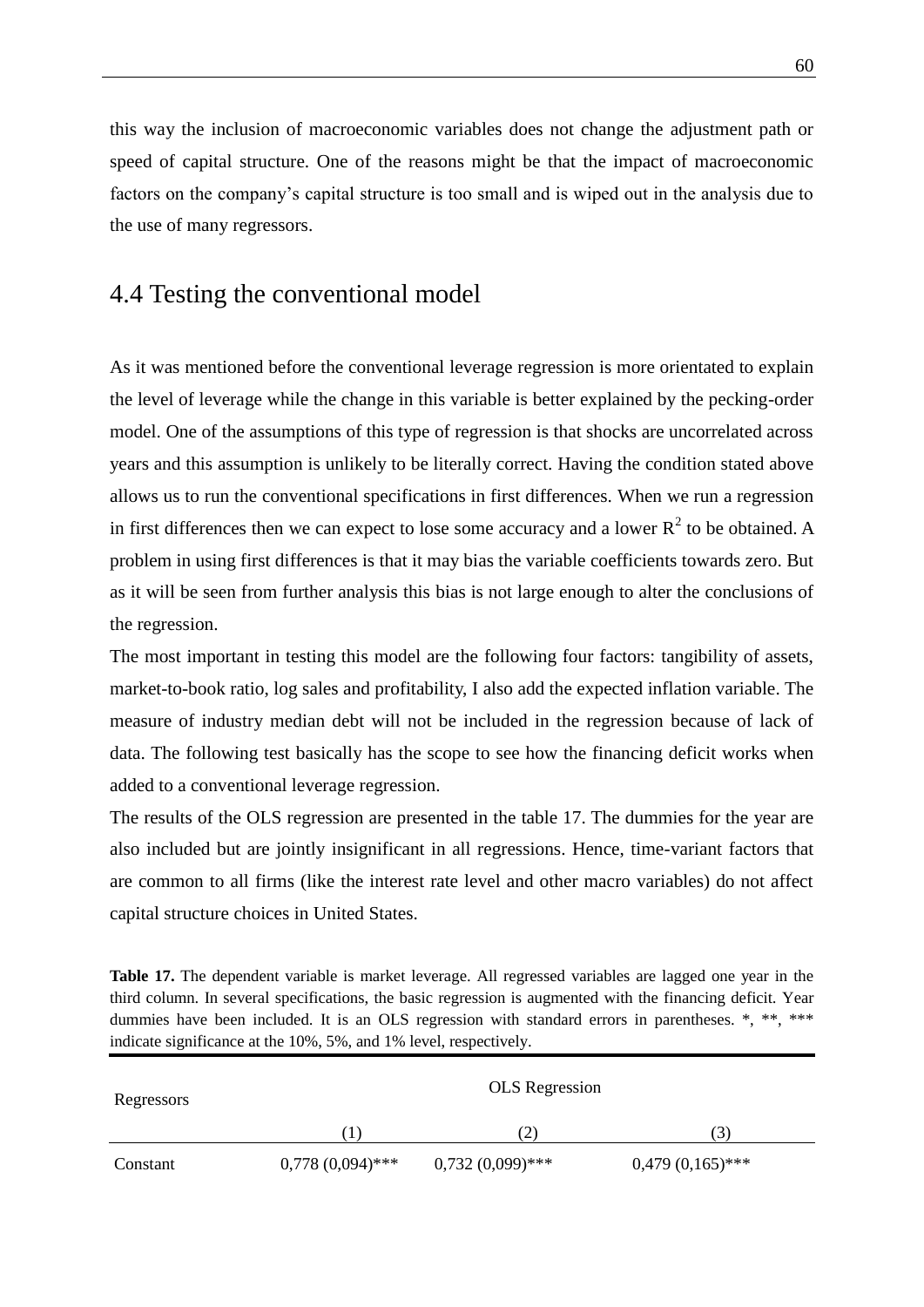this way the inclusion of macroeconomic variables does not change the adjustment path or speed of capital structure. One of the reasons might be that the impact of macroeconomic factors on the company's capital structure is too small and is wiped out in the analysis due to the use of many regressors.

## 4.4 Testing the conventional model

As it was mentioned before the conventional leverage regression is more orientated to explain the level of leverage while the change in this variable is better explained by the pecking-order model. One of the assumptions of this type of regression is that shocks are uncorrelated across years and this assumption is unlikely to be literally correct. Having the condition stated above allows us to run the conventional specifications in first differences. When we run a regression in first differences then we can expect to lose some accuracy and a lower $R^2$ to be obtained. A problem in using first differences is that it may bias the variable coefficients towards zero. But as it will be seen from further analysis this bias is not large enough to alter the conclusions of the regression.

The most important in testing this model are the following four factors: tangibility of assets, market-to-book ratio, log sales and profitability, I also add the expected inflation variable. The measure of industry median debt will not be included in the regression because of lack of data. The following test basically has the scope to see how the financing deficit works when added to a conventional leverage regression.

The results of the OLS regression are presented in the table 17. The dummies for the year are also included but are jointly insignificant in all regressions. Hence, time-variant factors that are common to all firms (like the interest rate level and other macro variables) do not affect capital structure choices in United States.

**Table 17.** The dependent variable is market leverage. All regressed variables are lagged one year in the third column. In several specifications, the basic regression is augmented with the financing deficit. Year dummies have been included. It is an OLS regression with standard errors in parentheses. *, **, *** indicate significance at the 10%, 5%, and 1% level, respectively.

| Regressors | OLS Regression | | |
|---|---|---|---|
| | (1) | (2) | (3) |
| Constant | 0,778 (0,094)*** | 0,732 (0,099)*** | 0,479 (0,165)*** |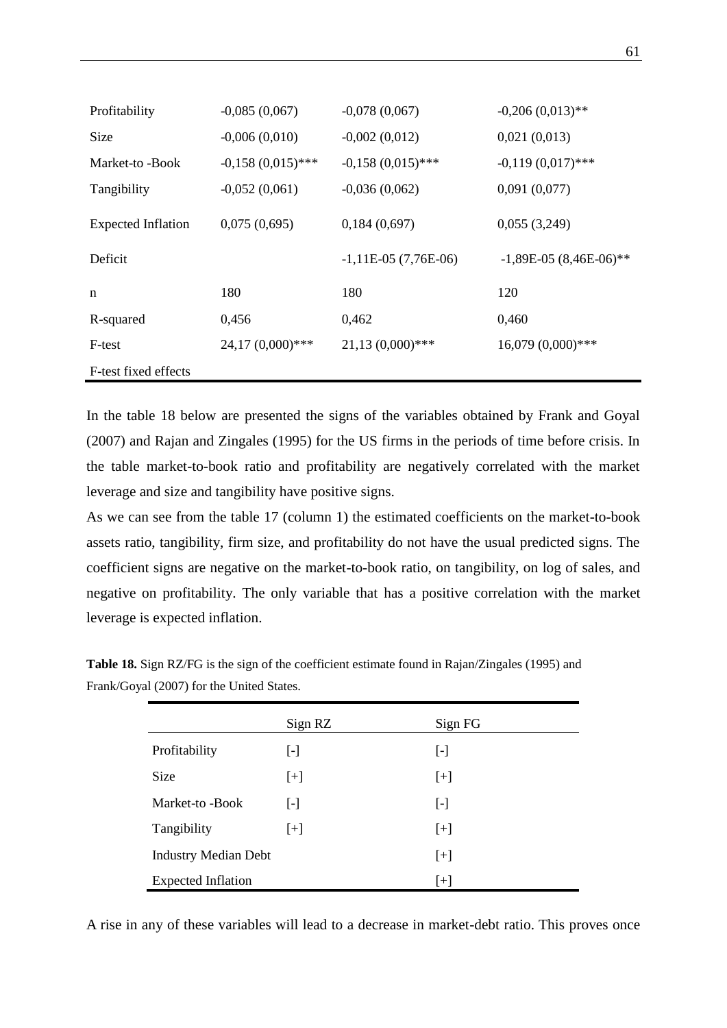| Profitability | -0,085 (0,067) | -0,078 (0,067) | -0,206 (0,013)** |
|---|---|---|---|
| Size | -0,006 (0,010) | -0,002 (0,012) | 0,021 (0,013) |
| Market-to -Book | -0,158 (0,015)*** | -0,158 (0,015)*** | -0,119 (0,017)*** |
| Tangibility | -0,052 (0,061) | -0,036 (0,062) | 0,091 (0,077) |
| Expected Inflation | 0,075 (0,695) | 0,184 (0,697) | 0,055 (3,249) |
| Deficit | | -1,11E-05 (7,76E-06) | -1,89E-05 (8,46E-06)** |
| n | 180 | 180 | 120 |
| R-squared | 0,456 | 0,462 | 0,460 |
| F-test | 24,17 (0,000)*** | 21,13 (0,000)*** | 16,079 (0,000)*** |
| F-test fixed effects | | | |

In the table 18 below are presented the signs of the variables obtained by Frank and Goyal (2007) and Rajan and Zingales (1995) for the US firms in the periods of time before crisis. In the table market-to-book ratio and profitability are negatively correlated with the market leverage and size and tangibility have positive signs.

As we can see from the table 17 (column 1) the estimated coefficients on the market-to-book assets ratio, tangibility, firm size, and profitability do not have the usual predicted signs. The coefficient signs are negative on the market-to-book ratio, on tangibility, on log of sales, and negative on profitability. The only variable that has a positive correlation with the market leverage is expected inflation.

**Table 18.** Sign RZ/FG is the sign of the coefficient estimate found in Rajan/Zingales (1995) and Frank/Goyal (2007) for the United States.

| | Sign RZ | Sign FG |
|---|---|---|
| Profitability | [-] | [-] |
| Size | [+] | [+] |
| Market-to -Book | [-] | [-] |
| Tangibility | [+] | [+] |
| Industry Median Debt | | [+] |
| Expected Inflation | | [+] |

A rise in any of these variables will lead to a decrease in market-debt ratio. This proves once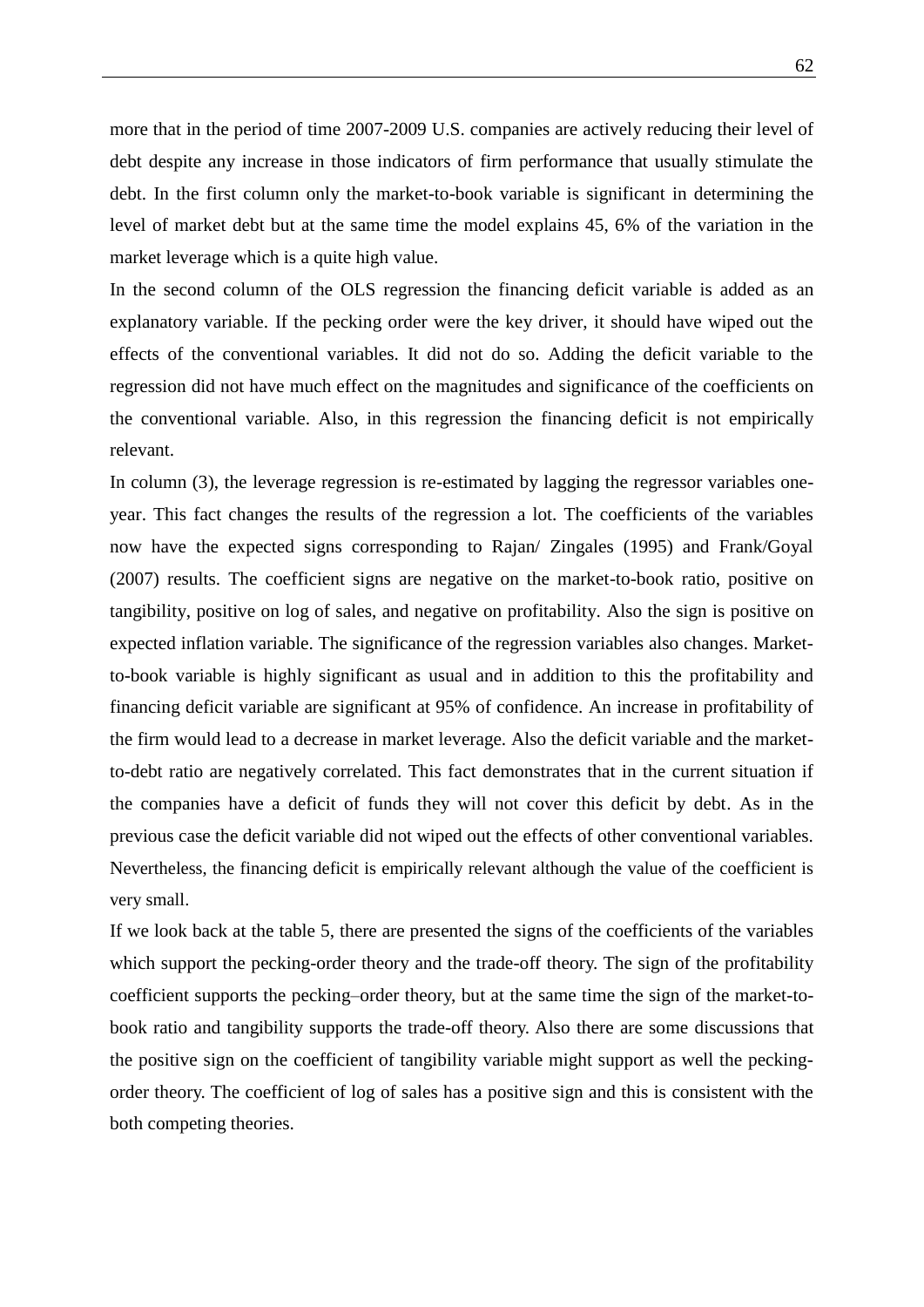more that in the period of time 2007-2009 U.S. companies are actively reducing their level of debt despite any increase in those indicators of firm performance that usually stimulate the debt. In the first column only the market-to-book variable is significant in determining the level of market debt but at the same time the model explains 45, 6% of the variation in the market leverage which is a quite high value.

In the second column of the OLS regression the financing deficit variable is added as an explanatory variable. If the pecking order were the key driver, it should have wiped out the effects of the conventional variables. It did not do so. Adding the deficit variable to the regression did not have much effect on the magnitudes and significance of the coefficients on the conventional variable. Also, in this regression the financing deficit is not empirically relevant.

In column (3), the leverage regression is re-estimated by lagging the regressor variables one-year. This fact changes the results of the regression a lot. The coefficients of the variables now have the expected signs corresponding to Rajan/ Zingales (1995) and Frank/Goyal (2007) results. The coefficient signs are negative on the market-to-book ratio, positive on tangibility, positive on log of sales, and negative on profitability. Also the sign is positive on expected inflation variable. The significance of the regression variables also changes. Market-to-book variable is highly significant as usual and in addition to this the profitability and financing deficit variable are significant at 95% of confidence. An increase in profitability of the firm would lead to a decrease in market leverage. Also the deficit variable and the market-to-debt ratio are negatively correlated. This fact demonstrates that in the current situation if the companies have a deficit of funds they will not cover this deficit by debt. As in the previous case the deficit variable did not wiped out the effects of other conventional variables. Nevertheless, the financing deficit is empirically relevant although the value of the coefficient is very small.

If we look back at the table 5, there are presented the signs of the coefficients of the variables which support the pecking-order theory and the trade-off theory. The sign of the profitability coefficient supports the pecking–order theory, but at the same time the sign of the market-to-book ratio and tangibility supports the trade-off theory. Also there are some discussions that the positive sign on the coefficient of tangibility variable might support as well the pecking-order theory. The coefficient of log of sales has a positive sign and this is consistent with the both competing theories.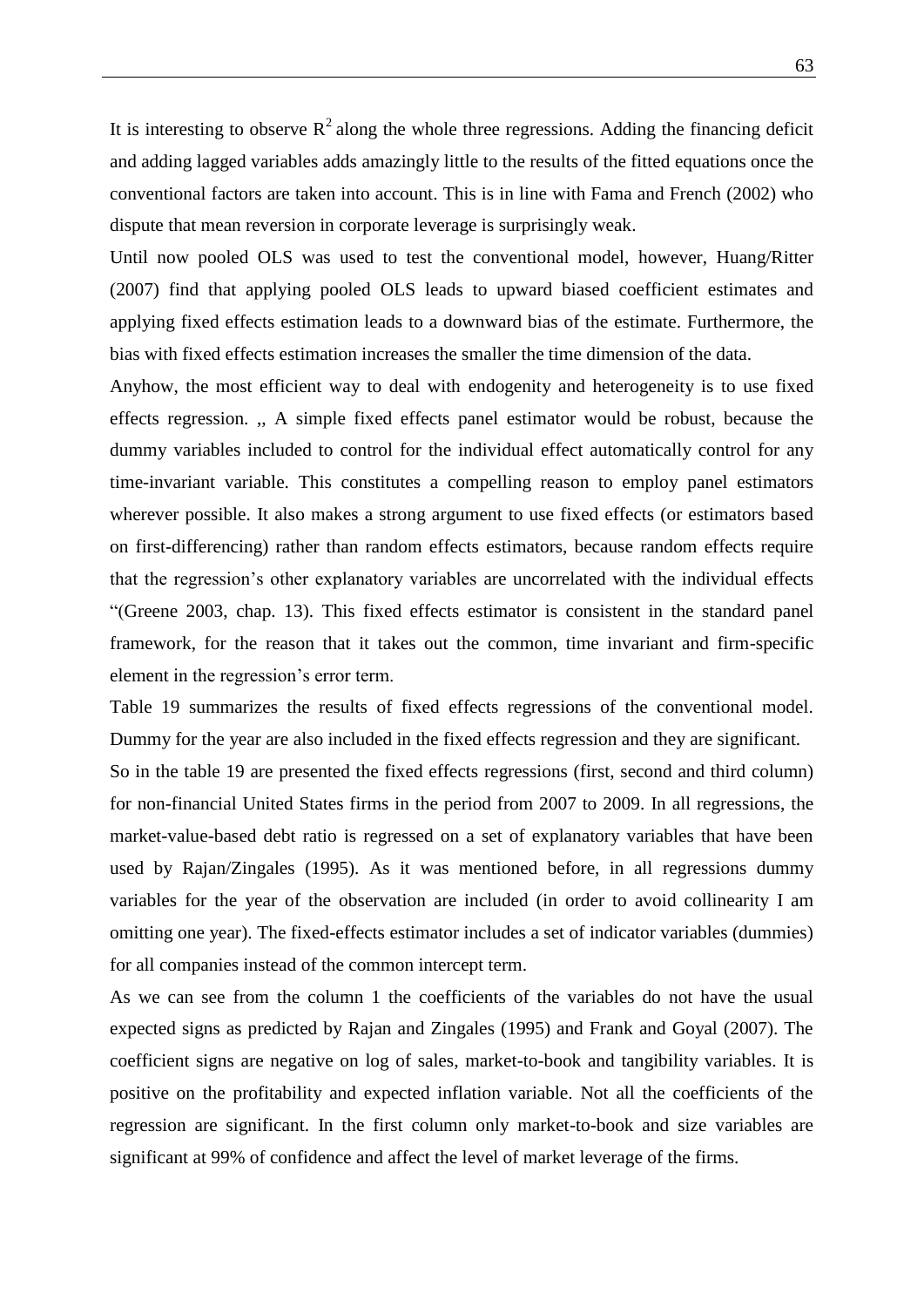It is interesting to observe $R^2$ along the whole three regressions. Adding the financing deficit and adding lagged variables adds amazingly little to the results of the fitted equations once the conventional factors are taken into account. This is in line with Fama and French (2002) who dispute that mean reversion in corporate leverage is surprisingly weak.

Until now pooled OLS was used to test the conventional model, however, Huang/Ritter (2007) find that applying pooled OLS leads to upward biased coefficient estimates and applying fixed effects estimation leads to a downward bias of the estimate. Furthermore, the bias with fixed effects estimation increases the smaller the time dimension of the data.

Anyhow, the most efficient way to deal with endogenity and heterogeneity is to use fixed effects regression. ,, A simple fixed effects panel estimator would be robust, because the dummy variables included to control for the individual effect automatically control for any time-invariant variable. This constitutes a compelling reason to employ panel estimators wherever possible. It also makes a strong argument to use fixed effects (or estimators based on first-differencing) rather than random effects estimators, because random effects require that the regression's other explanatory variables are uncorrelated with the individual effects "(Greene 2003, chap. 13). This fixed effects estimator is consistent in the standard panel framework, for the reason that it takes out the common, time invariant and firm-specific element in the regression's error term.

Table 19 summarizes the results of fixed effects regressions of the conventional model. Dummy for the year are also included in the fixed effects regression and they are significant.

So in the table 19 are presented the fixed effects regressions (first, second and third column) for non-financial United States firms in the period from 2007 to 2009. In all regressions, the market-value-based debt ratio is regressed on a set of explanatory variables that have been used by Rajan/Zingales (1995). As it was mentioned before, in all regressions dummy variables for the year of the observation are included (in order to avoid collinearity I am omitting one year). The fixed-effects estimator includes a set of indicator variables (dummies) for all companies instead of the common intercept term.

As we can see from the column 1 the coefficients of the variables do not have the usual expected signs as predicted by Rajan and Zingales (1995) and Frank and Goyal (2007). The coefficient signs are negative on log of sales, market-to-book and tangibility variables. It is positive on the profitability and expected inflation variable. Not all the coefficients of the regression are significant. In the first column only market-to-book and size variables are significant at 99% of confidence and affect the level of market leverage of the firms.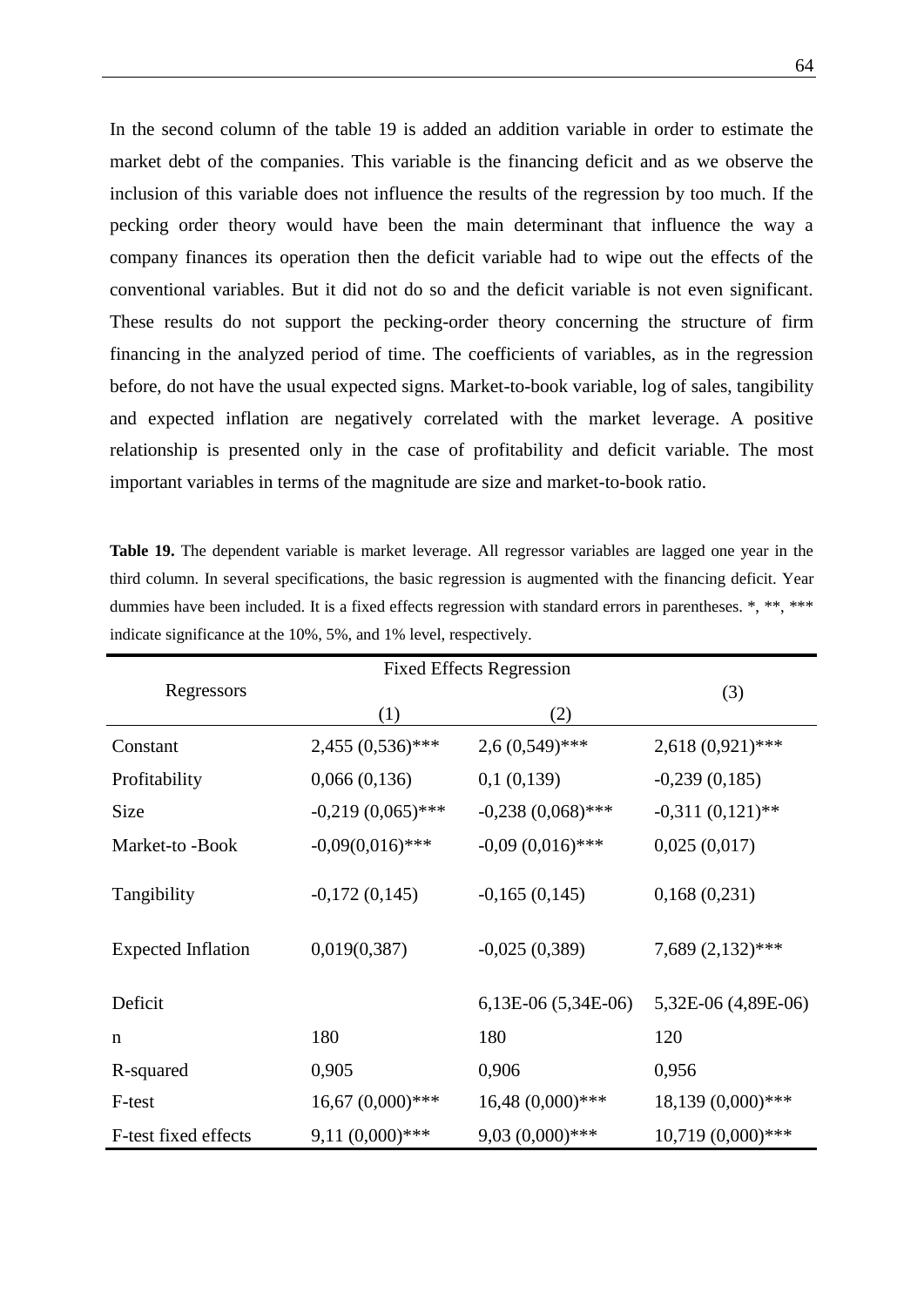In the second column of the table 19 is added an addition variable in order to estimate the market debt of the companies. This variable is the financing deficit and as we observe the inclusion of this variable does not influence the results of the regression by too much. If the pecking order theory would have been the main determinant that influence the way a company finances its operation then the deficit variable had to wipe out the effects of the conventional variables. But it did not do so and the deficit variable is not even significant. These results do not support the pecking-order theory concerning the structure of firm financing in the analyzed period of time. The coefficients of variables, as in the regression before, do not have the usual expected signs. Market-to-book variable, log of sales, tangibility and expected inflation are negatively correlated with the market leverage. A positive relationship is presented only in the case of profitability and deficit variable. The most important variables in terms of the magnitude are size and market-to-book ratio.

**Table 19.** The dependent variable is market leverage. All regressor variables are lagged one year in the third column. In several specifications, the basic regression is augmented with the financing deficit. Year dummies have been included. It is a fixed effects regression with standard errors in parentheses. *, **, *** indicate significance at the 10%, 5%, and 1% level, respectively.

| Regressors | Fixed Effects Regression | | (3) |
|---|---|---|---|
| | (1) | (2) | |
| Constant | 2,455 (0,536)*** | 2,6 (0,549)*** | 2,618 (0,921)*** |
| Profitability | 0,066 (0,136) | 0,1 (0,139) | -0,239 (0,185) |
| Size | -0,219 (0,065)*** | -0,238 (0,068)*** | -0,311 (0,121)** |
| Market-to -Book | -0,09(0,016)*** | -0,09 (0,016)*** | 0,025 (0,017) |
| Tangibility | -0,172 (0,145) | -0,165 (0,145) | 0,168 (0,231) |
| Expected Inflation | 0,019(0,387) | -0,025 (0,389) | 7,689 (2,132)*** |
| Deficit | | 6,13E-06 (5,34E-06) | 5,32E-06 (4,89E-06) |
| n | 180 | 180 | 120 |
| R-squared | 0,905 | 0,906 | 0,956 |
| F-test | 16,67 (0,000)*** | 16,48 (0,000)*** | 18,139 (0,000)*** |
| F-test fixed effects | 9,11 (0,000)*** | 9,03 (0,000)*** | 10,719 (0,000)*** |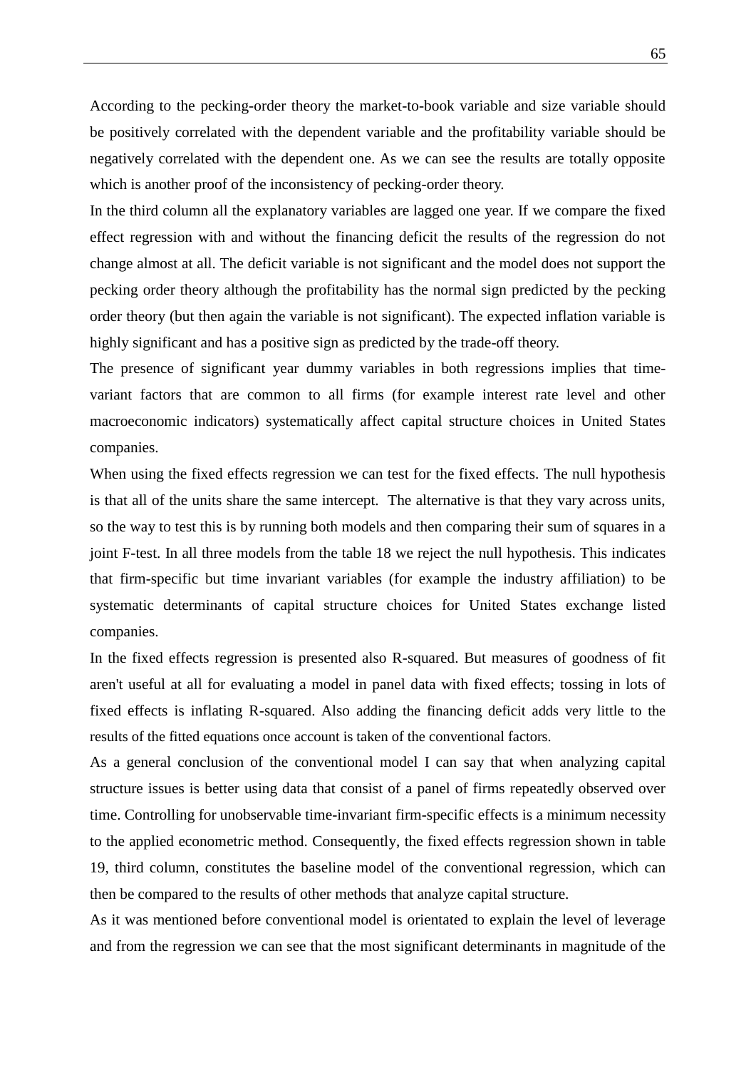According to the pecking-order theory the market-to-book variable and size variable should be positively correlated with the dependent variable and the profitability variable should be negatively correlated with the dependent one. As we can see the results are totally opposite which is another proof of the inconsistency of pecking-order theory.

In the third column all the explanatory variables are lagged one year. If we compare the fixed effect regression with and without the financing deficit the results of the regression do not change almost at all. The deficit variable is not significant and the model does not support the pecking order theory although the profitability has the normal sign predicted by the pecking order theory (but then again the variable is not significant). The expected inflation variable is highly significant and has a positive sign as predicted by the trade-off theory.

The presence of significant year dummy variables in both regressions implies that time-variant factors that are common to all firms (for example interest rate level and other macroeconomic indicators) systematically affect capital structure choices in United States companies.

When using the fixed effects regression we can test for the fixed effects. The null hypothesis is that all of the units share the same intercept. The alternative is that they vary across units, so the way to test this is by running both models and then comparing their sum of squares in a joint F-test. In all three models from the table 18 we reject the null hypothesis. This indicates that firm-specific but time invariant variables (for example the industry affiliation) to be systematic determinants of capital structure choices for United States exchange listed companies.

In the fixed effects regression is presented also R-squared. But measures of goodness of fit aren't useful at all for evaluating a model in panel data with fixed effects; tossing in lots of fixed effects is inflating R-squared. Also adding the financing deficit adds very little to the results of the fitted equations once account is taken of the conventional factors.

As a general conclusion of the conventional model I can say that when analyzing capital structure issues is better using data that consist of a panel of firms repeatedly observed over time. Controlling for unobservable time-invariant firm-specific effects is a minimum necessity to the applied econometric method. Consequently, the fixed effects regression shown in table 19, third column, constitutes the baseline model of the conventional regression, which can then be compared to the results of other methods that analyze capital structure.

As it was mentioned before conventional model is orientated to explain the level of leverage and from the regression we can see that the most significant determinants in magnitude of the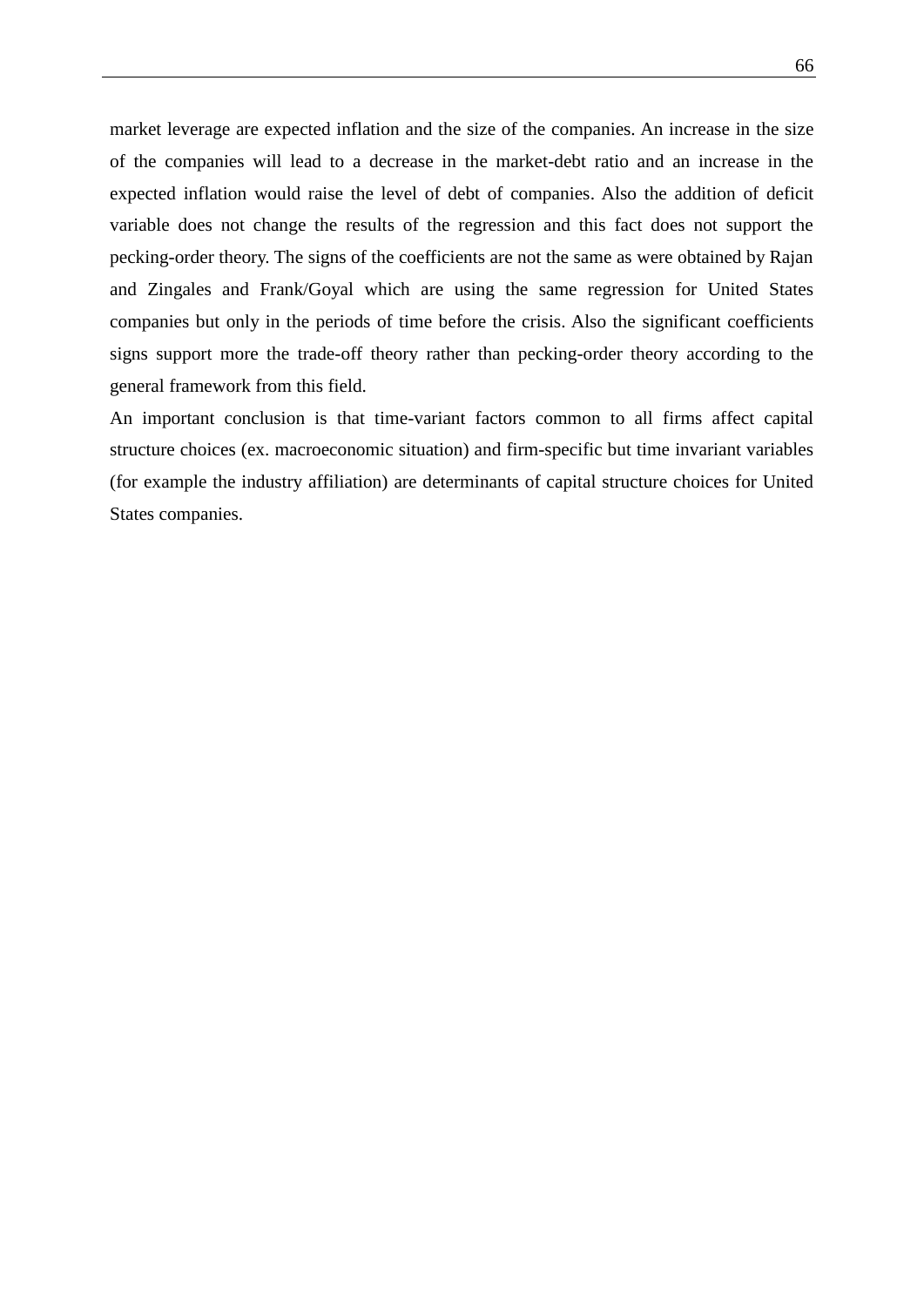market leverage are expected inflation and the size of the companies. An increase in the size of the companies will lead to a decrease in the market-debt ratio and an increase in the expected inflation would raise the level of debt of companies. Also the addition of deficit variable does not change the results of the regression and this fact does not support the pecking-order theory. The signs of the coefficients are not the same as were obtained by Rajan and Zingales and Frank/Goyal which are using the same regression for United States companies but only in the periods of time before the crisis. Also the significant coefficients signs support more the trade-off theory rather than pecking-order theory according to the general framework from this field.

An important conclusion is that time-variant factors common to all firms affect capital structure choices (ex. macroeconomic situation) and firm-specific but time invariant variables (for example the industry affiliation) are determinants of capital structure choices for United States companies.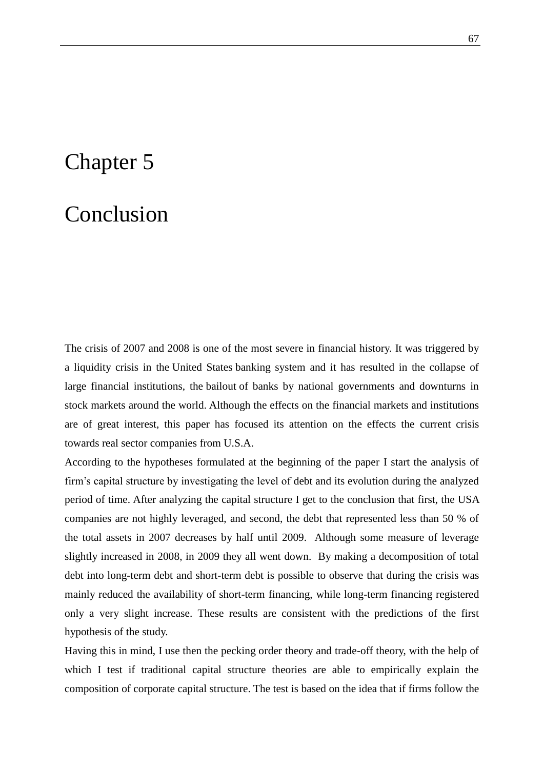# Chapter 5

# Conclusion

The crisis of 2007 and 2008 is one of the most severe in financial history. It was triggered by a liquidity crisis in the United States banking system and it has resulted in the collapse of large financial institutions, the bailout of banks by national governments and downturns in stock markets around the world. Although the effects on the financial markets and institutions are of great interest, this paper has focused its attention on the effects the current crisis towards real sector companies from U.S.A.

According to the hypotheses formulated at the beginning of the paper I start the analysis of firm's capital structure by investigating the level of debt and its evolution during the analyzed period of time. After analyzing the capital structure I get to the conclusion that first, the USA companies are not highly leveraged, and second, the debt that represented less than 50 % of the total assets in 2007 decreases by half until 2009. Although some measure of leverage slightly increased in 2008, in 2009 they all went down. By making a decomposition of total debt into long-term debt and short-term debt is possible to observe that during the crisis was mainly reduced the availability of short-term financing, while long-term financing registered only a very slight increase. These results are consistent with the predictions of the first hypothesis of the study.

Having this in mind, I use then the pecking order theory and trade-off theory, with the help of which I test if traditional capital structure theories are able to empirically explain the composition of corporate capital structure. The test is based on the idea that if firms follow the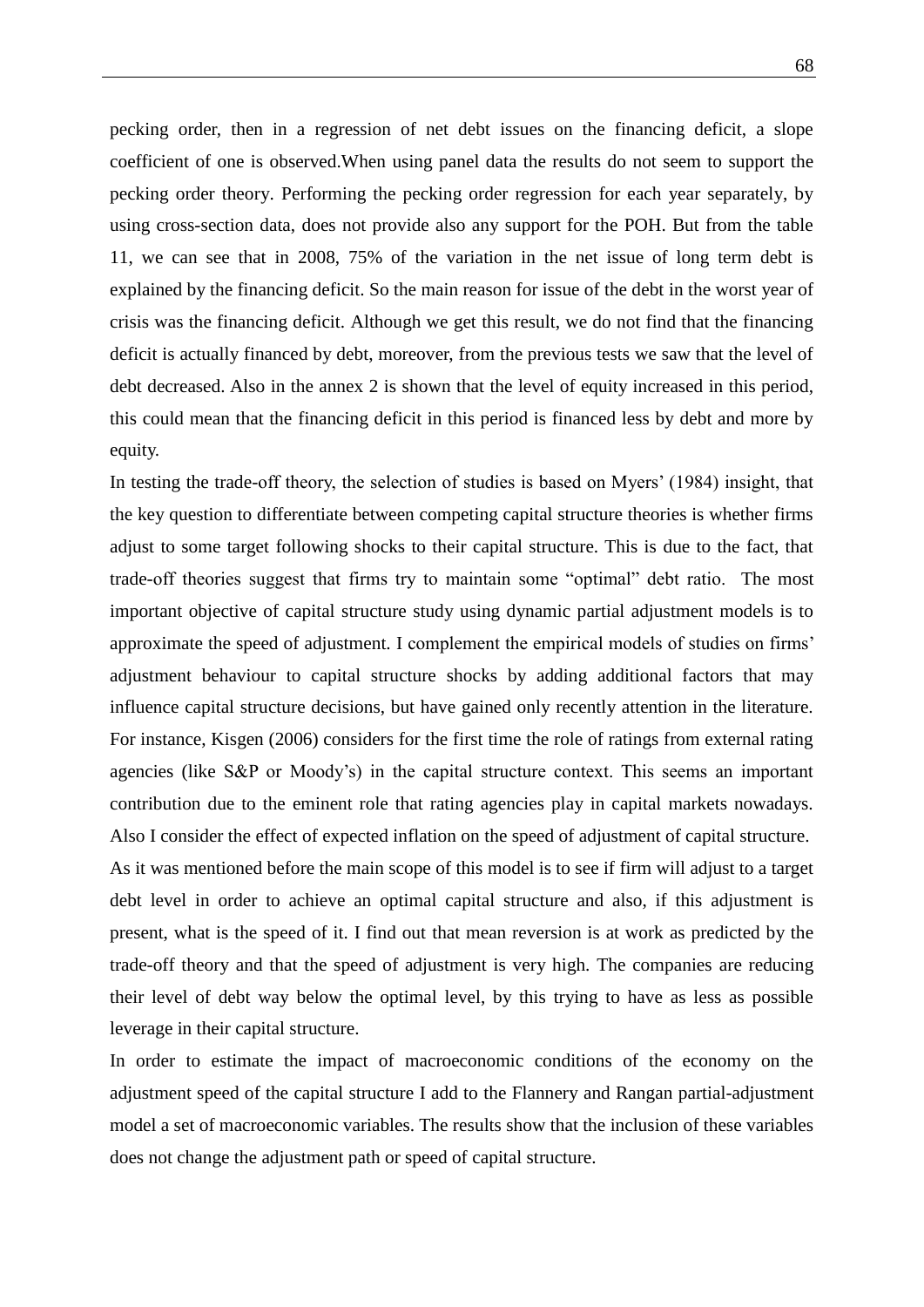pecking order, then in a regression of net debt issues on the financing deficit, a slope coefficient of one is observed.When using panel data the results do not seem to support the pecking order theory. Performing the pecking order regression for each year separately, by using cross-section data, does not provide also any support for the POH. But from the table 11, we can see that in 2008, 75% of the variation in the net issue of long term debt is explained by the financing deficit. So the main reason for issue of the debt in the worst year of crisis was the financing deficit. Although we get this result, we do not find that the financing deficit is actually financed by debt, moreover, from the previous tests we saw that the level of debt decreased. Also in the annex 2 is shown that the level of equity increased in this period, this could mean that the financing deficit in this period is financed less by debt and more by equity.

In testing the trade-off theory, the selection of studies is based on Myers' (1984) insight, that the key question to differentiate between competing capital structure theories is whether firms adjust to some target following shocks to their capital structure. This is due to the fact, that trade-off theories suggest that firms try to maintain some "optimal" debt ratio. The most important objective of capital structure study using dynamic partial adjustment models is to approximate the speed of adjustment. I complement the empirical models of studies on firms' adjustment behaviour to capital structure shocks by adding additional factors that may influence capital structure decisions, but have gained only recently attention in the literature. For instance, Kisgen (2006) considers for the first time the role of ratings from external rating agencies (like S&P or Moody's) in the capital structure context. This seems an important contribution due to the eminent role that rating agencies play in capital markets nowadays. Also I consider the effect of expected inflation on the speed of adjustment of capital structure.

As it was mentioned before the main scope of this model is to see if firm will adjust to a target debt level in order to achieve an optimal capital structure and also, if this adjustment is present, what is the speed of it. I find out that mean reversion is at work as predicted by the trade-off theory and that the speed of adjustment is very high. The companies are reducing their level of debt way below the optimal level, by this trying to have as less as possible leverage in their capital structure.

In order to estimate the impact of macroeconomic conditions of the economy on the adjustment speed of the capital structure I add to the Flannery and Rangan partial-adjustment model a set of macroeconomic variables. The results show that the inclusion of these variables does not change the adjustment path or speed of capital structure.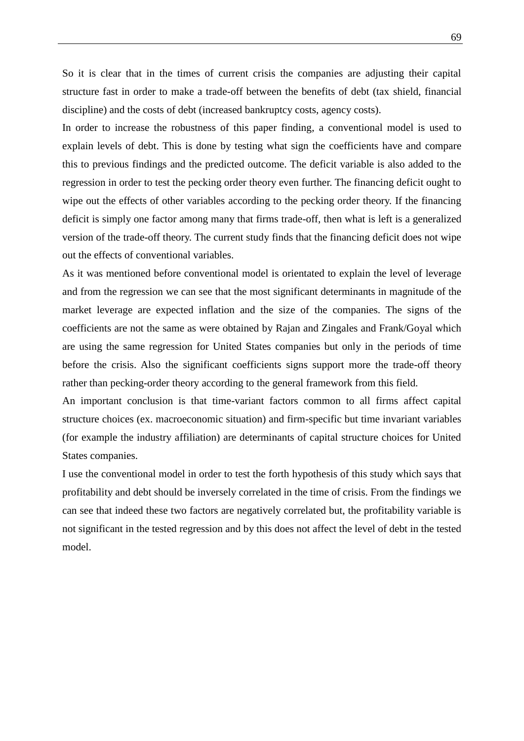So it is clear that in the times of current crisis the companies are adjusting their capital structure fast in order to make a trade-off between the benefits of debt (tax shield, financial discipline) and the costs of debt (increased bankruptcy costs, agency costs).

In order to increase the robustness of this paper finding, a conventional model is used to explain levels of debt. This is done by testing what sign the coefficients have and compare this to previous findings and the predicted outcome. The deficit variable is also added to the regression in order to test the pecking order theory even further. The financing deficit ought to wipe out the effects of other variables according to the pecking order theory. If the financing deficit is simply one factor among many that firms trade-off, then what is left is a generalized version of the trade-off theory. The current study finds that the financing deficit does not wipe out the effects of conventional variables.

As it was mentioned before conventional model is orientated to explain the level of leverage and from the regression we can see that the most significant determinants in magnitude of the market leverage are expected inflation and the size of the companies. The signs of the coefficients are not the same as were obtained by Rajan and Zingales and Frank/Goyal which are using the same regression for United States companies but only in the periods of time before the crisis. Also the significant coefficients signs support more the trade-off theory rather than pecking-order theory according to the general framework from this field.

An important conclusion is that time-variant factors common to all firms affect capital structure choices (ex. macroeconomic situation) and firm-specific but time invariant variables (for example the industry affiliation) are determinants of capital structure choices for United States companies.

I use the conventional model in order to test the forth hypothesis of this study which says that profitability and debt should be inversely correlated in the time of crisis. From the findings we can see that indeed these two factors are negatively correlated but, the profitability variable is not significant in the tested regression and by this does not affect the level of debt in the tested model.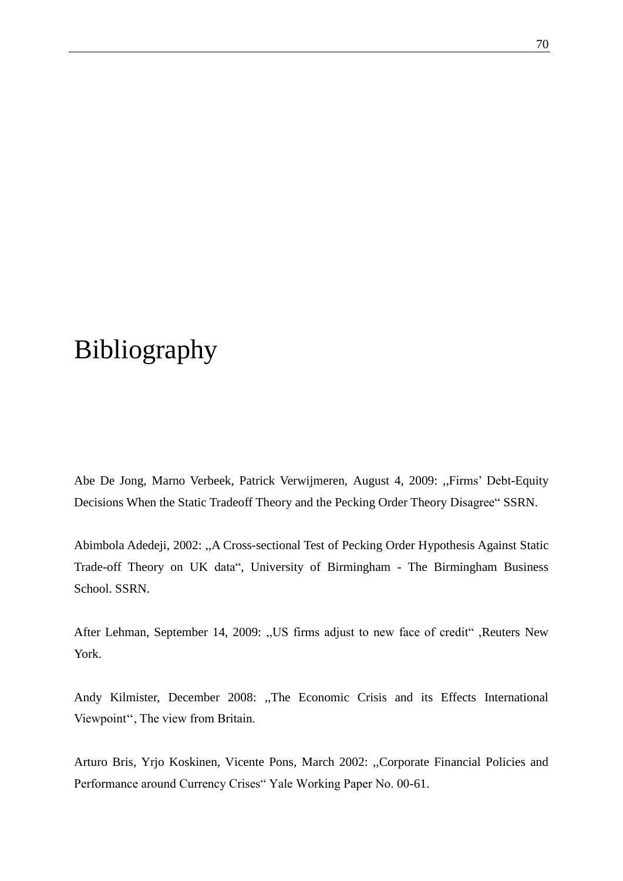# Bibliography

Abe De Jong, Marno Verbeek, Patrick Verwijmeren, August 4, 2009: ,,Firms' Debt-Equity Decisions When the Static Tradeoff Theory and the Pecking Order Theory Disagree“ SSRN.

Abimbola Adedeji, 2002: ,,A Cross-sectional Test of Pecking Order Hypothesis Against Static Trade-off Theory on UK data“, University of Birmingham - The Birmingham Business School. SSRN.

After Lehman, September 14, 2009: ,,US firms adjust to new face of credit“ ,Reuters New York.

Andy Kilmister, December 2008: ,,The Economic Crisis and its Effects International Viewpoint‘‘, The view from Britain.

Arturo Bris, Yrjo Koskinen, Vicente Pons, March 2002: ,,Corporate Financial Policies and Performance around Currency Crises“ Yale Working Paper No. 00-61.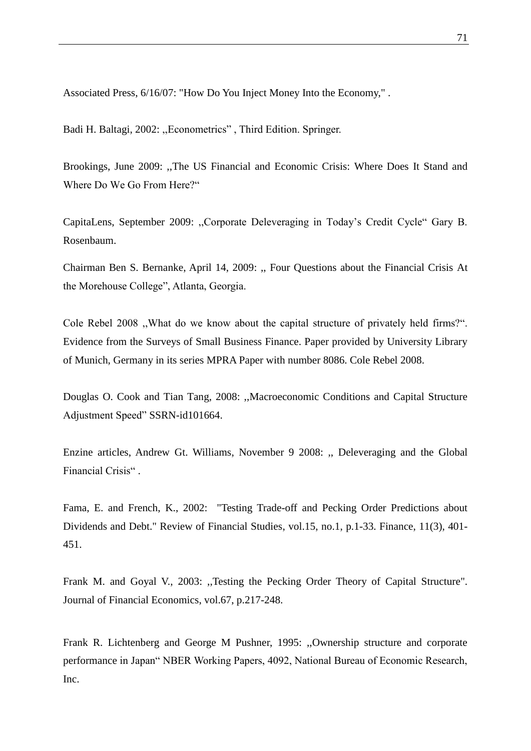Associated Press, 6/16/07: "How Do You Inject Money Into the Economy," .

Badi H. Baltagi, 2002: ,,Econometrics" , Third Edition. Springer.

Brookings, June 2009: ,,The US Financial and Economic Crisis: Where Does It Stand and Where Do We Go From Here?"

CapitaLens, September 2009: ,,Corporate Deleveraging in Today's Credit Cycle" Gary B. Rosenbaum.

Chairman Ben S. Bernanke, April 14, 2009: ,, Four Questions about the Financial Crisis At the Morehouse College", Atlanta, Georgia.

Cole Rebel 2008 ,,What do we know about the capital structure of privately held firms?". Evidence from the Surveys of Small Business Finance. Paper provided by University Library of Munich, Germany in its series MPRA Paper with number 8086. Cole Rebel 2008.

Douglas O. Cook and Tian Tang, 2008: ,,Macroeconomic Conditions and Capital Structure Adjustment Speed" SSRN-id101664.

Enzine articles, Andrew Gt. Williams, November 9 2008: ,, Deleveraging and the Global Financial Crisis" .

Fama, E. and French, K., 2002: "Testing Trade-off and Pecking Order Predictions about Dividends and Debt." Review of Financial Studies, vol.15, no.1, p.1-33. Finance, 11(3), 401-451.

Frank M. and Goyal V., 2003: ,,Testing the Pecking Order Theory of Capital Structure". Journal of Financial Economics, vol.67, p.217-248.

Frank R. Lichtenberg and George M Pushner, 1995: ,,Ownership structure and corporate performance in Japan" NBER Working Papers, 4092, National Bureau of Economic Research, Inc.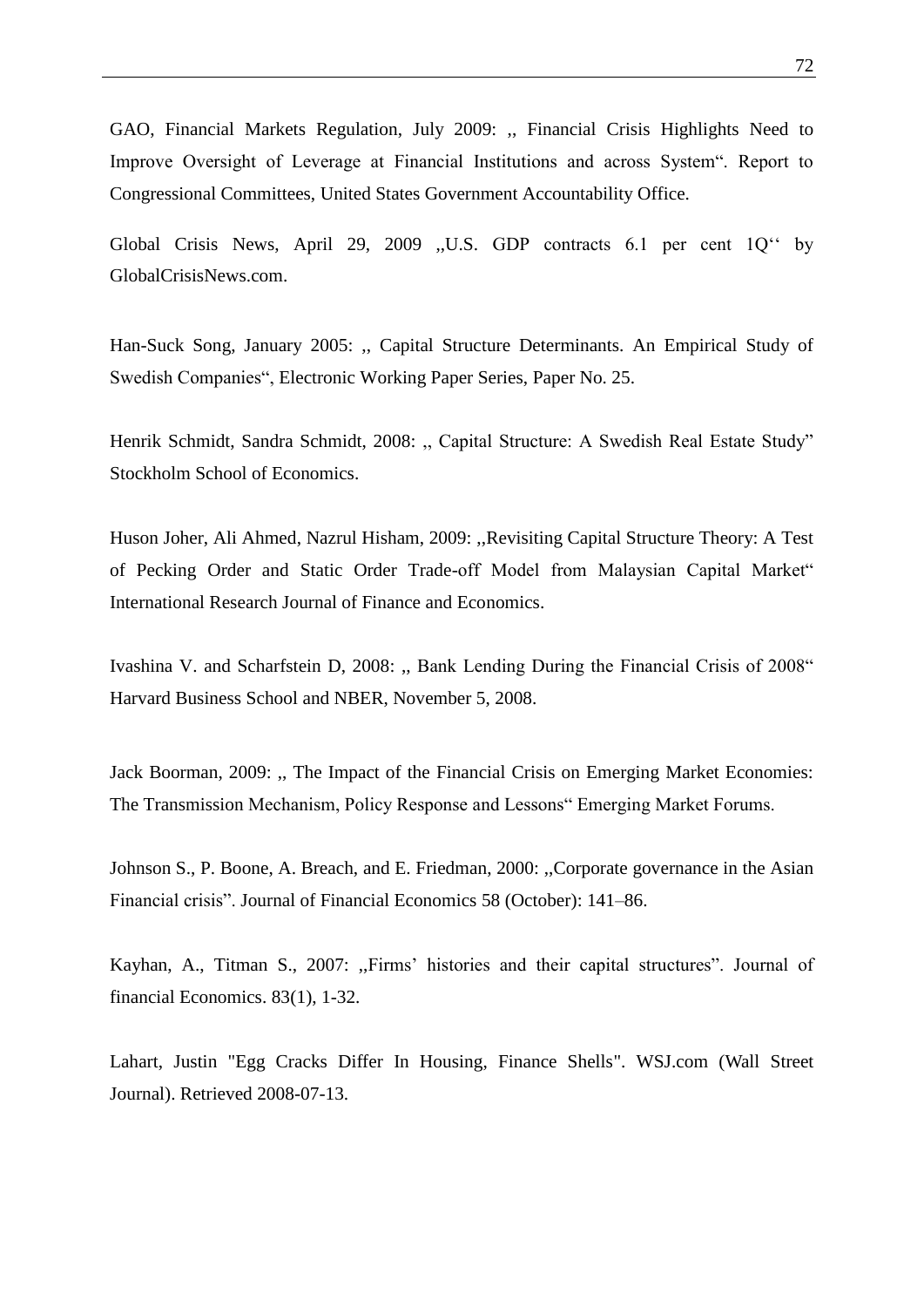GAO, Financial Markets Regulation, July 2009: ,, Financial Crisis Highlights Need to Improve Oversight of Leverage at Financial Institutions and across System“. Report to Congressional Committees, United States Government Accountability Office.

Global Crisis News, April 29, 2009 ,,U.S. GDP contracts 6.1 per cent 1Q'' by GlobalCrisisNews.com.

Han-Suck Song, January 2005: ,, Capital Structure Determinants. An Empirical Study of Swedish Companies“, Electronic Working Paper Series, Paper No. 25.

Henrik Schmidt, Sandra Schmidt, 2008: ,, Capital Structure: A Swedish Real Estate Study” Stockholm School of Economics.

Huson Joher, Ali Ahmed, Nazrul Hisham, 2009: ,,Revisiting Capital Structure Theory: A Test of Pecking Order and Static Order Trade-off Model from Malaysian Capital Market“ International Research Journal of Finance and Economics.

Ivashina V. and Scharfstein D, 2008: ,, Bank Lending During the Financial Crisis of 2008“ Harvard Business School and NBER, November 5, 2008.

Jack Boorman, 2009: ,, The Impact of the Financial Crisis on Emerging Market Economies: The Transmission Mechanism, Policy Response and Lessons“ Emerging Market Forums.

Johnson S., P. Boone, A. Breach, and E. Friedman, 2000: ,,Corporate governance in the Asian Financial crisis”. Journal of Financial Economics 58 (October): 141–86.

Kayhan, A., Titman S., 2007: ,,Firms' histories and their capital structures”. Journal of financial Economics. 83(1), 1-32.

Lahart, Justin "Egg Cracks Differ In Housing, Finance Shells". WSJ.com (Wall Street Journal). Retrieved 2008-07-13.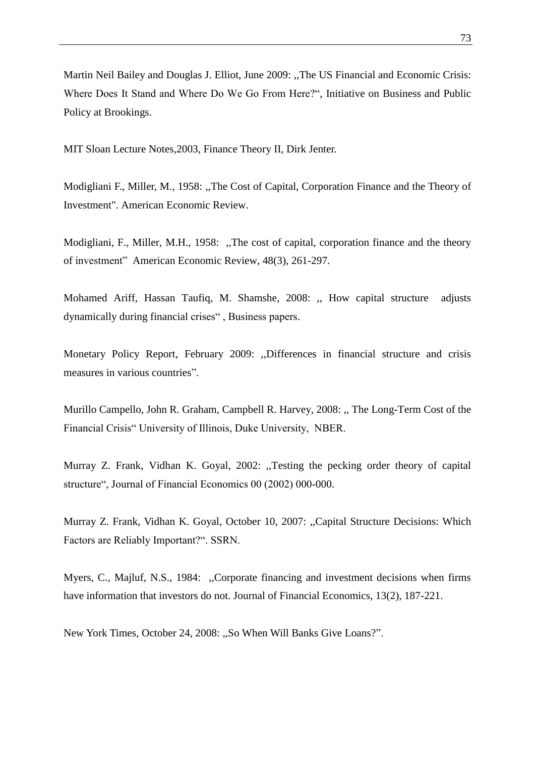Martin Neil Bailey and Douglas J. Elliot, June 2009: ,,The US Financial and Economic Crisis: Where Does It Stand and Where Do We Go From Here?", Initiative on Business and Public Policy at Brookings.

MIT Sloan Lecture Notes,2003, Finance Theory II, Dirk Jenter.

Modigliani F., Miller, M., 1958: ,,The Cost of Capital, Corporation Finance and the Theory of Investment". American Economic Review.

Modigliani, F., Miller, M.H., 1958: ,,The cost of capital, corporation finance and the theory of investment" American Economic Review, 48(3), 261-297.

Mohamed Ariff, Hassan Taufiq, M. Shamshe, 2008: ,, How capital structure adjusts dynamically during financial crises" , Business papers.

Monetary Policy Report, February 2009: ,,Differences in financial structure and crisis measures in various countries".

Murillo Campello, John R. Graham, Campbell R. Harvey, 2008: ,, The Long-Term Cost of the Financial Crisis" University of Illinois, Duke University, NBER.

Murray Z. Frank, Vidhan K. Goyal, 2002: ,,Testing the pecking order theory of capital structure", Journal of Financial Economics 00 (2002) 000-000.

Murray Z. Frank, Vidhan K. Goyal, October 10, 2007: ,,Capital Structure Decisions: Which Factors are Reliably Important?". SSRN.

Myers, C., Majluf, N.S., 1984: ,,Corporate financing and investment decisions when firms have information that investors do not. Journal of Financial Economics, 13(2), 187-221.

New York Times, October 24, 2008: ,,So When Will Banks Give Loans?".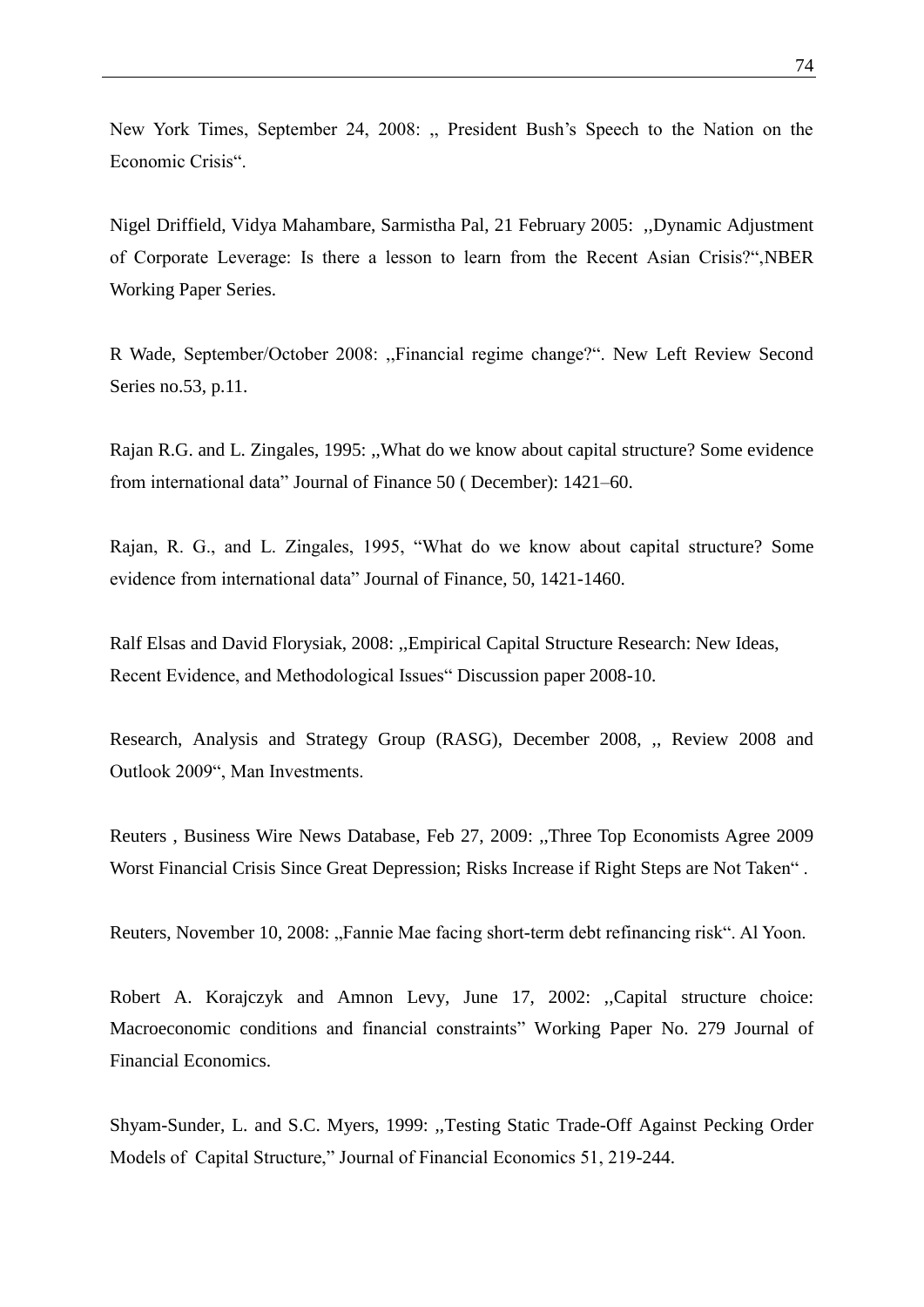New York Times, September 24, 2008: „ President Bush's Speech to the Nation on the Economic Crisis".

Nigel Driffield, Vidya Mahambare, Sarmistha Pal, 21 February 2005: ,,Dynamic Adjustment of Corporate Leverage: Is there a lesson to learn from the Recent Asian Crisis?",NBER Working Paper Series.

R Wade, September/October 2008: ,,Financial regime change?". New Left Review Second Series no.53, p.11.

Rajan R.G. and L. Zingales, 1995: ,,What do we know about capital structure? Some evidence from international data" Journal of Finance 50 ( December): 1421–60.

Rajan, R. G., and L. Zingales, 1995, "What do we know about capital structure? Some evidence from international data" Journal of Finance, 50, 1421-1460.

Ralf Elsas and David Florysiak, 2008: ,,Empirical Capital Structure Research: New Ideas, Recent Evidence, and Methodological Issues" Discussion paper 2008-10.

Research, Analysis and Strategy Group (RASG), December 2008, ,, Review 2008 and Outlook 2009", Man Investments.

Reuters , Business Wire News Database, Feb 27, 2009: ,,Three Top Economists Agree 2009 Worst Financial Crisis Since Great Depression; Risks Increase if Right Steps are Not Taken" .

Reuters, November 10, 2008: „Fannie Mae facing short-term debt refinancing risk". Al Yoon.

Robert A. Korajczyk and Amnon Levy, June 17, 2002: ,,Capital structure choice: Macroeconomic conditions and financial constraints" Working Paper No. 279 Journal of Financial Economics.

Shyam-Sunder, L. and S.C. Myers, 1999: ,,Testing Static Trade-Off Against Pecking Order Models of Capital Structure," Journal of Financial Economics 51, 219-244.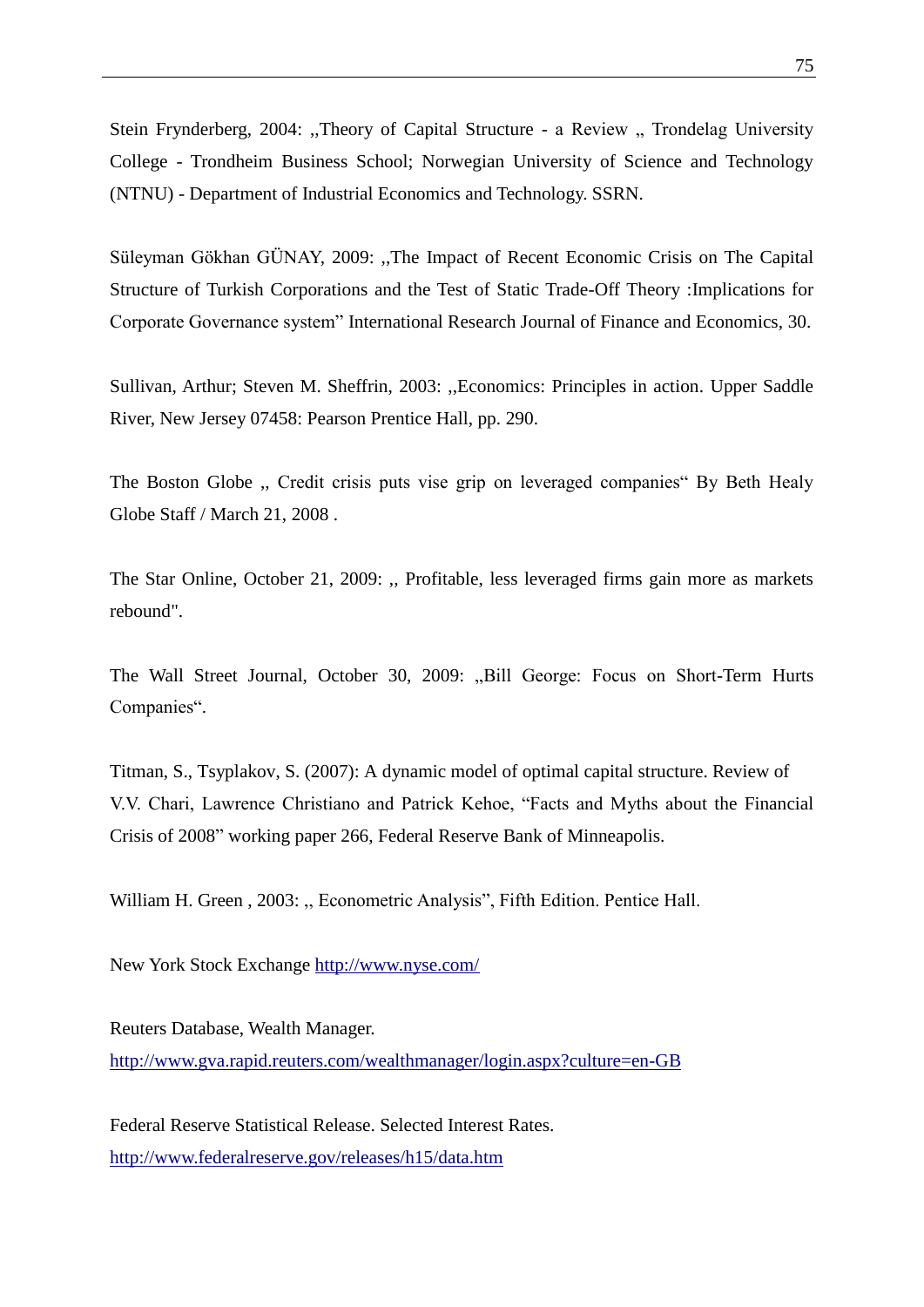Stein Frynderberg, 2004: ,,Theory of Capital Structure - a Review „ Trondelag University College - Trondheim Business School; Norwegian University of Science and Technology (NTNU) - Department of Industrial Economics and Technology. SSRN.

Süleyman Gökhan GÜNAY, 2009: ,,The Impact of Recent Economic Crisis on The Capital Structure of Turkish Corporations and the Test of Static Trade-Off Theory :Implications for Corporate Governance system" International Research Journal of Finance and Economics, 30.

Sullivan, Arthur; Steven M. Sheffrin, 2003: ,,Economics: Principles in action. Upper Saddle River, New Jersey 07458: Pearson Prentice Hall, pp. 290.

The Boston Globe ,, Credit crisis puts vise grip on leveraged companies" By Beth Healy Globe Staff / March 21, 2008 .

The Star Online, October 21, 2009: ,, Profitable, less leveraged firms gain more as markets rebound".

The Wall Street Journal, October 30, 2009: „Bill George: Focus on Short-Term Hurts Companies".

Titman, S., Tsyplakov, S. (2007): A dynamic model of optimal capital structure. Review of V.V. Chari, Lawrence Christiano and Patrick Kehoe, "Facts and Myths about the Financial Crisis of 2008" working paper 266, Federal Reserve Bank of Minneapolis.

William H. Green , 2003: ,, Econometric Analysis", Fifth Edition. Pentice Hall.

New York Stock Exchange http://www.nyse.com/

Reuters Database, Wealth Manager.
http://www.gva.rapid.reuters.com/wealthmanager/login.aspx?culture=en-GB

Federal Reserve Statistical Release. Selected Interest Rates.
http://www.federalreserve.gov/releases/h15/data.htm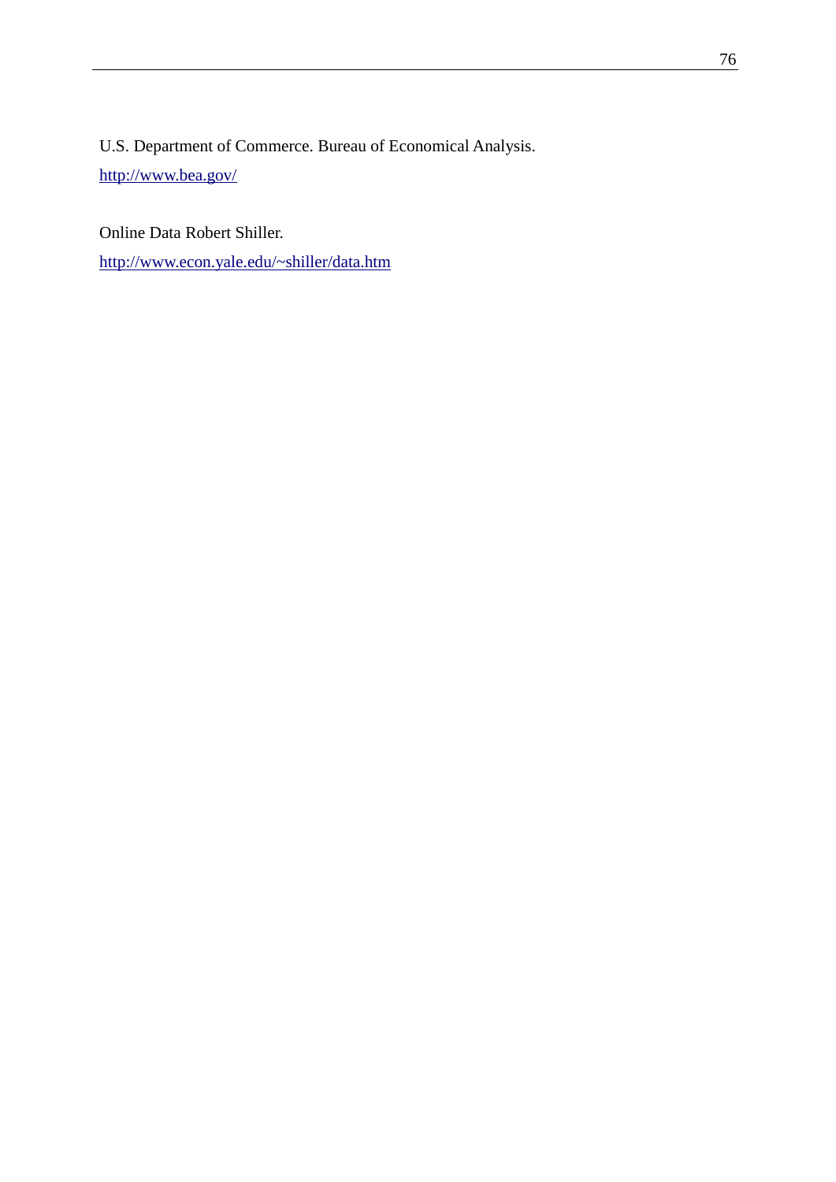U.S. Department of Commerce. Bureau of Economical Analysis.
http://www.bea.gov/

Online Data Robert Shiller.
http://www.econ.yale.edu/~shiller/data.htm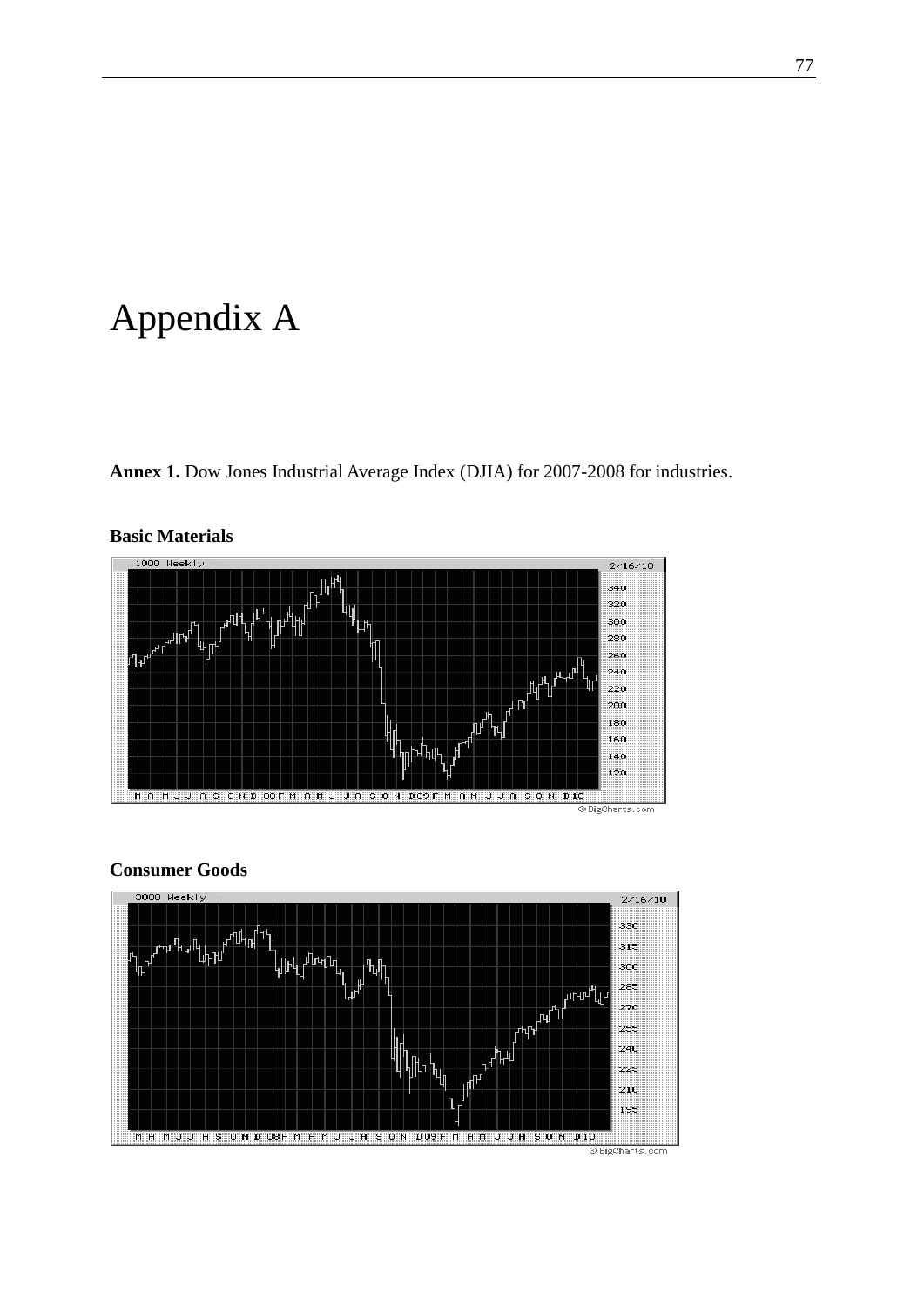# Appendix A

**Annex 1.** Dow Jones Industrial Average Index (DJIA) for 2007-2008 for industries.

**Basic Materials**

**Consumer Goods**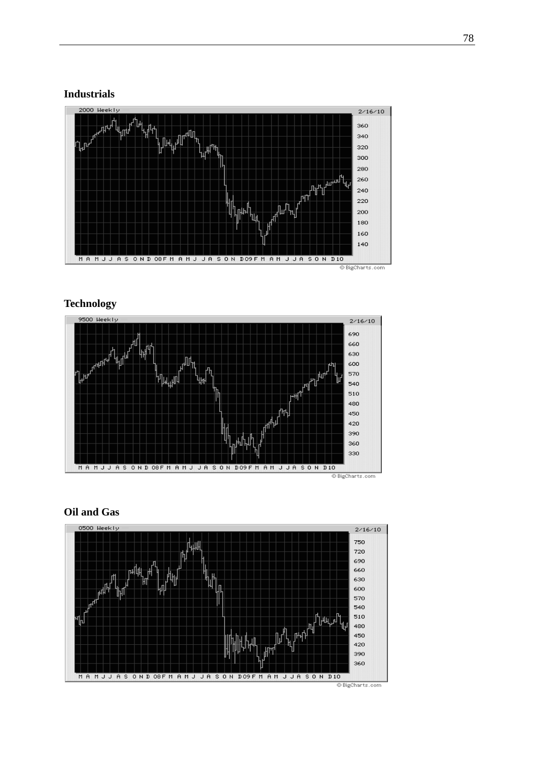**Industrials**

**Technology**

**Oil and Gas**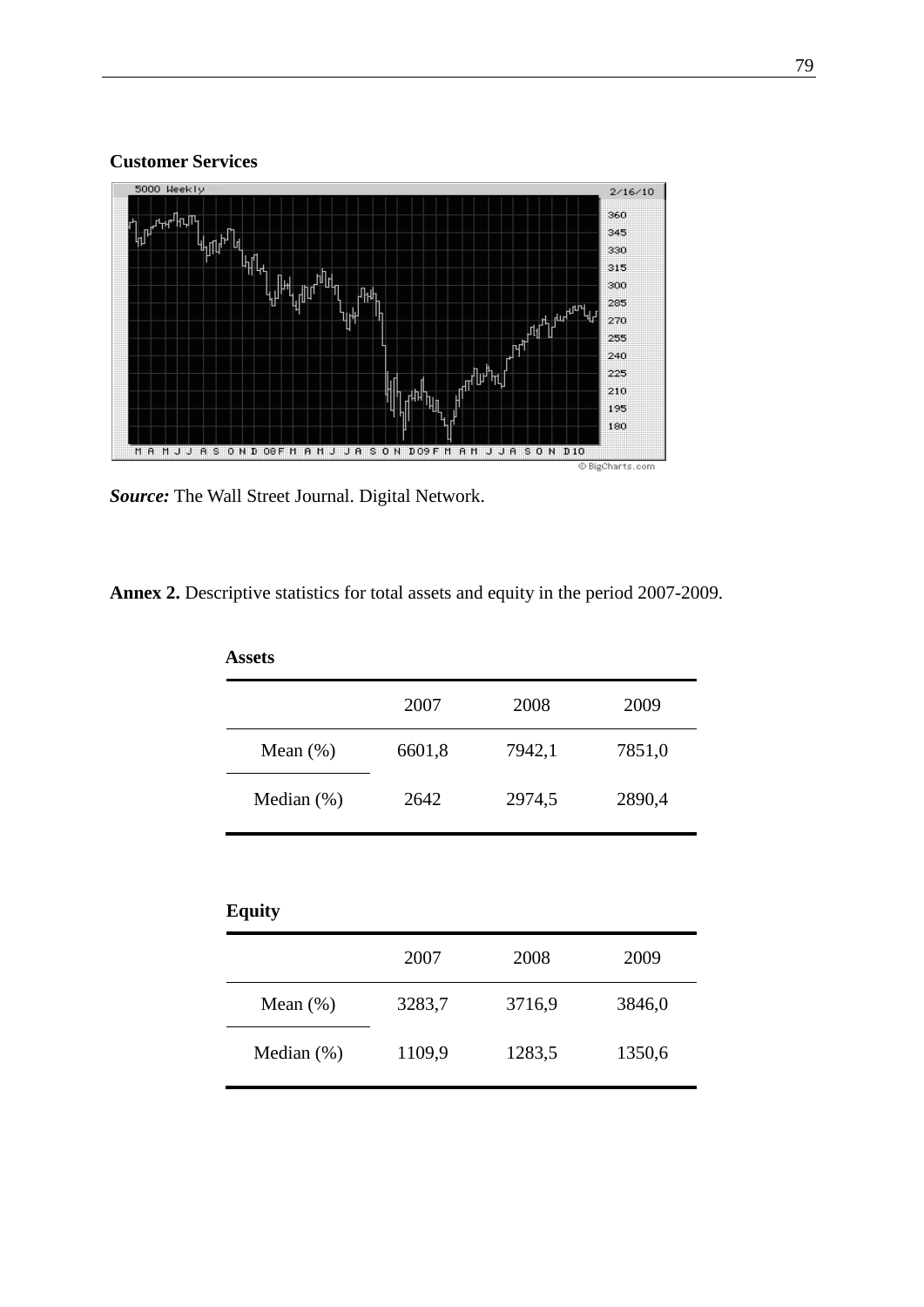**Customer Services**

*Source:* The Wall Street Journal. Digital Network.

**Annex 2.** Descriptive statistics for total assets and equity in the period 2007-2009.

**Assets**

| | 2007 | 2008 | 2009 |
|---|---|---|---|
| Mean (%) | 6601,8 | 7942,1 | 7851,0 |
| Median (%) | 2642 | 2974,5 | 2890,4 |

**Equity**

| | 2007 | 2008 | 2009 |
|---|---|---|---|
| Mean (%) | 3283,7 | 3716,9 | 3846,0 |
| Median (%) | 1109,9 | 1283,5 | 1350,6 |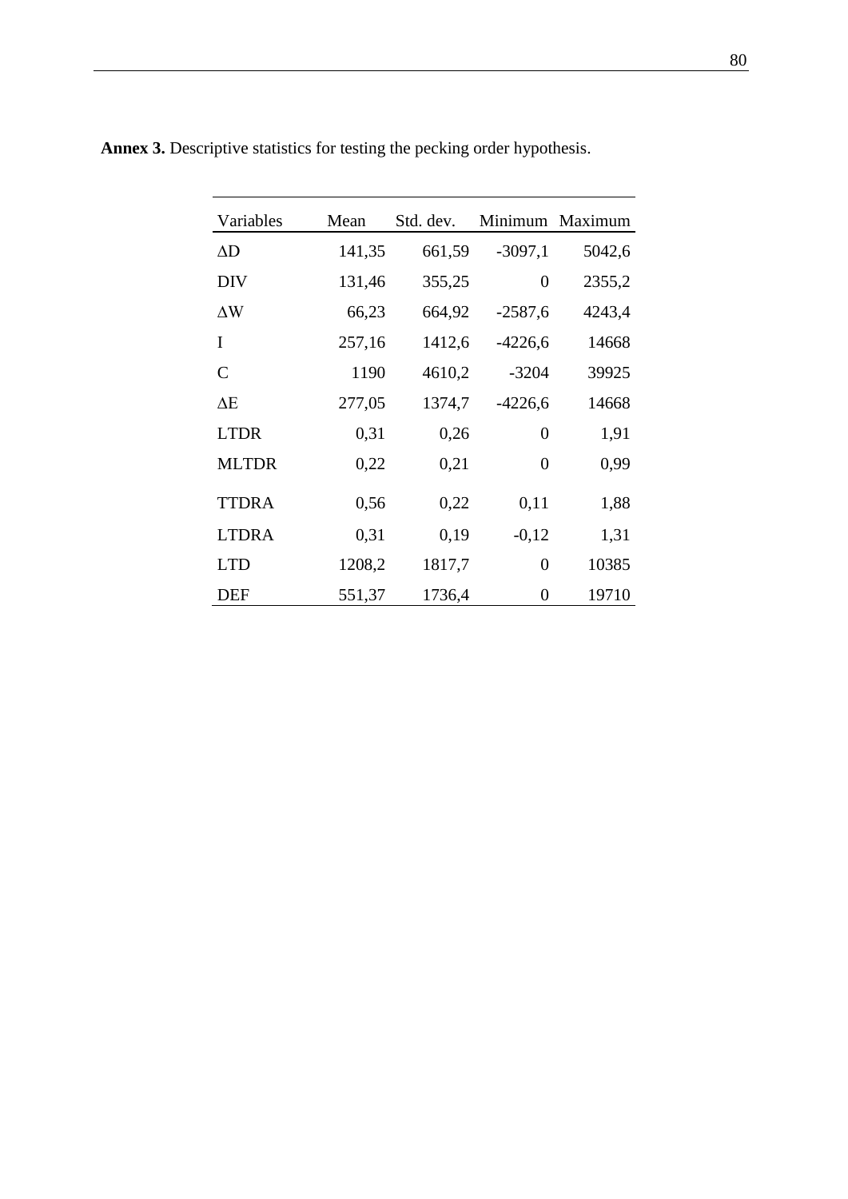**Annex 3.** Descriptive statistics for testing the pecking order hypothesis.

| Variables | Mean | Std. dev. | Minimum | Maximum |
|---|---|---|---|---|
| ΔD | 141,35 | 661,59 | -3097,1 | 5042,6 |
| DIV | 131,46 | 355,25 | 0 | 2355,2 |
| ΔW | 66,23 | 664,92 | -2587,6 | 4243,4 |
| I | 257,16 | 1412,6 | -4226,6 | 14668 |
| C | 1190 | 4610,2 | -3204 | 39925 |
| ΔE | 277,05 | 1374,7 | -4226,6 | 14668 |
| LTDR | 0,31 | 0,26 | 0 | 1,91 |
| MLTDR | 0,22 | 0,21 | 0 | 0,99 |
| TTDRA | 0,56 | 0,22 | 0,11 | 1,88 |
| LTDRA | 0,31 | 0,19 | -0,12 | 1,31 |
| LTD | 1208,2 | 1817,7 | 0 | 10385 |
| DEF | 551,37 | 1736,4 | 0 | 19710 |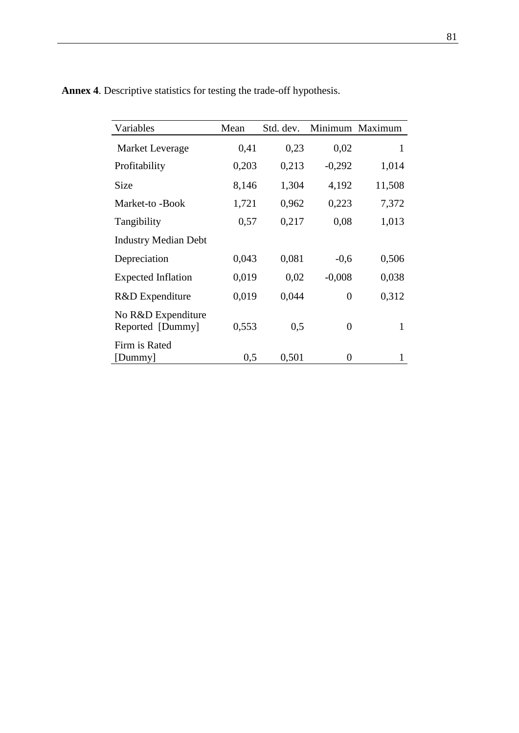**Annex 4**. Descriptive statistics for testing the trade-off hypothesis.

| Variables | Mean | Std. dev. | Minimum | Maximum |
|---|---|---|---|---|
| Market Leverage | 0,41 | 0,23 | 0,02 | 1 |
| Profitability | 0,203 | 0,213 | -0,292 | 1,014 |
| Size | 8,146 | 1,304 | 4,192 | 11,508 |
| Market-to -Book | 1,721 | 0,962 | 0,223 | 7,372 |
| Tangibility | 0,57 | 0,217 | 0,08 | 1,013 |
| Industry Median Debt | | | | |
| Depreciation | 0,043 | 0,081 | -0,6 | 0,506 |
| Expected Inflation | 0,019 | 0,02 | -0,008 | 0,038 |
| R&D Expenditure | 0,019 | 0,044 | 0 | 0,312 |
| No R&D Expenditure Reported [Dummy] | 0,553 | 0,5 | 0 | 1 |
| Firm is Rated [Dummy] | 0,5 | 0,501 | 0 | 1 |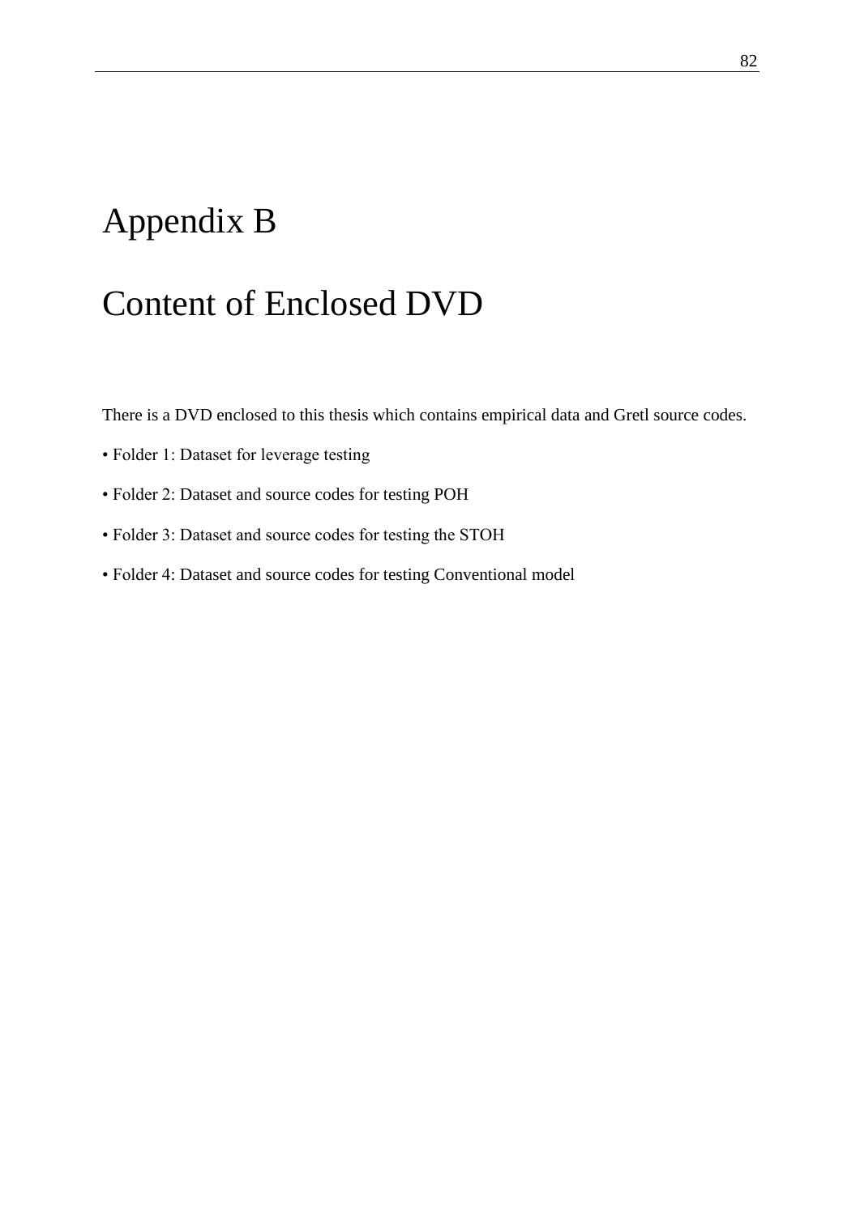# Appendix B

# Content of Enclosed DVD

There is a DVD enclosed to this thesis which contains empirical data and Gretl source codes.

- Folder 1: Dataset for leverage testing
- Folder 2: Dataset and source codes for testing POH
- Folder 3: Dataset and source codes for testing the STOH
- Folder 4: Dataset and source codes for testing Conventional model